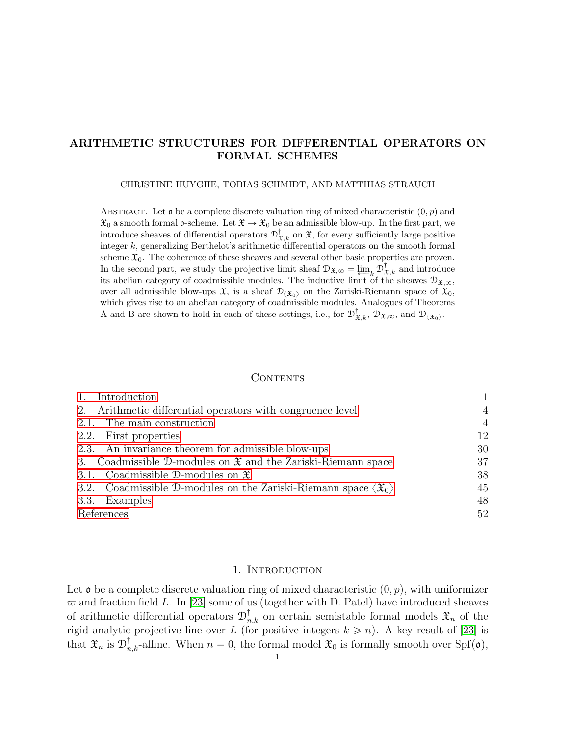# ARITHMETIC STRUCTURES FOR DIFFERENTIAL OPERATORS ON FORMAL SCHEMES

CHRISTINE HUYGHE, TOBIAS SCHMIDT, AND MATTHIAS STRAUCH

ABSTRACT. Let $\mathfrak{o}$ be a complete discrete valuation ring of mixed characteristic $(0, p)$ and $\mathfrak{X}_0$ a smooth formal $\mathfrak{o}$-scheme. Let $\mathfrak{X} \to \mathfrak{X}_0$ be an admissible blow-up. In the first part, we introduce sheaves of differential operators $\mathcal{D}^{\dagger}_{\mathfrak{X},k}$ on $\mathfrak{X}$, for every sufficiently large positive integer $k$, generalizing Berthelot's arithmetic differential operators on the smooth formal scheme $\mathfrak{X}_0$. The coherence of these sheaves and several other basic properties are proven. In the second part, we study the projective limit sheaf $\mathcal{D}_{\mathfrak{X},\infty} = \varprojlim_k \mathcal{D}^{\dagger}_{\mathfrak{X},k}$ and introduce its abelian category of coadmissible modules. The inductive limit of the sheaves $\mathcal{D}_{\mathfrak{X},\infty}$, over all admissible blow-ups $\mathfrak{X}$, is a sheaf $\mathcal{D}_{\langle \mathfrak{X}_0 \rangle}$ on the Zariski-Riemann space of $\mathfrak{X}_0$, which gives rise to an abelian category of coadmissible modules. Analogues of Theorems A and B are shown to hold in each of these settings, i.e., for $\mathcal{D}^{\dagger}_{\mathfrak{X},k}$, $\mathcal{D}_{\mathfrak{X},\infty}$, and $\mathcal{D}_{\langle \mathfrak{X}_0 \rangle}$.

CONTENTS

| | |
|---|---|
| 1. Introduction | 1 |
| 2. Arithmetic differential operators with congruence level | 4 |
| 2.1. The main construction | 4 |
| 2.2. First properties | 12 |
| 2.3. An invariance theorem for admissible blow-ups | 30 |
| 3. Coadmissible $\mathcal{D}$-modules on $\mathfrak{X}$ and the Zariski-Riemann space | 37 |
| 3.1. Coadmissible $\mathcal{D}$-modules on $\mathfrak{X}$ | 38 |
| 3.2. Coadmissible $\mathcal{D}$-modules on the Zariski-Riemann space $\langle \mathfrak{X}_0 \rangle$ | 45 |
| 3.3. Examples | 48 |
| References | 52 |

## 1. INTRODUCTION

Let $\mathfrak{o}$ be a complete discrete valuation ring of mixed characteristic $(0, p)$, with uniformizer $\varpi$ and fraction field $L$. In [23] some of us (together with D. Patel) have introduced sheaves of arithmetic differential operators $\mathcal{D}^{\dagger}_{n,k}$ on certain semistable formal models $\mathfrak{X}_n$ of the rigid analytic projective line over $L$ (for positive integers $k \geqslant n$). A key result of [23] is that $\mathfrak{X}_n$ is $\mathcal{D}^{\dagger}_{n,k}$-affine. When $n = 0$, the formal model $\mathfrak{X}_0$ is formally smooth over $\mathrm{Spf}(\mathfrak{o})$,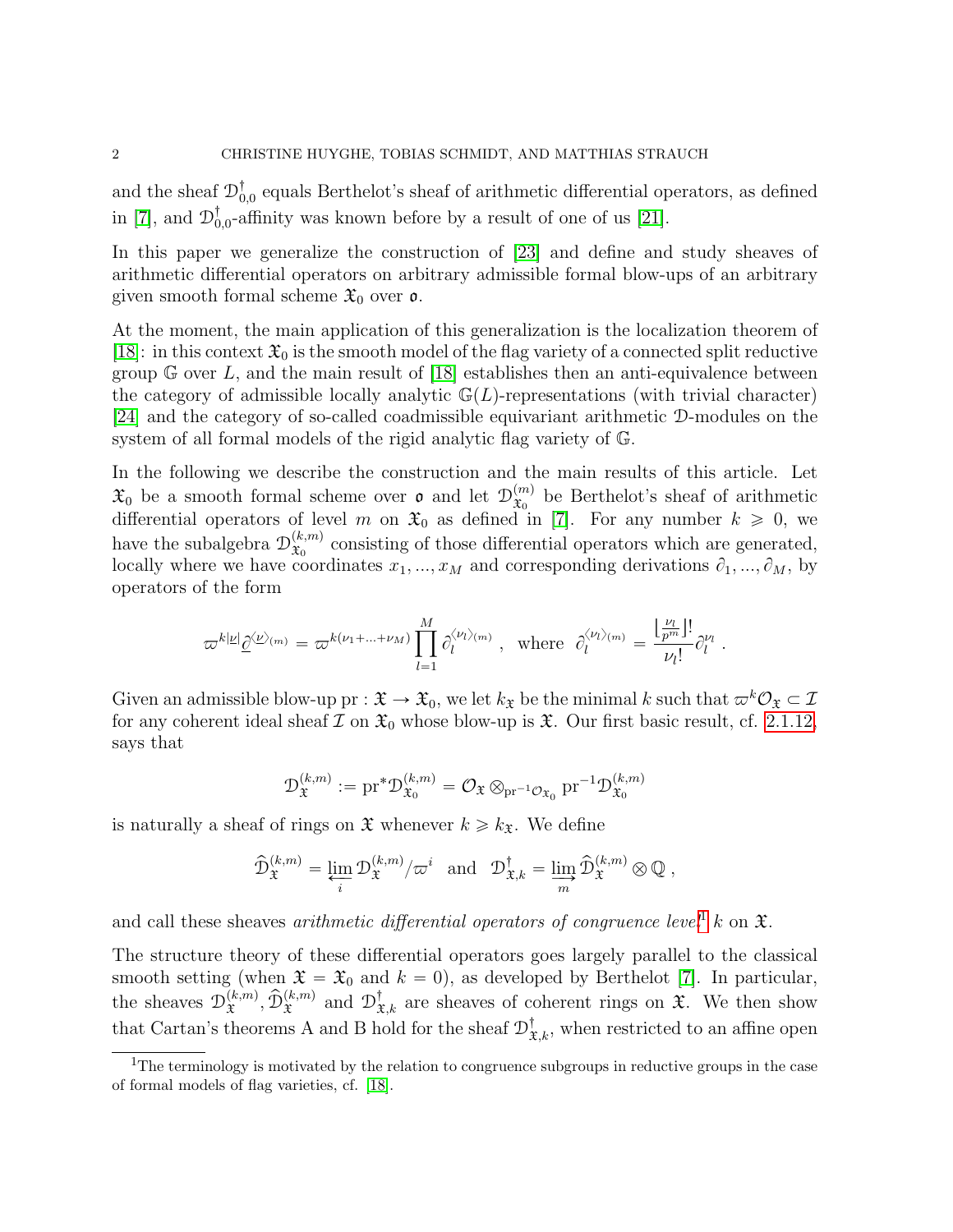and the sheaf $\mathcal{D}^{\dagger}_{0,0}$ equals Berthelot's sheaf of arithmetic differential operators, as defined in [7], and $\mathcal{D}^{\dagger}_{0,0}$-affinity was known before by a result of one of us [21].

In this paper we generalize the construction of [23] and define and study sheaves of arithmetic differential operators on arbitrary admissible formal blow-ups of an arbitrary given smooth formal scheme $\mathfrak{X}_0$ over $\mathfrak{o}$.

At the moment, the main application of this generalization is the localization theorem of [18]: in this context $\mathfrak{X}_0$ is the smooth model of the flag variety of a connected split reductive group $\mathbb{G}$ over $L$, and the main result of [18] establishes then an anti-equivalence between the category of admissible locally analytic $\mathbb{G}(L)$-representations (with trivial character) [24] and the category of so-called coadmissible equivariant arithmetic $\mathcal{D}$-modules on the system of all formal models of the rigid analytic flag variety of $\mathbb{G}$.

In the following we describe the construction and the main results of this article. Let $\mathfrak{X}_0$ be a smooth formal scheme over $\mathfrak{o}$ and let $\mathcal{D}^{(m)}_{\mathfrak{X}_0}$ be Berthelot's sheaf of arithmetic differential operators of level $m$ on $\mathfrak{X}_0$ as defined in [7]. For any number $k \geqslant 0$, we have the subalgebra $\mathcal{D}^{(k,m)}_{\mathfrak{X}_0}$ consisting of those differential operators which are generated, locally where we have coordinates $x_1, ..., x_M$ and corresponding derivations $\partial_1, ..., \partial_M$, by operators of the form

$$\varpi^{k|\underline{\nu}|}\underline{\partial}^{\langle \underline{\nu} \rangle_{(m)}} = \varpi^{k(\nu_1 + ... + \nu_M)} \prod_{l=1}^{M} \partial_l^{\langle \nu_l \rangle_{(m)}} \ , \ \text{ where } \ \partial_l^{\langle \nu_l \rangle_{(m)}} = \frac{\lfloor \frac{\nu_l}{p^m} \rfloor !}{\nu_l !} \partial_l^{\nu_l} \ .$$

Given an admissible blow-up $\mathrm{pr} : \mathfrak{X} \to \mathfrak{X}_0$, we let $k_{\mathfrak{X}}$ be the minimal $k$ such that $\varpi^k \mathcal{O}_{\mathfrak{X}} \subset \mathcal{I}$ for any coherent ideal sheaf $\mathcal{I}$ on $\mathfrak{X}_0$ whose blow-up is $\mathfrak{X}$. Our first basic result, cf. 2.1.12, says that

$$\mathcal{D}^{(k,m)}_{\mathfrak{X}} := \mathrm{pr}^* \mathcal{D}^{(k,m)}_{\mathfrak{X}_0} = \mathcal{O}_{\mathfrak{X}} \otimes_{\mathrm{pr}^{-1}\mathcal{O}_{\mathfrak{X}_0}} \mathrm{pr}^{-1} \mathcal{D}^{(k,m)}_{\mathfrak{X}_0}$$

is naturally a sheaf of rings on $\mathfrak{X}$ whenever $k \geqslant k_{\mathfrak{X}}$. We define

$$\widehat{\mathcal{D}}^{(k,m)}_{\mathfrak{X}} = \varprojlim_i \mathcal{D}^{(k,m)}_{\mathfrak{X}} / \varpi^i \quad \text{and} \quad \mathcal{D}^{\dagger}_{\mathfrak{X},k} = \varinjlim_m \widehat{\mathcal{D}}^{(k,m)}_{\mathfrak{X}} \otimes \mathbb{Q} \ ,$$

and call these sheaves *arithmetic differential operators of congruence level*[1] $k$ on $\mathfrak{X}$.

The structure theory of these differential operators goes largely parallel to the classical smooth setting (when $\mathfrak{X} = \mathfrak{X}_0$ and $k = 0$), as developed by Berthelot [7]. In particular, the sheaves $\mathcal{D}^{(k,m)}_{\mathfrak{X}}, \widehat{\mathcal{D}}^{(k,m)}_{\mathfrak{X}}$ and $\mathcal{D}^{\dagger}_{\mathfrak{X},k}$ are sheaves of coherent rings on $\mathfrak{X}$. We then show that Cartan's theorems A and B hold for the sheaf $\mathcal{D}^{\dagger}_{\mathfrak{X},k}$, when restricted to an affine open

[1] The terminology is motivated by the relation to congruence subgroups in reductive groups in the case of formal models of flag varieties, cf. [18].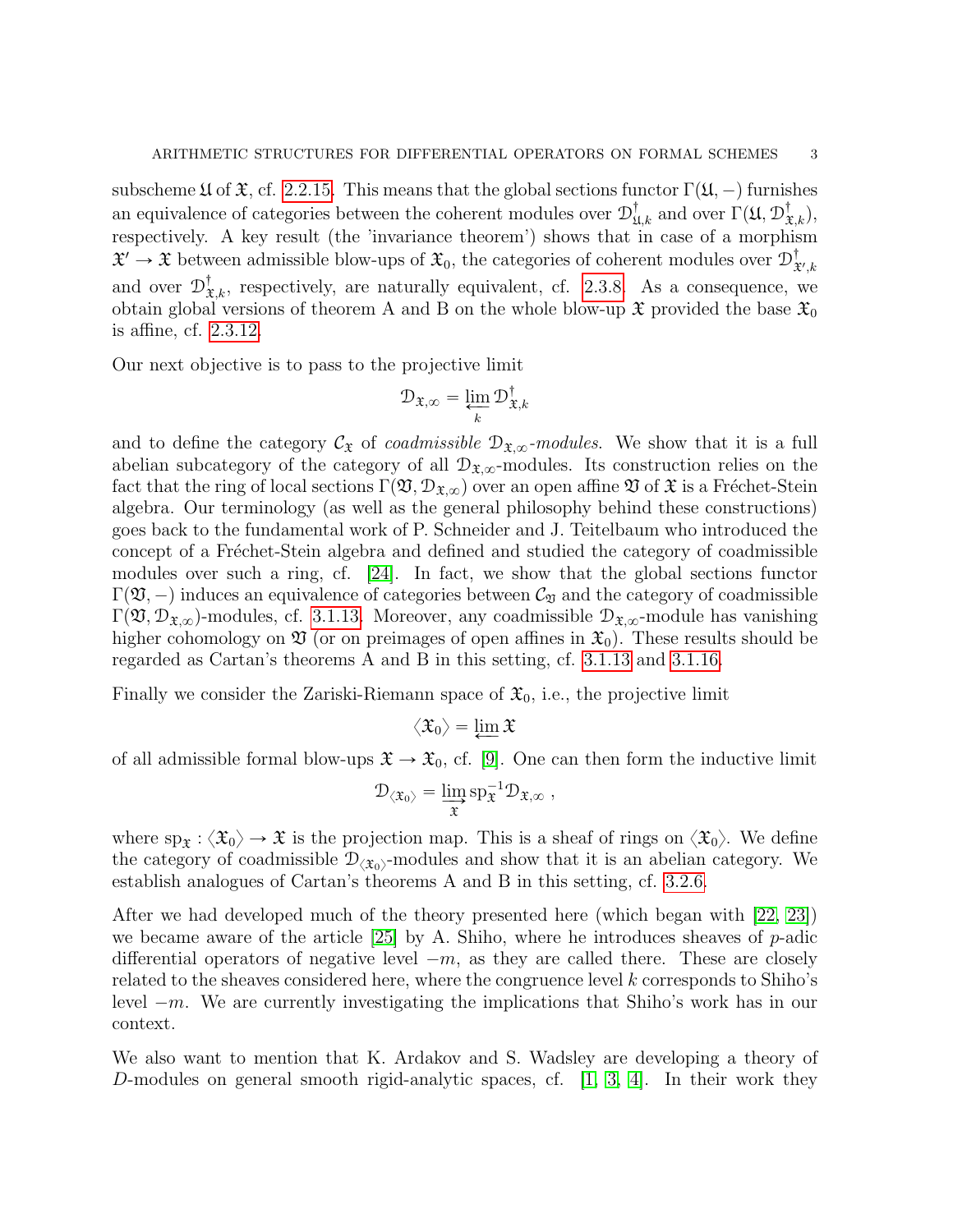subscheme $\mathfrak{U}$ of $\mathfrak{X}$, cf. 2.2.15. This means that the global sections functor $\Gamma(\mathfrak{U},-)$ furnishes an equivalence of categories between the coherent modules over $\mathcal{D}^{\dagger}_{\mathfrak{U},k}$ and over $\Gamma(\mathfrak{U},\mathcal{D}^{\dagger}_{\mathfrak{X},k})$, respectively. A key result (the 'invariance theorem') shows that in case of a morphism $\mathfrak{X}'\rightarrow\mathfrak{X}$ between admissible blow-ups of $\mathfrak{X}_0$, the categories of coherent modules over $\mathcal{D}^{\dagger}_{\mathfrak{X}',k}$ and over $\mathcal{D}^{\dagger}_{\mathfrak{X},k}$, respectively, are naturally equivalent, cf. 2.3.8. As a consequence, we obtain global versions of theorem A and B on the whole blow-up $\mathfrak{X}$ provided the base $\mathfrak{X}_0$ is affine, cf. 2.3.12.

Our next objective is to pass to the projective limit

$$\mathcal{D}_{\mathfrak{X},\infty}=\varprojlim_{k}\mathcal{D}^{\dagger}_{\mathfrak{X},k}$$

and to define the category $\mathcal{C}_{\mathfrak{X}}$ of *coadmissible* $\mathcal{D}_{\mathfrak{X},\infty}$*-modules*. We show that it is a full abelian subcategory of the category of all $\mathcal{D}_{\mathfrak{X},\infty}$-modules. Its construction relies on the fact that the ring of local sections $\Gamma(\mathfrak{V},\mathcal{D}_{\mathfrak{X},\infty})$ over an open affine $\mathfrak{V}$ of $\mathfrak{X}$ is a Fréchet-Stein algebra. Our terminology (as well as the general philosophy behind these constructions) goes back to the fundamental work of P. Schneider and J. Teitelbaum who introduced the concept of a Fréchet-Stein algebra and defined and studied the category of coadmissible modules over such a ring, cf. [24]. In fact, we show that the global sections functor $\Gamma(\mathfrak{V},-)$ induces an equivalence of categories between $\mathcal{C}_{\mathfrak{V}}$ and the category of coadmissible $\Gamma(\mathfrak{V},\mathcal{D}_{\mathfrak{X},\infty})$-modules, cf. 3.1.13. Moreover, any coadmissible $\mathcal{D}_{\mathfrak{X},\infty}$-module has vanishing higher cohomology on $\mathfrak{V}$ (or on preimages of open affines in $\mathfrak{X}_0$). These results should be regarded as Cartan's theorems A and B in this setting, cf. 3.1.13 and 3.1.16.

Finally we consider the Zariski-Riemann space of $\mathfrak{X}_0$, i.e., the projective limit

$$\langle\mathfrak{X}_0\rangle=\varprojlim\mathfrak{X}$$

of all admissible formal blow-ups $\mathfrak{X}\rightarrow\mathfrak{X}_0$, cf. [9]. One can then form the inductive limit

$$\mathcal{D}_{\langle\mathfrak{X}_0\rangle}=\varinjlim_{\mathfrak{X}}\mathrm{sp}_{\mathfrak{X}}^{-1}\mathcal{D}_{\mathfrak{X},\infty}\ ,$$

where $\mathrm{sp}_{\mathfrak{X}}:\langle\mathfrak{X}_0\rangle\rightarrow\mathfrak{X}$ is the projection map. This is a sheaf of rings on $\langle\mathfrak{X}_0\rangle$. We define the category of coadmissible $\mathcal{D}_{\langle\mathfrak{X}_0\rangle}$-modules and show that it is an abelian category. We establish analogues of Cartan's theorems A and B in this setting, cf. 3.2.6.

After we had developed much of the theory presented here (which began with [22, 23]) we became aware of the article [25] by A. Shiho, where he introduces sheaves of $p$-adic differential operators of negative level $-m$, as they are called there. These are closely related to the sheaves considered here, where the congruence level $k$ corresponds to Shiho's level $-m$. We are currently investigating the implications that Shiho's work has in our context.

We also want to mention that K. Ardakov and S. Wadsley are developing a theory of $D$-modules on general smooth rigid-analytic spaces, cf. [1, 3, 4]. In their work they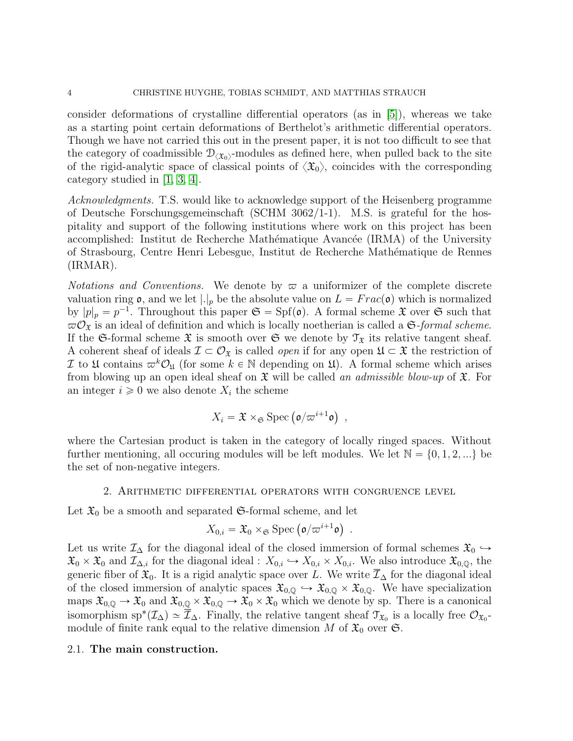consider deformations of crystalline differential operators (as in [5]), whereas we take as a starting point certain deformations of Berthelot's arithmetic differential operators. Though we have not carried this out in the present paper, it is not too difficult to see that the category of coadmissible $\mathcal{D}_{\langle \mathfrak{X}_0 \rangle}$-modules as defined here, when pulled back to the site of the rigid-analytic space of classical points of $\langle \mathfrak{X}_0 \rangle$, coincides with the corresponding category studied in [1, 3, 4].

*Acknowledgments.* T.S. would like to acknowledge support of the Heisenberg programme of Deutsche Forschungsgemeinschaft (SCHM 3062/1-1). M.S. is grateful for the hospitality and support of the following institutions where work on this project has been accomplished: Institut de Recherche Mathématique Avancée (IRMA) of the University of Strasbourg, Centre Henri Lebesgue, Institut de Recherche Mathématique de Rennes (IRMAR).

*Notations and Conventions.* We denote by $\varpi$ a uniformizer of the complete discrete valuation ring $\mathfrak{o}$, and we let $|.|_p$ be the absolute value on $L = Frac(\mathfrak{o})$ which is normalized by $|p|_p = p^{-1}$. Throughout this paper $\mathfrak{S} = \mathrm{Spf}(\mathfrak{o})$. A formal scheme $\mathfrak{X}$ over $\mathfrak{S}$ such that $\varpi\mathcal{O}_{\mathfrak{X}}$ is an ideal of definition and which is locally noetherian is called a *$\mathfrak{S}$-formal scheme*. If the $\mathfrak{S}$-formal scheme $\mathfrak{X}$ is smooth over $\mathfrak{S}$ we denote by $\mathcal{T}_{\mathfrak{X}}$ its relative tangent sheaf. A coherent sheaf of ideals $\mathcal{I} \subset \mathcal{O}_{\mathfrak{X}}$ is called *open* if for any open $\mathfrak{U} \subset \mathfrak{X}$ the restriction of $\mathcal{I}$ to $\mathfrak{U}$ contains $\varpi^k \mathcal{O}_{\mathfrak{U}}$ (for some $k \in \mathbb{N}$ depending on $\mathfrak{U}$). A formal scheme which arises from blowing up an open ideal sheaf on $\mathfrak{X}$ will be called *an admissible blow-up* of $\mathfrak{X}$. For an integer $i \geqslant 0$ we also denote $X_i$ the scheme

$$X_i = \mathfrak{X} \times_{\mathfrak{S}} \mathrm{Spec}\left(\mathfrak{o}/\varpi^{i+1}\mathfrak{o}\right) \ ,$$

where the Cartesian product is taken in the category of locally ringed spaces. Without further mentioning, all occuring modules will be left modules. We let $\mathbb{N} = \{0, 1, 2, ...\}$ be the set of non-negative integers.

## 2. Arithmetic differential operators with congruence level

Let $\mathfrak{X}_0$ be a smooth and separated $\mathfrak{S}$-formal scheme, and let

$$X_{0,i} = \mathfrak{X}_0 \times_{\mathfrak{S}} \mathrm{Spec}\left(\mathfrak{o}/\varpi^{i+1}\mathfrak{o}\right) \ .$$

Let us write $\mathcal{I}_\Delta$ for the diagonal ideal of the closed immersion of formal schemes $\mathfrak{X}_0 \hookrightarrow \mathfrak{X}_0 \times \mathfrak{X}_0$ and $\mathcal{I}_{\Delta,i}$ for the diagonal ideal : $X_{0,i} \hookrightarrow X_{0,i} \times X_{0,i}$. We also introduce $\mathfrak{X}_{0,\mathbb{Q}}$, the generic fiber of $\mathfrak{X}_0$. It is a rigid analytic space over $L$. We write $\overline{\mathcal{I}}_\Delta$ for the diagonal ideal of the closed immersion of analytic spaces $\mathfrak{X}_{0,\mathbb{Q}} \hookrightarrow \mathfrak{X}_{0,\mathbb{Q}} \times \mathfrak{X}_{0,\mathbb{Q}}$. We have specialization maps $\mathfrak{X}_{0,\mathbb{Q}} \to \mathfrak{X}_0$ and $\mathfrak{X}_{0,\mathbb{Q}} \times \mathfrak{X}_{0,\mathbb{Q}} \to \mathfrak{X}_0 \times \mathfrak{X}_0$ which we denote by sp. There is a canonical isomorphism $\mathrm{sp}^*(\mathcal{I}_\Delta) \simeq \overline{\mathcal{I}}_\Delta$. Finally, the relative tangent sheaf $\mathcal{T}_{\mathfrak{X}_0}$ is a locally free $\mathcal{O}_{\mathfrak{X}_0}$-module of finite rank equal to the relative dimension $M$ of $\mathfrak{X}_0$ over $\mathfrak{S}$.

### 2.1. **The main construction.**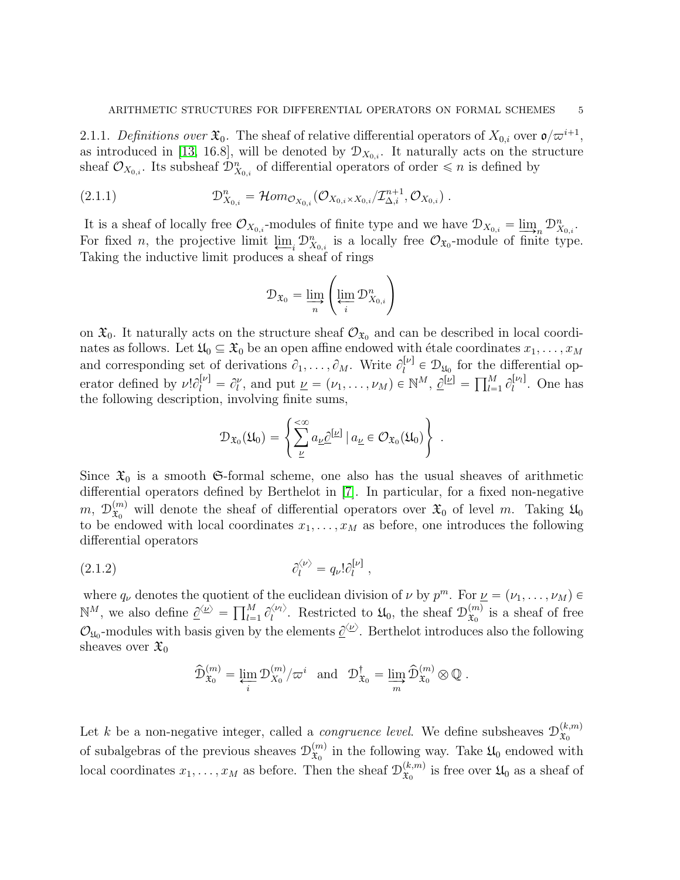2.1.1. *Definitions over* $\mathfrak{X}_0$. The sheaf of relative differential operators of $X_{0,i}$ over $\mathfrak{o}/\varpi^{i+1}$, as introduced in [13, 16.8], will be denoted by $\mathcal{D}_{X_{0,i}}$. It naturally acts on the structure sheaf $\mathcal{O}_{X_{0,i}}$. Its subsheaf $\mathcal{D}^n_{X_{0,i}}$ of differential operators of order $\leqslant n$ is defined by

$$\mathcal{D}^n_{X_{0,i}} = \mathcal{H}om_{\mathcal{O}_{X_{0,i}}}(\mathcal{O}_{X_{0,i}\times X_{0,i}}/\mathcal{I}^{n+1}_{\Delta,i}, \mathcal{O}_{X_{0,i}}) \ . \tag{2.1.1}$$

It is a sheaf of locally free $\mathcal{O}_{X_{0,i}}$-modules of finite type and we have $\mathcal{D}_{X_{0,i}} = \varinjlim_n \mathcal{D}^n_{X_{0,i}}$. For fixed $n$, the projective limit $\varprojlim_i \mathcal{D}^n_{X_{0,i}}$ is a locally free $\mathcal{O}_{\mathfrak{X}_0}$-module of finite type. Taking the inductive limit produces a sheaf of rings

$$\mathcal{D}_{\mathfrak{X}_0} = \varinjlim_n \left( \varprojlim_i \mathcal{D}^n_{X_{0,i}} \right)$$

on $\mathfrak{X}_0$. It naturally acts on the structure sheaf $\mathcal{O}_{\mathfrak{X}_0}$ and can be described in local coordinates as follows. Let $\mathfrak{U}_0 \subseteq \mathfrak{X}_0$ be an open affine endowed with étale coordinates $x_1, \ldots, x_M$ and corresponding set of derivations $\partial_1, \ldots, \partial_M$. Write $\partial_l^{[\nu]} \in \mathcal{D}_{\mathfrak{U}_0}$ for the differential operator defined by $\nu! \partial_l^{[\nu]} = \partial_l^{\nu}$, and put $\underline{\nu} = (\nu_1, \ldots, \nu_M) \in \mathbb{N}^M$, $\underline{\partial}^{[\underline{\nu}]} = \prod_{l=1}^M \partial_l^{[\nu_l]}$. One has the following description, involving finite sums,

$$\mathcal{D}_{\mathfrak{X}_0}(\mathfrak{U}_0) = \left\{ \sum_{\underline{\nu}}^{<\infty} a_{\underline{\nu}} \underline{\partial}^{[\underline{\nu}]} \mid a_{\underline{\nu}} \in \mathcal{O}_{\mathfrak{X}_0}(\mathfrak{U}_0) \right\} \ .$$

Since $\mathfrak{X}_0$ is a smooth $\mathfrak{S}$-formal scheme, one also has the usual sheaves of arithmetic differential operators defined by Berthelot in [7]. In particular, for a fixed non-negative $m$, $\mathcal{D}^{(m)}_{\mathfrak{X}_0}$ will denote the sheaf of differential operators over $\mathfrak{X}_0$ of level $m$. Taking $\mathfrak{U}_0$ to be endowed with local coordinates $x_1, \ldots, x_M$ as before, one introduces the following differential operators

$$\partial_l^{\langle \nu \rangle} = q_\nu! \partial_l^{[\nu]} \ , \tag{2.1.2}$$

where $q_\nu$ denotes the quotient of the euclidean division of $\nu$ by $p^m$. For $\underline{\nu} = (\nu_1, \ldots, \nu_M) \in \mathbb{N}^M$, we also define $\underline{\partial}^{\langle \underline{\nu} \rangle} = \prod_{l=1}^M \partial_l^{\langle \nu_l \rangle}$. Restricted to $\mathfrak{U}_0$, the sheaf $\mathcal{D}^{(m)}_{\mathfrak{X}_0}$ is a sheaf of free $\mathcal{O}_{\mathfrak{U}_0}$-modules with basis given by the elements $\underline{\partial}^{\langle \underline{\nu} \rangle}$. Berthelot introduces also the following sheaves over $\mathfrak{X}_0$

$$\widehat{\mathcal{D}}^{(m)}_{\mathfrak{X}_0} = \varprojlim_i \mathcal{D}^{(m)}_{X_0}/\varpi^i \quad \text{and} \quad \mathcal{D}^{\dagger}_{\mathfrak{X}_0} = \varinjlim_m \widehat{\mathcal{D}}^{(m)}_{\mathfrak{X}_0} \otimes \mathbb{Q} \ .$$

Let $k$ be a non-negative integer, called a *congruence level*. We define subsheaves $\mathcal{D}^{(k,m)}_{\mathfrak{X}_0}$ of subalgebras of the previous sheaves $\mathcal{D}^{(m)}_{\mathfrak{X}_0}$ in the following way. Take $\mathfrak{U}_0$ endowed with local coordinates $x_1, \ldots, x_M$ as before. Then the sheaf $\mathcal{D}^{(k,m)}_{\mathfrak{X}_0}$ is free over $\mathfrak{U}_0$ as a sheaf of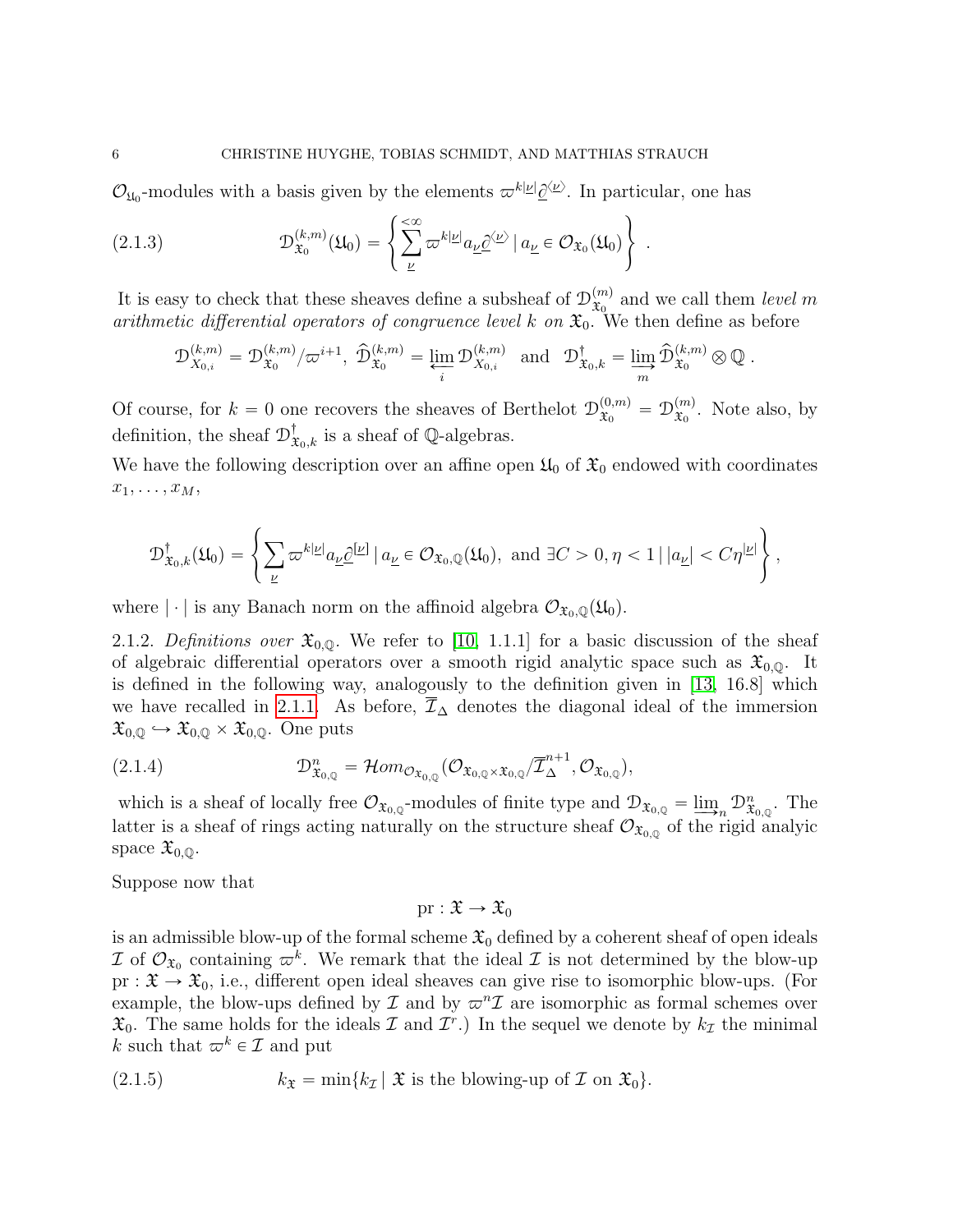$\mathcal{O}_{\mathfrak{U}_0}$-modules with a basis given by the elements $\varpi^{k|\underline{\nu}|}\underline{\partial}^{\langle\underline{\nu}\rangle}$. In particular, one has

$$\mathcal{D}^{(k,m)}_{\mathfrak{X}_0}(\mathfrak{U}_0) = \left\{ \sum_{\underline{\nu}}^{<\infty} \varpi^{k|\underline{\nu}|} a_{\underline{\nu}} \underline{\partial}^{\langle\underline{\nu}\rangle} \,|\, a_{\underline{\nu}} \in \mathcal{O}_{\mathfrak{X}_0}(\mathfrak{U}_0) \right\} . \tag{2.1.3}$$

It is easy to check that these sheaves define a subsheaf of $\mathcal{D}^{(m)}_{\mathfrak{X}_0}$ and we call them *level $m$ arithmetic differential operators of congruence level $k$ on $\mathfrak{X}_0$*. We then define as before

$$\mathcal{D}^{(k,m)}_{X_{0,i}} = \mathcal{D}^{(k,m)}_{\mathfrak{X}_0}/\varpi^{i+1},\ \widehat{\mathcal{D}}^{(k,m)}_{\mathfrak{X}_0} = \varprojlim_i \mathcal{D}^{(k,m)}_{X_{0,i}} \quad \text{and} \quad \mathcal{D}^{\dagger}_{\mathfrak{X}_0,k} = \varinjlim_m \widehat{\mathcal{D}}^{(k,m)}_{\mathfrak{X}_0} \otimes \mathbb{Q} \,.$$

Of course, for $k=0$ one recovers the sheaves of Berthelot $\mathcal{D}^{(0,m)}_{\mathfrak{X}_0} = \mathcal{D}^{(m)}_{\mathfrak{X}_0}$. Note also, by definition, the sheaf $\mathcal{D}^{\dagger}_{\mathfrak{X}_0,k}$ is a sheaf of $\mathbb{Q}$-algebras.

We have the following description over an affine open $\mathfrak{U}_0$ of $\mathfrak{X}_0$ endowed with coordinates $x_1,\ldots,x_M$,

$$\mathcal{D}^{\dagger}_{\mathfrak{X}_0,k}(\mathfrak{U}_0) = \left\{ \sum_{\underline{\nu}} \varpi^{k|\underline{\nu}|} a_{\underline{\nu}} \underline{\partial}^{[\underline{\nu}]} \,|\, a_{\underline{\nu}} \in \mathcal{O}_{\mathfrak{X}_0,\mathbb{Q}}(\mathfrak{U}_0),\ \text{and } \exists C>0, \eta<1 \,|\, |a_{\underline{\nu}}| < C\eta^{|\underline{\nu}|} \right\},$$

where $|\cdot|$ is any Banach norm on the affinoid algebra $\mathcal{O}_{\mathfrak{X}_0,\mathbb{Q}}(\mathfrak{U}_0)$.

2.1.2. *Definitions over $\mathfrak{X}_{0,\mathbb{Q}}$.* We refer to [10, 1.1.1] for a basic discussion of the sheaf of algebraic differential operators over a smooth rigid analytic space such as $\mathfrak{X}_{0,\mathbb{Q}}$. It is defined in the following way, analogously to the definition given in [13, 16.8] which we have recalled in 2.1.1. As before, $\overline{\mathcal{I}}_\Delta$ denotes the diagonal ideal of the immersion $\mathfrak{X}_{0,\mathbb{Q}} \hookrightarrow \mathfrak{X}_{0,\mathbb{Q}} \times \mathfrak{X}_{0,\mathbb{Q}}$. One puts

$$\mathcal{D}^{n}_{\mathfrak{X}_{0,\mathbb{Q}}} = \mathcal{H}om_{\mathcal{O}_{\mathfrak{X}_{0,\mathbb{Q}}}}(\mathcal{O}_{\mathfrak{X}_{0,\mathbb{Q}}\times\mathfrak{X}_{0,\mathbb{Q}}}/\overline{\mathcal{I}}^{n+1}_\Delta, \mathcal{O}_{\mathfrak{X}_{0,\mathbb{Q}}}), \tag{2.1.4}$$

which is a sheaf of locally free $\mathcal{O}_{\mathfrak{X}_{0,\mathbb{Q}}}$-modules of finite type and $\mathcal{D}_{\mathfrak{X}_{0,\mathbb{Q}}} = \varinjlim_n \mathcal{D}^n_{\mathfrak{X}_{0,\mathbb{Q}}}$. The latter is a sheaf of rings acting naturally on the structure sheaf $\mathcal{O}_{\mathfrak{X}_{0,\mathbb{Q}}}$ of the rigid analyic space $\mathfrak{X}_{0,\mathbb{Q}}$.

Suppose now that

$$\mathrm{pr}: \mathfrak{X} \to \mathfrak{X}_0$$

is an admissible blow-up of the formal scheme $\mathfrak{X}_0$ defined by a coherent sheaf of open ideals $\mathcal{I}$ of $\mathcal{O}_{\mathfrak{X}_0}$ containing $\varpi^k$. We remark that the ideal $\mathcal{I}$ is not determined by the blow-up $\mathrm{pr}: \mathfrak{X} \to \mathfrak{X}_0$, i.e., different open ideal sheaves can give rise to isomorphic blow-ups. (For example, the blow-ups defined by $\mathcal{I}$ and by $\varpi^n\mathcal{I}$ are isomorphic as formal schemes over $\mathfrak{X}_0$. The same holds for the ideals $\mathcal{I}$ and $\mathcal{I}^r$.) In the sequel we denote by $k_{\mathcal{I}}$ the minimal $k$ such that $\varpi^k \in \mathcal{I}$ and put

$$k_{\mathfrak{X}} = \min\{k_{\mathcal{I}} \,|\, \mathfrak{X} \text{ is the blowing-up of } \mathcal{I} \text{ on } \mathfrak{X}_0\}. \tag{2.1.5}$$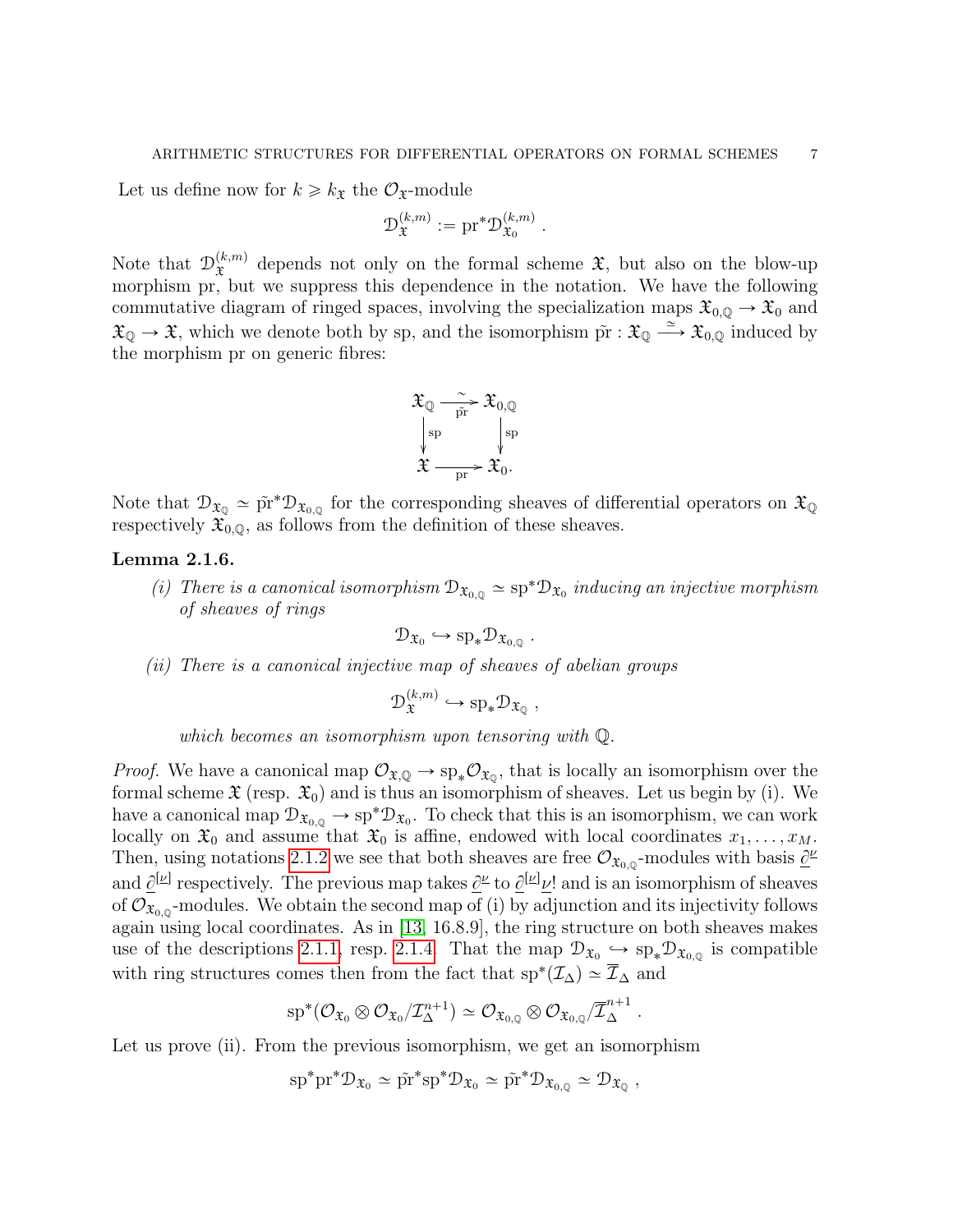Let us define now for $k \geqslant k_{\mathfrak{X}}$ the $\mathcal{O}_{\mathfrak{X}}$-module

$$\mathcal{D}^{(k,m)}_{\mathfrak{X}} := \mathrm{pr}^* \mathcal{D}^{(k,m)}_{\mathfrak{X}_0} \; .$$

Note that $\mathcal{D}^{(k,m)}_{\mathfrak{X}}$ depends not only on the formal scheme $\mathfrak{X}$, but also on the blow-up morphism pr, but we suppress this dependence in the notation. We have the following commutative diagram of ringed spaces, involving the specialization maps $\mathfrak{X}_{0,\mathbb{Q}} \to \mathfrak{X}_0$ and $\mathfrak{X}_{\mathbb{Q}} \to \mathfrak{X}$, which we denote both by sp, and the isomorphism $\tilde{\mathrm{pr}} : \mathfrak{X}_{\mathbb{Q}} \xrightarrow{\simeq} \mathfrak{X}_{0,\mathbb{Q}}$ induced by the morphism pr on generic fibres:

$$\begin{array}{ccc}
\mathfrak{X}_{\mathbb{Q}} & \xrightarrow[\tilde{\mathrm{pr}}]{\sim} & \mathfrak{X}_{0,\mathbb{Q}} \\
\Big\downarrow{\scriptstyle \mathrm{sp}} & & \Big\downarrow{\scriptstyle \mathrm{sp}} \\
\mathfrak{X} & \xrightarrow[\mathrm{pr}]{} & \mathfrak{X}_0 .
\end{array}$$

Note that $\mathcal{D}_{\mathfrak{X}_{\mathbb{Q}}} \simeq \tilde{\mathrm{pr}}^* \mathcal{D}_{\mathfrak{X}_{0,\mathbb{Q}}}$ for the corresponding sheaves of differential operators on $\mathfrak{X}_{\mathbb{Q}}$ respectively $\mathfrak{X}_{0,\mathbb{Q}}$, as follows from the definition of these sheaves.

**Lemma 2.1.6.**

*(i) There is a canonical isomorphism $\mathcal{D}_{\mathfrak{X}_{0,\mathbb{Q}}} \simeq \mathrm{sp}^* \mathcal{D}_{\mathfrak{X}_0}$ inducing an injective morphism of sheaves of rings*

$$\mathcal{D}_{\mathfrak{X}_0} \hookrightarrow \mathrm{sp}_* \mathcal{D}_{\mathfrak{X}_{0,\mathbb{Q}}} \; .$$

*(ii) There is a canonical injective map of sheaves of abelian groups*

$$\mathcal{D}^{(k,m)}_{\mathfrak{X}} \hookrightarrow \mathrm{sp}_* \mathcal{D}_{\mathfrak{X}_{\mathbb{Q}}} \; ,$$

*which becomes an isomorphism upon tensoring with $\mathbb{Q}$.*

*Proof.* We have a canonical map $\mathcal{O}_{\mathfrak{X},\mathbb{Q}} \to \mathrm{sp}_* \mathcal{O}_{\mathfrak{X}_{\mathbb{Q}}}$, that is locally an isomorphism over the formal scheme $\mathfrak{X}$ (resp. $\mathfrak{X}_0$) and is thus an isomorphism of sheaves. Let us begin by (i). We have a canonical map $\mathcal{D}_{\mathfrak{X}_{0,\mathbb{Q}}} \to \mathrm{sp}^* \mathcal{D}_{\mathfrak{X}_0}$. To check that this is an isomorphism, we can work locally on $\mathfrak{X}_0$ and assume that $\mathfrak{X}_0$ is affine, endowed with local coordinates $x_1, \ldots, x_M$. Then, using notations 2.1.2 we see that both sheaves are free $\mathcal{O}_{\mathfrak{X}_{0,\mathbb{Q}}}$-modules with basis $\underline{\partial}^{\underline{\nu}}$ and $\underline{\partial}^{[\underline{\nu}]}$ respectively. The previous map takes $\underline{\partial}^{\underline{\nu}}$ to $\underline{\partial}^{[\underline{\nu}]} \underline{\nu}!$ and is an isomorphism of sheaves of $\mathcal{O}_{\mathfrak{X}_{0,\mathbb{Q}}}$-modules. We obtain the second map of (i) by adjunction and its injectivity follows again using local coordinates. As in [13, 16.8.9], the ring structure on both sheaves makes use of the descriptions 2.1.1, resp. 2.1.4. That the map $\mathcal{D}_{\mathfrak{X}_0} \hookrightarrow \mathrm{sp}_* \mathcal{D}_{\mathfrak{X}_{0,\mathbb{Q}}}$ is compatible with ring structures comes then from the fact that $\mathrm{sp}^*(\mathcal{I}_\Delta) \simeq \overline{\mathcal{I}}_\Delta$ and

$$\mathrm{sp}^*(\mathcal{O}_{\mathfrak{X}_0} \otimes \mathcal{O}_{\mathfrak{X}_0} / \mathcal{I}_\Delta^{n+1}) \simeq \mathcal{O}_{\mathfrak{X}_{0,\mathbb{Q}}} \otimes \mathcal{O}_{\mathfrak{X}_{0,\mathbb{Q}}} / \overline{\mathcal{I}}_\Delta^{n+1} \; .$$

Let us prove (ii). From the previous isomorphism, we get an isomorphism

$$\mathrm{sp}^* \mathrm{pr}^* \mathcal{D}_{\mathfrak{X}_0} \simeq \tilde{\mathrm{pr}}^* \mathrm{sp}^* \mathcal{D}_{\mathfrak{X}_0} \simeq \tilde{\mathrm{pr}}^* \mathcal{D}_{\mathfrak{X}_{0,\mathbb{Q}}} \simeq \mathcal{D}_{\mathfrak{X}_{\mathbb{Q}}} \; ,$$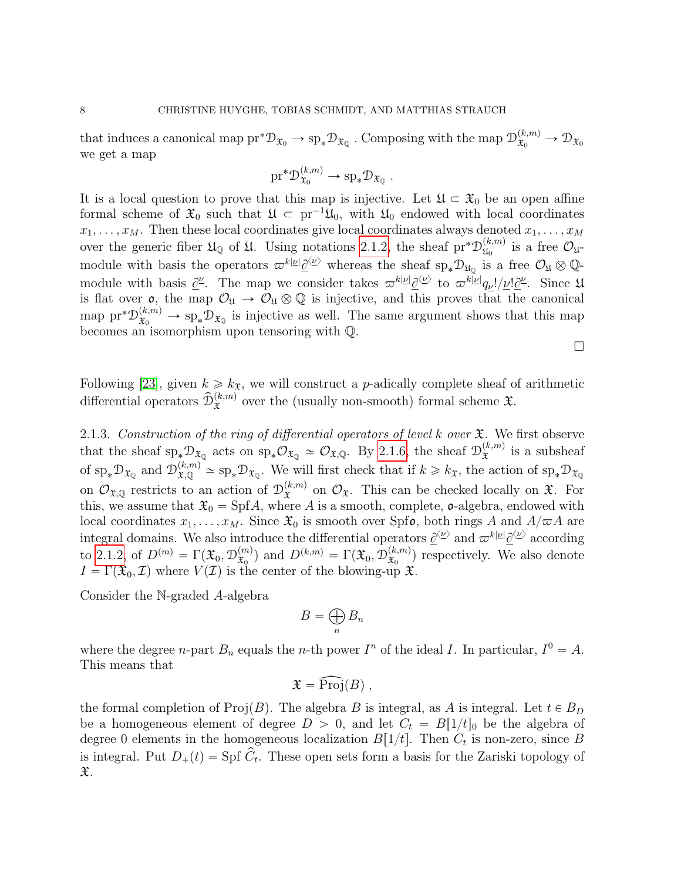that induces a canonical map $\mathrm{pr}^*\mathcal{D}_{\mathfrak{X}_0} \to \mathrm{sp}_*\mathcal{D}_{\mathfrak{X}_{\mathbb{Q}}}$ . Composing with the map $\mathcal{D}^{(k,m)}_{\mathfrak{X}_0} \to \mathcal{D}_{\mathfrak{X}_0}$ we get a map

$$\mathrm{pr}^*\mathcal{D}^{(k,m)}_{\mathfrak{X}_0} \to \mathrm{sp}_*\mathcal{D}_{\mathfrak{X}_{\mathbb{Q}}} .$$

It is a local question to prove that this map is injective. Let $\mathfrak{U} \subset \mathfrak{X}_0$ be an open affine formal scheme of $\mathfrak{X}_0$ such that $\mathfrak{U} \subset \mathrm{pr}^{-1}\mathfrak{U}_0$, with $\mathfrak{U}_0$ endowed with local coordinates $x_1, \ldots, x_M$. Then these local coordinates give local coordinates always denoted $x_1, \ldots, x_M$ over the generic fiber $\mathfrak{U}_{\mathbb{Q}}$ of $\mathfrak{U}$. Using notations 2.1.2, the sheaf $\mathrm{pr}^*\mathcal{D}^{(k,m)}_{\mathfrak{U}_0}$ is a free $\mathcal{O}_{\mathfrak{U}}$-module with basis the operators $\varpi^{k|\underline{\nu}|}\underline{\partial}^{\langle\underline{\nu}\rangle}$ whereas the sheaf $\mathrm{sp}_*\mathcal{D}_{\mathfrak{U}_{\mathbb{Q}}}$ is a free $\mathcal{O}_{\mathfrak{U}} \otimes \mathbb{Q}$-module with basis $\underline{\partial}^{\underline{\nu}}$. The map we consider takes $\varpi^{k|\underline{\nu}|}\underline{\partial}^{\langle\underline{\nu}\rangle}$ to $\varpi^{k|\underline{\nu}|}q_{\underline{\nu}}!/\underline{\nu}!\underline{\partial}^{\underline{\nu}}$. Since $\mathfrak{U}$ is flat over $\mathfrak{o}$, the map $\mathcal{O}_{\mathfrak{U}} \to \mathcal{O}_{\mathfrak{U}} \otimes \mathbb{Q}$ is injective, and this proves that the canonical map $\mathrm{pr}^*\mathcal{D}^{(k,m)}_{\mathfrak{X}_0} \to \mathrm{sp}_*\mathcal{D}_{\mathfrak{X}_{\mathbb{Q}}}$ is injective as well. The same argument shows that this map becomes an isomorphism upon tensoring with $\mathbb{Q}$.

□

Following [23], given $k \geqslant k_{\mathfrak{X}}$, we will construct a $p$-adically complete sheaf of arithmetic differential operators $\widehat{\mathcal{D}}^{(k,m)}_{\mathfrak{X}}$ over the (usually non-smooth) formal scheme $\mathfrak{X}$.

2.1.3. *Construction of the ring of differential operators of level $k$ over $\mathfrak{X}$.* We first observe that the sheaf $\mathrm{sp}_*\mathcal{D}_{\mathfrak{X}_{\mathbb{Q}}}$ acts on $\mathrm{sp}_*\mathcal{O}_{\mathfrak{X}_{\mathbb{Q}}} \simeq \mathcal{O}_{\mathfrak{X},\mathbb{Q}}$. By 2.1.6, the sheaf $\mathcal{D}^{(k,m)}_{\mathfrak{X}}$ is a subsheaf of $\mathrm{sp}_*\mathcal{D}_{\mathfrak{X}_{\mathbb{Q}}}$ and $\mathcal{D}^{(k,m)}_{\mathfrak{X},\mathbb{Q}} \simeq \mathrm{sp}_*\mathcal{D}_{\mathfrak{X}_{\mathbb{Q}}}$. We will first check that if $k \geqslant k_{\mathfrak{X}}$, the action of $\mathrm{sp}_*\mathcal{D}_{\mathfrak{X}_{\mathbb{Q}}}$ on $\mathcal{O}_{\mathfrak{X},\mathbb{Q}}$ restricts to an action of $\mathcal{D}^{(k,m)}_{\mathfrak{X}}$ on $\mathcal{O}_{\mathfrak{X}}$. This can be checked locally on $\mathfrak{X}$. For this, we assume that $\mathfrak{X}_0 = \mathrm{Spf} A$, where $A$ is a smooth, complete, $\mathfrak{o}$-algebra, endowed with local coordinates $x_1, \ldots, x_M$. Since $\mathfrak{X}_0$ is smooth over $\mathrm{Spf}\mathfrak{o}$, both rings $A$ and $A/\varpi A$ are integral domains. We also introduce the differential operators $\underline{\partial}^{\langle\underline{\nu}\rangle}$ and $\varpi^{k|\underline{\nu}|}\underline{\partial}^{\langle\underline{\nu}\rangle}$ according to 2.1.2, of $D^{(m)} = \Gamma(\mathfrak{X}_0, \mathcal{D}^{(m)}_{\mathfrak{X}_0})$ and $D^{(k,m)} = \Gamma(\mathfrak{X}_0, \mathcal{D}^{(k,m)}_{\mathfrak{X}_0})$ respectively. We also denote $I = \Gamma(\mathfrak{X}_0, \mathcal{I})$ where $V(\mathcal{I})$ is the center of the blowing-up $\mathfrak{X}$.

Consider the $\mathbb{N}$-graded $A$-algebra

$$B = \bigoplus_n B_n$$

where the degree $n$-part $B_n$ equals the $n$-th power $I^n$ of the ideal $I$. In particular, $I^0 = A$. This means that

$$\mathfrak{X} = \widehat{\mathrm{Proj}}(B) ,$$

the formal completion of $\mathrm{Proj}(B)$. The algebra $B$ is integral, as $A$ is integral. Let $t \in B_D$ be a homogeneous element of degree $D > 0$, and let $C_t = B[1/t]_0$ be the algebra of degree 0 elements in the homogeneous localization $B[1/t]$. Then $C_t$ is non-zero, since $B$ is integral. Put $D_+(t) = \mathrm{Spf}\, \widehat{C}_t$. These open sets form a basis for the Zariski topology of $\mathfrak{X}$.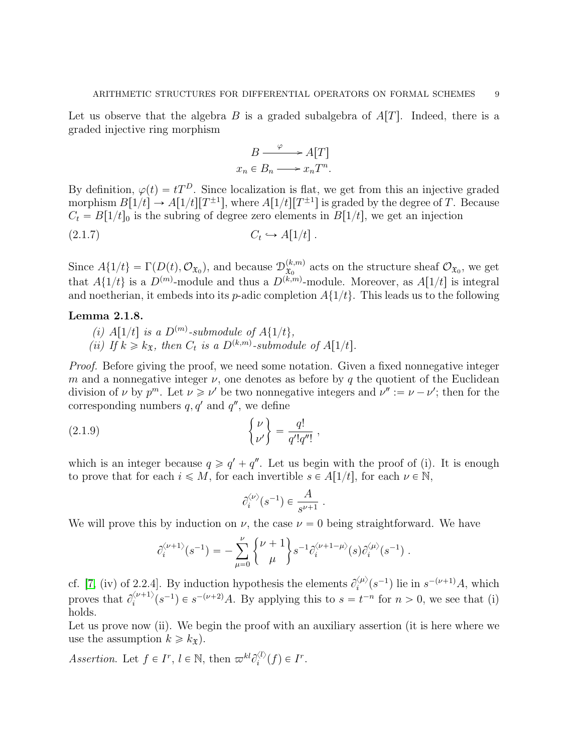Let us observe that the algebra $B$ is a graded subalgebra of $A[T]$. Indeed, there is a graded injective ring morphism

$$\begin{array}{ccc} B & \xrightarrow{\varphi} & A[T] \\ x_n \in B_n & \longrightarrow & x_n T^n. \end{array}$$

By definition, $\varphi(t) = tT^D$. Since localization is flat, we get from this an injective graded morphism $B[1/t] \to A[1/t][T^{\pm 1}]$, where $A[1/t][T^{\pm 1}]$ is graded by the degree of $T$. Because $C_t = B[1/t]_0$ is the subring of degree zero elements in $B[1/t]$, we get an injection

$$C_t \hookrightarrow A[1/t] \; . \tag{2.1.7}$$

Since $A\{1/t\} = \Gamma(D(t), \mathcal{O}_{\mathfrak{X}_0})$, and because $\mathcal{D}^{(k,m)}_{\mathfrak{X}_0}$ acts on the structure sheaf $\mathcal{O}_{\mathfrak{X}_0}$, we get that $A\{1/t\}$ is a $D^{(m)}$-module and thus a $D^{(k,m)}$-module. Moreover, as $A[1/t]$ is integral and noetherian, it embeds into its $p$-adic completion $A\{1/t\}$. This leads us to the following

**Lemma 2.1.8.**

*(i) $A[1/t]$ is a $D^{(m)}$-submodule of $A\{1/t\}$,*
*(ii) If $k \geqslant k_{\mathfrak{X}}$, then $C_t$ is a $D^{(k,m)}$-submodule of $A[1/t]$.*

*Proof.* Before giving the proof, we need some notation. Given a fixed nonnegative integer $m$ and a nonnegative integer $\nu$, one denotes as before by $q$ the quotient of the Euclidean division of $\nu$ by $p^m$. Let $\nu \geqslant \nu'$ be two nonnegative integers and $\nu'' := \nu - \nu'$; then for the corresponding numbers $q, q'$ and $q''$, we define

$$\left\{ \begin{matrix} \nu \\ \nu' \end{matrix} \right\} = \frac{q!}{q'! q''!} \; , \tag{2.1.9}$$

which is an integer because $q \geqslant q' + q''$. Let us begin with the proof of (i). It is enough to prove that for each $i \leqslant M$, for each invertible $s \in A[1/t]$, for each $\nu \in \mathbb{N}$,

$$\partial_i^{\langle \nu \rangle}(s^{-1}) \in \frac{A}{s^{\nu+1}} \; .$$

We will prove this by induction on $\nu$, the case $\nu = 0$ being straightforward. We have

$$\partial_i^{\langle \nu+1 \rangle}(s^{-1}) = -\sum_{\mu=0}^{\nu} \left\{ \begin{matrix} \nu+1 \\ \mu \end{matrix} \right\} s^{-1} \partial_i^{\langle \nu+1-\mu \rangle}(s) \partial_i^{\langle \mu \rangle}(s^{-1}) \; .$$

cf. [7, (iv) of 2.2.4]. By induction hypothesis the elements $\partial_i^{\langle \mu \rangle}(s^{-1})$ lie in $s^{-(\nu+1)}A$, which proves that $\partial_i^{\langle \nu+1 \rangle}(s^{-1}) \in s^{-(\nu+2)}A$. By applying this to $s = t^{-n}$ for $n > 0$, we see that (i) holds.

Let us prove now (ii). We begin the proof with an auxiliary assertion (it is here where we use the assumption $k \geqslant k_{\mathfrak{X}}$).

*Assertion.* Let $f \in I^r$, $l \in \mathbb{N}$, then $\varpi^{kl} \partial_i^{\langle l \rangle}(f) \in I^r$.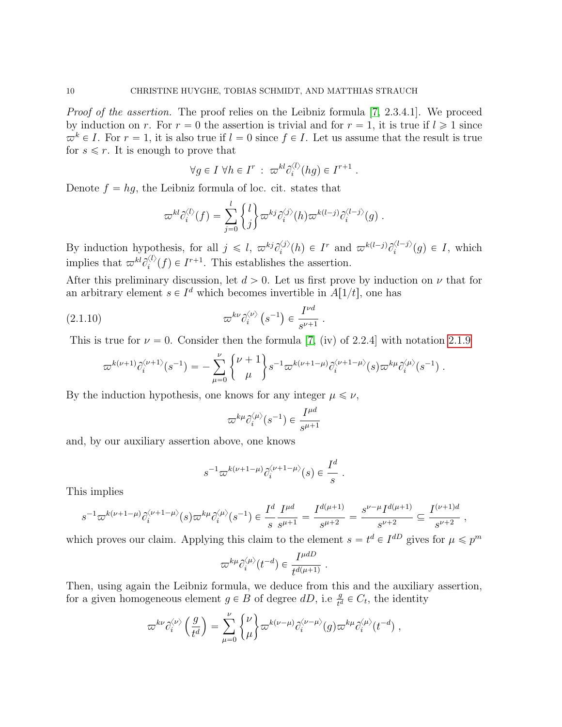*Proof of the assertion.* The proof relies on the Leibniz formula [7, 2.3.4.1]. We proceed by induction on $r$. For $r = 0$ the assertion is trivial and for $r = 1$, it is true if $l \geqslant 1$ since $\varpi^k \in I$. For $r = 1$, it is also true if $l = 0$ since $f \in I$. Let us assume that the result is true for $s \leqslant r$. It is enough to prove that

$$\forall g \in I \ \forall h \in I^r \ : \ \varpi^{kl} \partial_i^{\langle l \rangle}(hg) \in I^{r+1} \ .$$

Denote $f = hg$, the Leibniz formula of loc. cit. states that

$$\varpi^{kl} \partial_i^{\langle l \rangle}(f) = \sum_{j=0}^{l} \left\{ \begin{matrix} l \\ j \end{matrix} \right\} \varpi^{kj} \partial_i^{\langle j \rangle}(h) \varpi^{k(l-j)} \partial_i^{\langle l-j \rangle}(g) \ .$$

By induction hypothesis, for all $j \leqslant l$, $\varpi^{kj} \partial_i^{\langle j \rangle}(h) \in I^r$ and $\varpi^{k(l-j)} \partial_i^{\langle l-j \rangle}(g) \in I$, which implies that $\varpi^{kl} \partial_i^{\langle l \rangle}(f) \in I^{r+1}$. This establishes the assertion.

After this preliminary discussion, let $d > 0$. Let us first prove by induction on $\nu$ that for an arbitrary element $s \in I^d$ which becomes invertible in $A[1/t]$, one has

$$\varpi^{k\nu} \partial_i^{\langle \nu \rangle} \left( s^{-1} \right) \in \frac{I^{\nu d}}{s^{\nu+1}} \ . \tag{2.1.10}$$

This is true for $\nu = 0$. Consider then the formula [7, (iv) of 2.2.4] with notation 2.1.9

$$\varpi^{k(\nu+1)} \partial_i^{\langle \nu+1 \rangle}(s^{-1}) = - \sum_{\mu=0}^{\nu} \left\{ \begin{matrix} \nu+1 \\ \mu \end{matrix} \right\} s^{-1} \varpi^{k(\nu+1-\mu)} \partial_i^{\langle \nu+1-\mu \rangle}(s) \varpi^{k\mu} \partial_i^{\langle \mu \rangle}(s^{-1}) \ .$$

By the induction hypothesis, one knows for any integer $\mu \leqslant \nu$,

$$\varpi^{k\mu} \partial_i^{\langle \mu \rangle}(s^{-1}) \in \frac{I^{\mu d}}{s^{\mu+1}}$$

and, by our auxiliary assertion above, one knows

$$s^{-1} \varpi^{k(\nu+1-\mu)} \partial_i^{\langle \nu+1-\mu \rangle}(s) \in \frac{I^d}{s} \ .$$

This implies

$$s^{-1} \varpi^{k(\nu+1-\mu)} \partial_i^{\langle \nu+1-\mu \rangle}(s) \varpi^{k\mu} \partial_i^{\langle \mu \rangle}(s^{-1}) \in \frac{I^d}{s} \frac{I^{\mu d}}{s^{\mu+1}} = \frac{I^{d(\mu+1)}}{s^{\mu+2}} = \frac{s^{\nu-\mu} I^{d(\mu+1)}}{s^{\nu+2}} \subseteq \frac{I^{(\nu+1)d}}{s^{\nu+2}} \ ,$$

which proves our claim. Applying this claim to the element $s = t^d \in I^{dD}$ gives for $\mu \leqslant p^m$

$$\varpi^{k\mu} \partial_i^{\langle \mu \rangle}(t^{-d}) \in \frac{I^{\mu d D}}{t^{d(\mu+1)}} \ .$$

Then, using again the Leibniz formula, we deduce from this and the auxiliary assertion, for a given homogeneous element $g \in B$ of degree $dD$, i.e $\frac{g}{t^d} \in C_t$, the identity

$$\varpi^{k\nu} \partial_i^{\langle \nu \rangle} \left( \frac{g}{t^d} \right) = \sum_{\mu=0}^{\nu} \left\{ \begin{matrix} \nu \\ \mu \end{matrix} \right\} \varpi^{k(\nu-\mu)} \partial_i^{\langle \nu-\mu \rangle}(g) \varpi^{k\mu} \partial_i^{\langle \mu \rangle}(t^{-d}) \ ,$$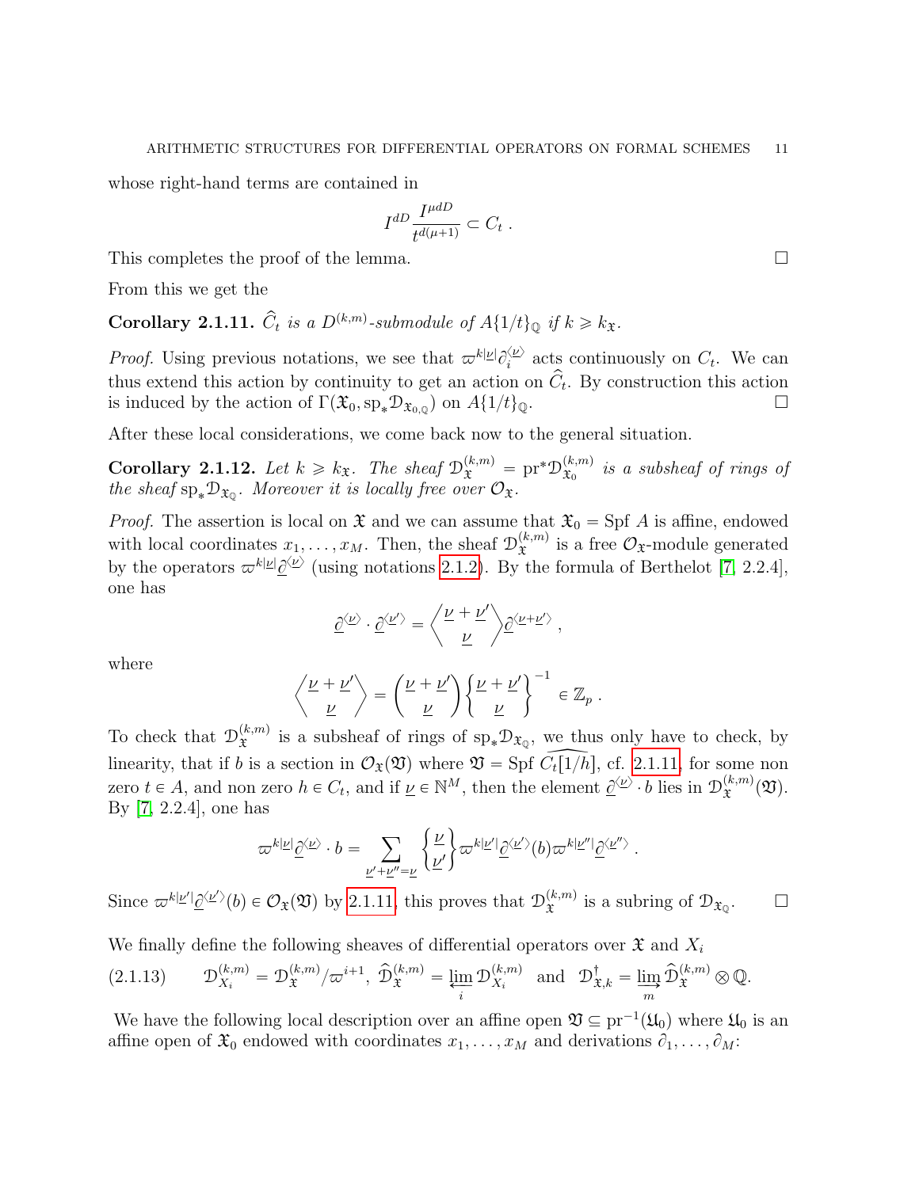whose right-hand terms are contained in

$$I^{dD}\frac{I^{\mu dD}}{t^{d(\mu+1)}} \subset C_t \ .$$

This completes the proof of the lemma. ∎

From this we get the

**Corollary 2.1.11.** *$\widehat{C}_t$ is a $D^{(k,m)}$-submodule of $A\{1/t\}_{\mathbb{Q}}$ if $k \geqslant k_{\mathfrak{X}}$.*

*Proof.* Using previous notations, we see that $\varpi^{k|\underline{\nu}|}\partial_i^{\langle \underline{\nu}\rangle}$ acts continuously on $C_t$. We can thus extend this action by continuity to get an action on $\widehat{C}_t$. By construction this action is induced by the action of $\Gamma(\mathfrak{X}_0, \mathrm{sp}_*\mathcal{D}_{\mathfrak{X}_{0,\mathbb{Q}}})$ on $A\{1/t\}_{\mathbb{Q}}$. ∎

After these local considerations, we come back now to the general situation.

**Corollary 2.1.12.** *Let $k \geqslant k_{\mathfrak{X}}$. The sheaf $\mathcal{D}^{(k,m)}_{\mathfrak{X}} = \mathrm{pr}^*\mathcal{D}^{(k,m)}_{\mathfrak{X}_0}$ is a subsheaf of rings of the sheaf $\mathrm{sp}_*\mathcal{D}_{\mathfrak{X}_{\mathbb{Q}}}$. Moreover it is locally free over $\mathcal{O}_{\mathfrak{X}}$.*

*Proof.* The assertion is local on $\mathfrak{X}$ and we can assume that $\mathfrak{X}_0 = \mathrm{Spf}\ A$ is affine, endowed with local coordinates $x_1, \ldots, x_M$. Then, the sheaf $\mathcal{D}^{(k,m)}_{\mathfrak{X}}$ is a free $\mathcal{O}_{\mathfrak{X}}$-module generated by the operators $\varpi^{k|\underline{\nu}|}\underline{\partial}^{\langle \underline{\nu}\rangle}$ (using notations 2.1.2). By the formula of Berthelot [7, 2.2.4], one has

$$\underline{\partial}^{\langle \underline{\nu}\rangle} \cdot \underline{\partial}^{\langle \underline{\nu}'\rangle} = \left\langle \begin{matrix} \underline{\nu}+\underline{\nu}' \\ \underline{\nu} \end{matrix} \right\rangle \underline{\partial}^{\langle \underline{\nu}+\underline{\nu}'\rangle} \ ,$$

where

$$\left\langle \begin{matrix} \underline{\nu}+\underline{\nu}' \\ \underline{\nu} \end{matrix} \right\rangle = \begin{pmatrix} \underline{\nu}+\underline{\nu}' \\ \underline{\nu} \end{pmatrix} \left\{ \begin{matrix} \underline{\nu}+\underline{\nu}' \\ \underline{\nu} \end{matrix} \right\}^{-1} \in \mathbb{Z}_p \ .$$

To check that $\mathcal{D}^{(k,m)}_{\mathfrak{X}}$ is a subsheaf of rings of $\mathrm{sp}_*\mathcal{D}_{\mathfrak{X}_{\mathbb{Q}}}$, we thus only have to check, by linearity, that if $b$ is a section in $\mathcal{O}_{\mathfrak{X}}(\mathfrak{V})$ where $\mathfrak{V} = \mathrm{Spf}\ \widehat{C_t[1/h]}$, cf. 2.1.11, for some non zero $t \in A$, and non zero $h \in C_t$, and if $\underline{\nu} \in \mathbb{N}^M$, then the element $\underline{\partial}^{\langle \underline{\nu}\rangle} \cdot b$ lies in $\mathcal{D}^{(k,m)}_{\mathfrak{X}}(\mathfrak{V})$. By [7, 2.2.4], one has

$$\varpi^{k|\underline{\nu}|}\underline{\partial}^{\langle \underline{\nu}\rangle} \cdot b = \sum_{\underline{\nu}'+\underline{\nu}''=\underline{\nu}} \left\{ \begin{matrix} \underline{\nu} \\ \underline{\nu}' \end{matrix} \right\} \varpi^{k|\underline{\nu}'|}\underline{\partial}^{\langle \underline{\nu}'\rangle}(b)\varpi^{k|\underline{\nu}''|}\underline{\partial}^{\langle \underline{\nu}''\rangle} \ .$$

Since $\varpi^{k|\underline{\nu}'|}\underline{\partial}^{\langle \underline{\nu}'\rangle}(b) \in \mathcal{O}_{\mathfrak{X}}(\mathfrak{V})$ by 2.1.11, this proves that $\mathcal{D}^{(k,m)}_{\mathfrak{X}}$ is a subring of $\mathcal{D}_{\mathfrak{X}_{\mathbb{Q}}}$. ∎

We finally define the following sheaves of differential operators over $\mathfrak{X}$ and $X_i$

$$\mathcal{D}^{(k,m)}_{X_i} = \mathcal{D}^{(k,m)}_{\mathfrak{X}}/\varpi^{i+1}, \ \widehat{\mathcal{D}}^{(k,m)}_{\mathfrak{X}} = \varprojlim_i \mathcal{D}^{(k,m)}_{X_i} \ \text{ and } \ \mathcal{D}^{\dagger}_{\mathfrak{X},k} = \varinjlim_m \widehat{\mathcal{D}}^{(k,m)}_{\mathfrak{X}} \otimes \mathbb{Q}. \tag{2.1.13}$$

We have the following local description over an affine open $\mathfrak{V} \subseteq \mathrm{pr}^{-1}(\mathfrak{U}_0)$ where $\mathfrak{U}_0$ is an affine open of $\mathfrak{X}_0$ endowed with coordinates $x_1, \ldots, x_M$ and derivations $\partial_1, \ldots, \partial_M$: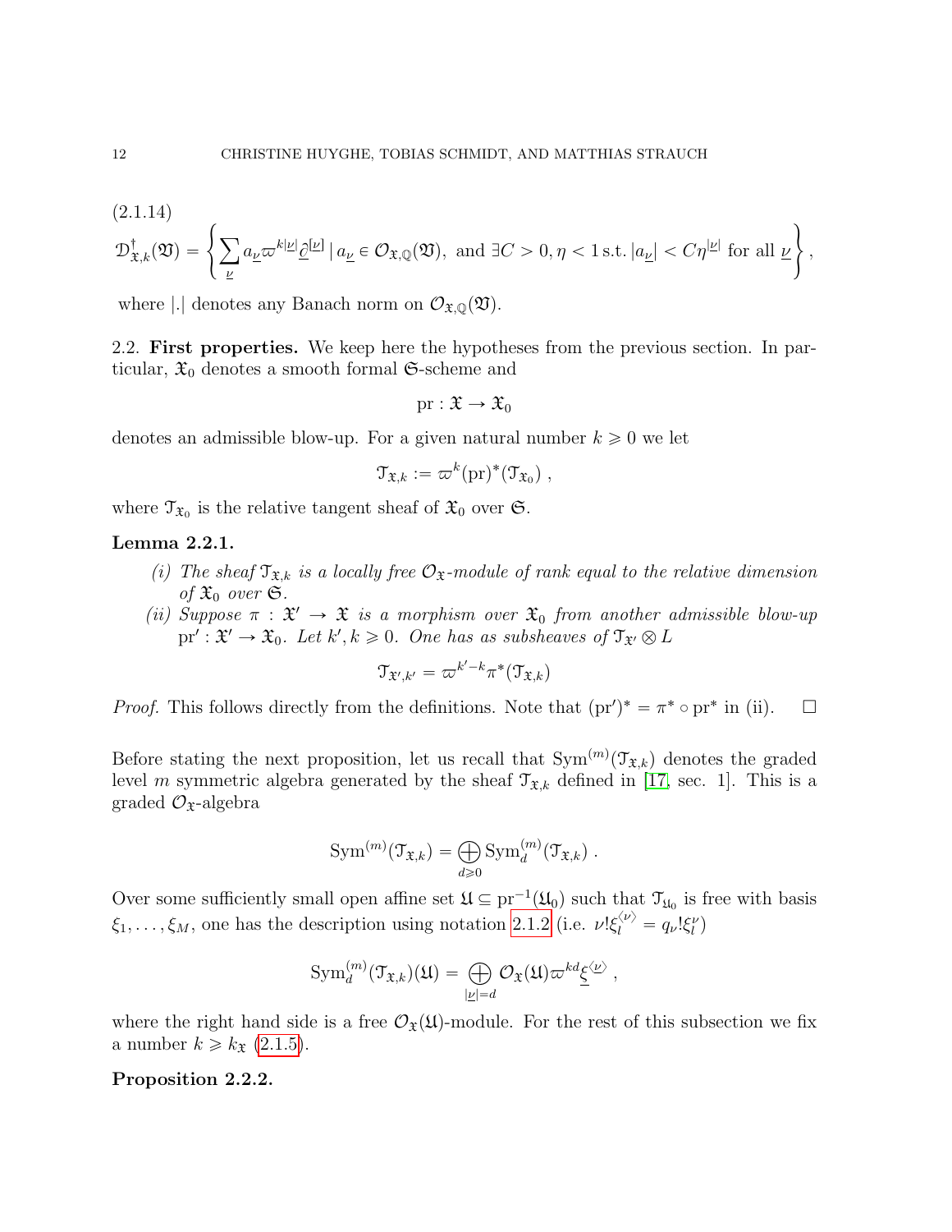(2.1.14)

$$\mathcal{D}^{\dagger}_{\mathfrak{X},k}(\mathfrak{V}) = \left\{ \sum_{\underline{\nu}} a_{\underline{\nu}} \varpi^{k|\underline{\nu}|} \underline{\partial}^{[\underline{\nu}]} \,|\, a_{\underline{\nu}} \in \mathcal{O}_{\mathfrak{X},\mathbb{Q}}(\mathfrak{V}), \text{ and } \exists C>0, \eta<1 \,\text{s.t.}\, |a_{\underline{\nu}}| < C\eta^{|\underline{\nu}|} \text{ for all } \underline{\nu} \right\},$$

where $|.|$ denotes any Banach norm on $\mathcal{O}_{\mathfrak{X},\mathbb{Q}}(\mathfrak{V})$.

2.2. **First properties.** We keep here the hypotheses from the previous section. In particular, $\mathfrak{X}_0$ denotes a smooth formal $\mathfrak{S}$-scheme and

$$\mathrm{pr} : \mathfrak{X} \to \mathfrak{X}_0$$

denotes an admissible blow-up. For a given natural number $k \geqslant 0$ we let

$$\mathcal{T}_{\mathfrak{X},k} := \varpi^k (\mathrm{pr})^*(\mathcal{T}_{\mathfrak{X}_0}) \,,$$

where $\mathcal{T}_{\mathfrak{X}_0}$ is the relative tangent sheaf of $\mathfrak{X}_0$ over $\mathfrak{S}$.

**Lemma 2.2.1.**

*(i) The sheaf $\mathcal{T}_{\mathfrak{X},k}$ is a locally free $\mathcal{O}_{\mathfrak{X}}$-module of rank equal to the relative dimension of $\mathfrak{X}_0$ over $\mathfrak{S}$.*

*(ii) Suppose $\pi : \mathfrak{X}' \to \mathfrak{X}$ is a morphism over $\mathfrak{X}_0$ from another admissible blow-up $\mathrm{pr}' : \mathfrak{X}' \to \mathfrak{X}_0$. Let $k', k \geqslant 0$. One has as subsheaves of $\mathcal{T}_{\mathfrak{X}'} \otimes L$*

$$\mathcal{T}_{\mathfrak{X}',k'} = \varpi^{k'-k} \pi^*(\mathcal{T}_{\mathfrak{X},k})$$

*Proof.* This follows directly from the definitions. Note that $(\mathrm{pr}')^* = \pi^* \circ \mathrm{pr}^*$ in (ii). $\square$

Before stating the next proposition, let us recall that $\mathrm{Sym}^{(m)}(\mathcal{T}_{\mathfrak{X},k})$ denotes the graded level $m$ symmetric algebra generated by the sheaf $\mathcal{T}_{\mathfrak{X},k}$ defined in [17, sec. 1]. This is a graded $\mathcal{O}_{\mathfrak{X}}$-algebra

$$\mathrm{Sym}^{(m)}(\mathcal{T}_{\mathfrak{X},k}) = \bigoplus_{d \geqslant 0} \mathrm{Sym}^{(m)}_d(\mathcal{T}_{\mathfrak{X},k}) \,.$$

Over some sufficiently small open affine set $\mathfrak{U} \subseteq \mathrm{pr}^{-1}(\mathfrak{U}_0)$ such that $\mathcal{T}_{\mathfrak{U}_0}$ is free with basis $\xi_1, \ldots, \xi_M$, one has the description using notation 2.1.2 (i.e. $\nu! \xi_l^{\langle \nu \rangle} = q_\nu! \xi_l^{\nu}$)

$$\mathrm{Sym}^{(m)}_d(\mathcal{T}_{\mathfrak{X},k})(\mathfrak{U}) = \bigoplus_{|\underline{\nu}|=d} \mathcal{O}_{\mathfrak{X}}(\mathfrak{U}) \varpi^{kd} \underline{\xi}^{\langle \underline{\nu} \rangle} \,,$$

where the right hand side is a free $\mathcal{O}_{\mathfrak{X}}(\mathfrak{U})$-module. For the rest of this subsection we fix a number $k \geqslant k_{\mathfrak{X}}$ (2.1.5).

**Proposition 2.2.2.**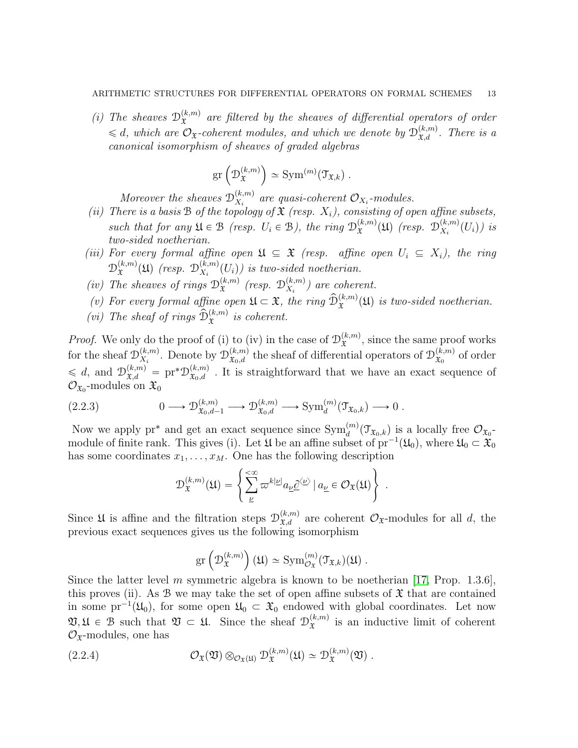*(i) The sheaves $\mathcal{D}_{\mathfrak{X}}^{(k,m)}$ are filtered by the sheaves of differential operators of order $\leqslant d$, which are $\mathcal{O}_{\mathfrak{X}}$-coherent modules, and which we denote by $\mathcal{D}_{\mathfrak{X},d}^{(k,m)}$. There is a canonical isomorphism of sheaves of graded algebras*

$$\mathrm{gr}\left(\mathcal{D}_{\mathfrak{X}}^{(k,m)}\right) \simeq \mathrm{Sym}^{(m)}(\mathcal{T}_{\mathfrak{X},k}) \; .$$

*Moreover the sheaves $\mathcal{D}_{X_i}^{(k,m)}$ are quasi-coherent $\mathcal{O}_{X_i}$-modules.*

*(ii) There is a basis $\mathcal{B}$ of the topology of $\mathfrak{X}$ (resp. $X_i$), consisting of open affine subsets, such that for any $\mathfrak{U} \in \mathcal{B}$ (resp. $U_i \in \mathcal{B}$), the ring $\mathcal{D}_{\mathfrak{X}}^{(k,m)}(\mathfrak{U})$ (resp. $\mathcal{D}_{X_i}^{(k,m)}(U_i)$) is two-sided noetherian.*

*(iii) For every formal affine open $\mathfrak{U} \subseteq \mathfrak{X}$ (resp. affine open $U_i \subseteq X_i$), the ring $\mathcal{D}_{\mathfrak{X}}^{(k,m)}(\mathfrak{U})$ (resp. $\mathcal{D}_{X_i}^{(k,m)}(U_i)$) is two-sided noetherian.*

*(iv) The sheaves of rings $\mathcal{D}_{\mathfrak{X}}^{(k,m)}$ (resp. $\mathcal{D}_{X_i}^{(k,m)}$) are coherent.*

*(v) For every formal affine open $\mathfrak{U} \subset \mathfrak{X}$, the ring $\widehat{\mathcal{D}}_{\mathfrak{X}}^{(k,m)}(\mathfrak{U})$ is two-sided noetherian.*

*(vi) The sheaf of rings $\widehat{\mathcal{D}}_{\mathfrak{X}}^{(k,m)}$ is coherent.*

*Proof.* We only do the proof of (i) to (iv) in the case of $\mathcal{D}_{\mathfrak{X}}^{(k,m)}$, since the same proof works for the sheaf $\mathcal{D}_{X_i}^{(k,m)}$. Denote by $\mathcal{D}_{\mathfrak{X}_0,d}^{(k,m)}$ the sheaf of differential operators of $\mathcal{D}_{\mathfrak{X}_0}^{(k,m)}$ of order $\leqslant d$, and $\mathcal{D}_{\mathfrak{X},d}^{(k,m)} = \mathrm{pr}^*\mathcal{D}_{\mathfrak{X}_0,d}^{(k,m)}$ . It is straightforward that we have an exact sequence of $\mathcal{O}_{\mathfrak{X}_0}$-modules on $\mathfrak{X}_0$

$$0 \longrightarrow \mathcal{D}_{\mathfrak{X}_0,d-1}^{(k,m)} \longrightarrow \mathcal{D}_{\mathfrak{X}_0,d}^{(k,m)} \longrightarrow \mathrm{Sym}_d^{(m)}(\mathcal{T}_{\mathfrak{X}_0,k}) \longrightarrow 0 \; . \tag{2.2.3}$$

Now we apply $\mathrm{pr}^*$ and get an exact sequence since $\mathrm{Sym}_d^{(m)}(\mathcal{T}_{\mathfrak{X}_0,k})$ is a locally free $\mathcal{O}_{\mathfrak{X}_0}$-module of finite rank. This gives (i). Let $\mathfrak{U}$ be an affine subset of $\mathrm{pr}^{-1}(\mathfrak{U}_0)$, where $\mathfrak{U}_0 \subset \mathfrak{X}_0$ has some coordinates $x_1, \ldots, x_M$. One has the following description

$$\mathcal{D}_{\mathfrak{X}}^{(k,m)}(\mathfrak{U}) = \left\{ \sum_{\underline{\nu}}^{<\infty} \varpi^{k|\underline{\nu}|} a_{\underline{\nu}} \underline{\partial}^{\langle \underline{\nu} \rangle} \mid a_{\underline{\nu}} \in \mathcal{O}_{\mathfrak{X}}(\mathfrak{U}) \right\} \; .$$

Since $\mathfrak{U}$ is affine and the filtration steps $\mathcal{D}_{\mathfrak{X},d}^{(k,m)}$ are coherent $\mathcal{O}_{\mathfrak{X}}$-modules for all $d$, the previous exact sequences gives us the following isomorphism

$$\mathrm{gr}\left(\mathcal{D}_{\mathfrak{X}}^{(k,m)}\right)(\mathfrak{U}) \simeq \mathrm{Sym}_{\mathcal{O}_{\mathfrak{X}}}^{(m)}(\mathcal{T}_{\mathfrak{X},k})(\mathfrak{U}) \; .$$

Since the latter level $m$ symmetric algebra is known to be noetherian [17, Prop. 1.3.6], this proves (ii). As $\mathcal{B}$ we may take the set of open affine subsets of $\mathfrak{X}$ that are contained in some $\mathrm{pr}^{-1}(\mathfrak{U}_0)$, for some open $\mathfrak{U}_0 \subset \mathfrak{X}_0$ endowed with global coordinates. Let now $\mathfrak{V}, \mathfrak{U} \in \mathcal{B}$ such that $\mathfrak{V} \subset \mathfrak{U}$. Since the sheaf $\mathcal{D}_{\mathfrak{X}}^{(k,m)}$ is an inductive limit of coherent $\mathcal{O}_{\mathfrak{X}}$-modules, one has

$$\mathcal{O}_{\mathfrak{X}}(\mathfrak{V}) \otimes_{\mathcal{O}_{\mathfrak{X}}(\mathfrak{U})} \mathcal{D}_{\mathfrak{X}}^{(k,m)}(\mathfrak{U}) \simeq \mathcal{D}_{\mathfrak{X}}^{(k,m)}(\mathfrak{V}) \; . \tag{2.2.4}$$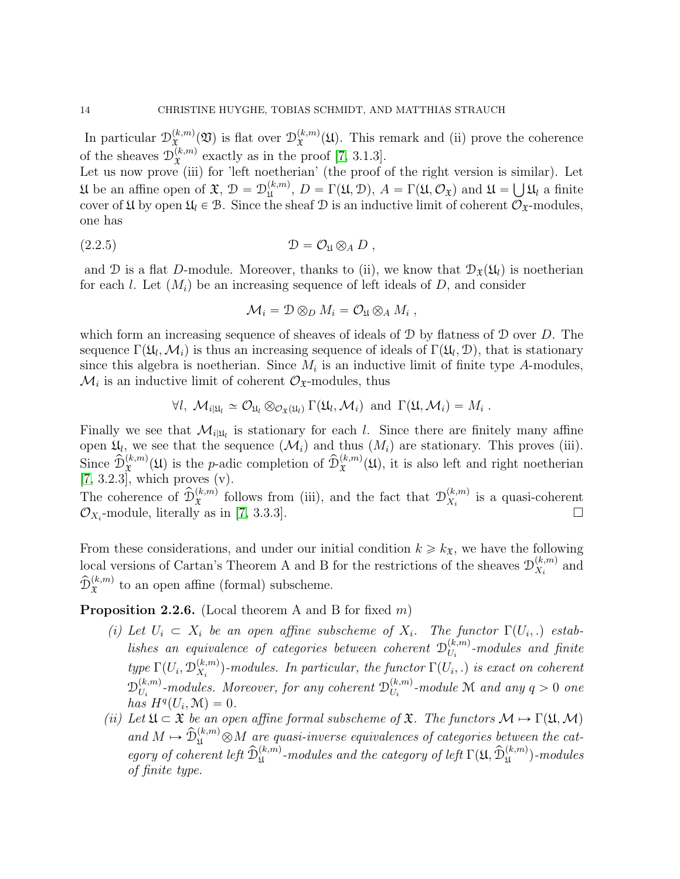In particular $\mathcal{D}_{\mathfrak{X}}^{(k,m)}(\mathfrak{V})$ is flat over $\mathcal{D}_{\mathfrak{X}}^{(k,m)}(\mathfrak{U})$. This remark and (ii) prove the coherence of the sheaves $\mathcal{D}_{\mathfrak{X}}^{(k,m)}$ exactly as in the proof [7, 3.1.3].
Let us now prove (iii) for 'left noetherian' (the proof of the right version is similar). Let $\mathfrak{U}$ be an affine open of $\mathfrak{X}$, $\mathcal{D} = \mathcal{D}_{\mathfrak{U}}^{(k,m)}$, $D = \Gamma(\mathfrak{U}, \mathcal{D})$, $A = \Gamma(\mathfrak{U}, \mathcal{O}_{\mathfrak{X}})$ and $\mathfrak{U} = \bigcup \mathfrak{U}_l$ a finite cover of $\mathfrak{U}$ by open $\mathfrak{U}_l \in \mathcal{B}$. Since the sheaf $\mathcal{D}$ is an inductive limit of coherent $\mathcal{O}_{\mathfrak{X}}$-modules, one has

$$\mathcal{D} = \mathcal{O}_{\mathfrak{U}} \otimes_A D \,, \tag{2.2.5}$$

and $\mathcal{D}$ is a flat $D$-module. Moreover, thanks to (ii), we know that $\mathcal{D}_{\mathfrak{X}}(\mathfrak{U}_l)$ is noetherian for each $l$. Let $(M_i)$ be an increasing sequence of left ideals of $D$, and consider

$$\mathcal{M}_i = \mathcal{D} \otimes_D M_i = \mathcal{O}_{\mathfrak{U}} \otimes_A M_i \,,$$

which form an increasing sequence of sheaves of ideals of $\mathcal{D}$ by flatness of $\mathcal{D}$ over $D$. The sequence $\Gamma(\mathfrak{U}_l, \mathcal{M}_i)$ is thus an increasing sequence of ideals of $\Gamma(\mathfrak{U}_l, \mathcal{D})$, that is stationary since this algebra is noetherian. Since $M_i$ is an inductive limit of finite type $A$-modules, $\mathcal{M}_i$ is an inductive limit of coherent $\mathcal{O}_{\mathfrak{X}}$-modules, thus

$$\forall l,\ \mathcal{M}_{i|\mathfrak{U}_l} \simeq \mathcal{O}_{\mathfrak{U}_l} \otimes_{\mathcal{O}_{\mathfrak{X}}(\mathfrak{U}_l)} \Gamma(\mathfrak{U}_l, \mathcal{M}_i) \ \text{ and } \ \Gamma(\mathfrak{U}, \mathcal{M}_i) = M_i \,.$$

Finally we see that $\mathcal{M}_{i|\mathfrak{U}_l}$ is stationary for each $l$. Since there are finitely many affine open $\mathfrak{U}_l$, we see that the sequence $(\mathcal{M}_i)$ and thus $(M_i)$ are stationary. This proves (iii). Since $\widehat{\mathcal{D}}_{\mathfrak{X}}^{(k,m)}(\mathfrak{U})$ is the $p$-adic completion of $\widehat{\mathcal{D}}_{\mathfrak{X}}^{(k,m)}(\mathfrak{U})$, it is also left and right noetherian [7, 3.2.3], which proves (v).
The coherence of $\widehat{\mathcal{D}}_{\mathfrak{X}}^{(k,m)}$ follows from (iii), and the fact that $\mathcal{D}_{X_i}^{(k,m)}$ is a quasi-coherent $\mathcal{O}_{X_i}$-module, literally as in [7, 3.3.3]. $\square$

From these considerations, and under our initial condition $k \geqslant k_{\mathfrak{X}}$, we have the following local versions of Cartan's Theorem A and B for the restrictions of the sheaves $\mathcal{D}_{X_i}^{(k,m)}$ and $\widehat{\mathcal{D}}_{\mathfrak{X}}^{(k,m)}$ to an open affine (formal) subscheme.

**Proposition 2.2.6.** (Local theorem A and B for fixed $m$)

- (i) *Let $U_i \subset X_i$ be an open affine subscheme of $X_i$. The functor $\Gamma(U_i, .)$ establishes an equivalence of categories between coherent $\mathcal{D}_{U_i}^{(k,m)}$-modules and finite type $\Gamma(U_i, \mathcal{D}_{X_i}^{(k,m)})$-modules. In particular, the functor $\Gamma(U_i, .)$ is exact on coherent $\mathcal{D}_{U_i}^{(k,m)}$-modules. Moreover, for any coherent $\mathcal{D}_{U_i}^{(k,m)}$-module $\mathcal{M}$ and any $q > 0$ one has $H^q(U_i, \mathcal{M}) = 0$.*
- (ii) *Let $\mathfrak{U} \subset \mathfrak{X}$ be an open affine formal subscheme of $\mathfrak{X}$. The functors $\mathcal{M} \mapsto \Gamma(\mathfrak{U}, \mathcal{M})$ and $M \mapsto \widehat{\mathcal{D}}_{\mathfrak{U}}^{(k,m)} \otimes M$ are quasi-inverse equivalences of categories between the category of coherent left $\widehat{\mathcal{D}}_{\mathfrak{U}}^{(k,m)}$-modules and the category of left $\Gamma(\mathfrak{U}, \widehat{\mathcal{D}}_{\mathfrak{U}}^{(k,m)})$-modules of finite type.*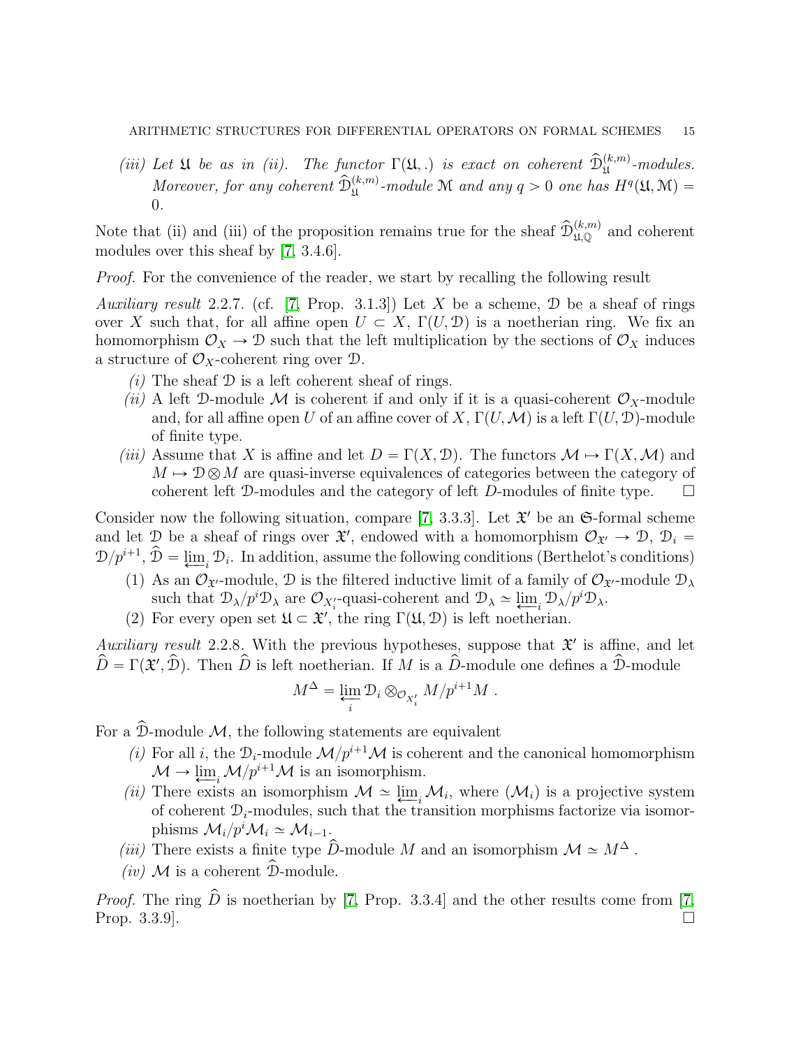*(iii)* Let $\mathfrak{U}$ be as in (ii). The functor $\Gamma(\mathfrak{U}, .)$ is exact on coherent $\widehat{\mathcal{D}}_{\mathfrak{U}}^{(k,m)}$-modules. Moreover, for any coherent $\widehat{\mathcal{D}}_{\mathfrak{U}}^{(k,m)}$-module $\mathcal{M}$ and any $q > 0$ one has $H^q(\mathfrak{U}, \mathcal{M}) = 0$.

Note that (ii) and (iii) of the proposition remains true for the sheaf $\widehat{\mathcal{D}}_{\mathfrak{U},\mathbb{Q}}^{(k,m)}$ and coherent modules over this sheaf by [7, 3.4.6].

*Proof.* For the convenience of the reader, we start by recalling the following result

*Auxiliary result* 2.2.7. (cf. [7, Prop. 3.1.3]) Let $X$ be a scheme, $\mathcal{D}$ be a sheaf of rings over $X$ such that, for all affine open $U \subset X$, $\Gamma(U, \mathcal{D})$ is a noetherian ring. We fix an homomorphism $\mathcal{O}_X \to \mathcal{D}$ such that the left multiplication by the sections of $\mathcal{O}_X$ induces a structure of $\mathcal{O}_X$-coherent ring over $\mathcal{D}$.

*(i)* The sheaf $\mathcal{D}$ is a left coherent sheaf of rings.

*(ii)* A left $\mathcal{D}$-module $\mathcal{M}$ is coherent if and only if it is a quasi-coherent $\mathcal{O}_X$-module and, for all affine open $U$ of an affine cover of $X$, $\Gamma(U, \mathcal{M})$ is a left $\Gamma(U, \mathcal{D})$-module of finite type.

*(iii)* Assume that $X$ is affine and let $D = \Gamma(X, \mathcal{D})$. The functors $\mathcal{M} \mapsto \Gamma(X, \mathcal{M})$ and $M \mapsto \mathcal{D} \otimes M$ are quasi-inverse equivalences of categories between the category of coherent left $\mathcal{D}$-modules and the category of left $D$-modules of finite type. $\square$

Consider now the following situation, compare [7, 3.3.3]. Let $\mathfrak{X}'$ be an $\mathfrak{S}$-formal scheme and let $\mathcal{D}$ be a sheaf of rings over $\mathfrak{X}'$, endowed with a homomorphism $\mathcal{O}_{\mathfrak{X}'} \to \mathcal{D}$, $\mathcal{D}_i = \mathcal{D}/p^{i+1}$, $\widehat{\mathcal{D}} = \varprojlim_i \mathcal{D}_i$. In addition, assume the following conditions (Berthelot's conditions)

1. As an $\mathcal{O}_{\mathfrak{X}'}$-module, $\mathcal{D}$ is the filtered inductive limit of a family of $\mathcal{O}_{\mathfrak{X}'}$-module $\mathcal{D}_\lambda$ such that $\mathcal{D}_\lambda/p^i\mathcal{D}_\lambda$ are $\mathcal{O}_{X'_i}$-quasi-coherent and $\mathcal{D}_\lambda \simeq \varprojlim_i \mathcal{D}_\lambda/p^i\mathcal{D}_\lambda$.
2. For every open set $\mathfrak{U} \subset \mathfrak{X}'$, the ring $\Gamma(\mathfrak{U}, \mathcal{D})$ is left noetherian.

*Auxiliary result* 2.2.8. With the previous hypotheses, suppose that $\mathfrak{X}'$ is affine, and let $\widehat{D} = \Gamma(\mathfrak{X}', \widehat{\mathcal{D}})$. Then $\widehat{D}$ is left noetherian. If $M$ is a $\widehat{D}$-module one defines a $\widehat{\mathcal{D}}$-module

$$M^\Delta = \varprojlim_i \mathcal{D}_i \otimes_{\mathcal{O}_{X'_i}} M/p^{i+1}M \, .$$

For a $\widehat{\mathcal{D}}$-module $\mathcal{M}$, the following statements are equivalent

*(i)* For all $i$, the $\mathcal{D}_i$-module $\mathcal{M}/p^{i+1}\mathcal{M}$ is coherent and the canonical homomorphism $\mathcal{M} \to \varprojlim_i \mathcal{M}/p^{i+1}\mathcal{M}$ is an isomorphism.

*(ii)* There exists an isomorphism $\mathcal{M} \simeq \varprojlim_i \mathcal{M}_i$, where $(\mathcal{M}_i)$ is a projective system of coherent $\mathcal{D}_i$-modules, such that the transition morphisms factorize via isomorphisms $\mathcal{M}_i/p^i\mathcal{M}_i \simeq \mathcal{M}_{i-1}$.

*(iii)* There exists a finite type $\widehat{D}$-module $M$ and an isomorphism $\mathcal{M} \simeq M^\Delta$ .

*(iv)* $\mathcal{M}$ is a coherent $\widehat{\mathcal{D}}$-module.

*Proof.* The ring $\widehat{D}$ is noetherian by [7, Prop. 3.3.4] and the other results come from [7, Prop. 3.3.9]. $\square$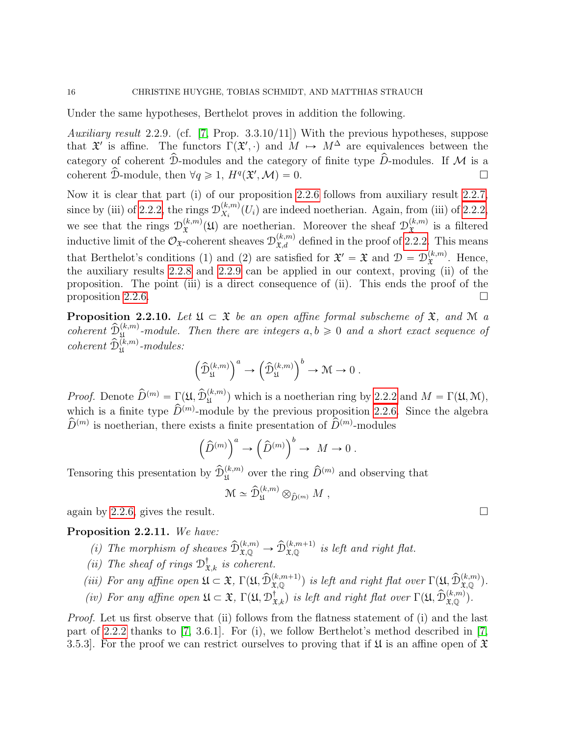Under the same hypotheses, Berthelot proves in addition the following.

*Auxiliary result* 2.2.9. (cf. [7, Prop. 3.3.10/11]) With the previous hypotheses, suppose that $\mathfrak{X}'$ is affine. The functors $\Gamma(\mathfrak{X}', \cdot)$ and $M \mapsto M^{\Delta}$ are equivalences between the category of coherent $\widehat{\mathcal{D}}$-modules and the category of finite type $\widehat{D}$-modules. If $\mathcal{M}$ is a coherent $\widehat{\mathcal{D}}$-module, then $\forall q \geqslant 1$, $H^q(\mathfrak{X}', \mathcal{M}) = 0$. $\square$

Now it is clear that part (i) of our proposition 2.2.6 follows from auxiliary result 2.2.7, since by (iii) of 2.2.2, the rings $\mathcal{D}^{(k,m)}_{X_i}(U_i)$ are indeed noetherian. Again, from (iii) of 2.2.2, we see that the rings $\mathcal{D}^{(k,m)}_{\mathfrak{X}}(\mathfrak{U})$ are noetherian. Moreover the sheaf $\mathcal{D}^{(k,m)}_{\mathfrak{X}}$ is a filtered inductive limit of the $\mathcal{O}_{\mathfrak{X}}$-coherent sheaves $\mathcal{D}^{(k,m)}_{\mathfrak{X},d}$ defined in the proof of 2.2.2. This means that Berthelot's conditions (1) and (2) are satisfied for $\mathfrak{X}' = \mathfrak{X}$ and $\mathcal{D} = \mathcal{D}^{(k,m)}_{\mathfrak{X}}$. Hence, the auxiliary results 2.2.8 and 2.2.9 can be applied in our context, proving (ii) of the proposition. The point (iii) is a direct consequence of (ii). This ends the proof of the proposition 2.2.6. $\square$

**Proposition 2.2.10.** *Let $\mathfrak{U} \subset \mathfrak{X}$ be an open affine formal subscheme of $\mathfrak{X}$, and $\mathcal{M}$ a coherent $\widehat{\mathcal{D}}^{(k,m)}_{\mathfrak{U}}$-module. Then there are integers $a, b \geqslant 0$ and a short exact sequence of coherent $\widehat{\mathcal{D}}^{(k,m)}_{\mathfrak{U}}$-modules:*

$$\left(\widehat{\mathcal{D}}^{(k,m)}_{\mathfrak{U}}\right)^a \to \left(\widehat{\mathcal{D}}^{(k,m)}_{\mathfrak{U}}\right)^b \to \mathcal{M} \to 0\,.$$

*Proof.* Denote $\widehat{D}^{(m)} = \Gamma(\mathfrak{U}, \widehat{\mathcal{D}}^{(k,m)}_{\mathfrak{U}})$ which is a noetherian ring by 2.2.2 and $M = \Gamma(\mathfrak{U}, \mathcal{M})$, which is a finite type $\widehat{D}^{(m)}$-module by the previous proposition 2.2.6. Since the algebra $\widehat{D}^{(m)}$ is noetherian, there exists a finite presentation of $\widehat{D}^{(m)}$-modules

$$\left(\widehat{D}^{(m)}\right)^a \to \left(\widehat{D}^{(m)}\right)^b \to \ M \to 0\,.$$

Tensoring this presentation by $\widehat{\mathcal{D}}^{(k,m)}_{\mathfrak{U}}$ over the ring $\widehat{D}^{(m)}$ and observing that

$$\mathcal{M} \simeq \widehat{\mathcal{D}}^{(k,m)}_{\mathfrak{U}} \otimes_{\widehat{D}^{(m)}} M\,,$$

again by 2.2.6, gives the result. $\square$

**Proposition 2.2.11.** *We have:*

*(i) The morphism of sheaves $\widehat{\mathcal{D}}^{(k,m)}_{\mathfrak{X},\mathbb{Q}} \to \widehat{\mathcal{D}}^{(k,m+1)}_{\mathfrak{X},\mathbb{Q}}$ is left and right flat.*

*(ii) The sheaf of rings $\mathcal{D}^{\dagger}_{\mathfrak{X},k}$ is coherent.*

*(iii) For any affine open $\mathfrak{U} \subset \mathfrak{X}$, $\Gamma(\mathfrak{U}, \widehat{\mathcal{D}}^{(k,m+1)}_{\mathfrak{X},\mathbb{Q}})$ is left and right flat over $\Gamma(\mathfrak{U}, \widehat{\mathcal{D}}^{(k,m)}_{\mathfrak{X},\mathbb{Q}})$.*

*(iv) For any affine open $\mathfrak{U} \subset \mathfrak{X}$, $\Gamma(\mathfrak{U}, \mathcal{D}^{\dagger}_{\mathfrak{X},k})$ is left and right flat over $\Gamma(\mathfrak{U}, \widehat{\mathcal{D}}^{(k,m)}_{\mathfrak{X},\mathbb{Q}})$.*

*Proof.* Let us first observe that (ii) follows from the flatness statement of (i) and the last part of 2.2.2 thanks to [7, 3.6.1]. For (i), we follow Berthelot's method described in [7, 3.5.3]. For the proof we can restrict ourselves to proving that if $\mathfrak{U}$ is an affine open of $\mathfrak{X}$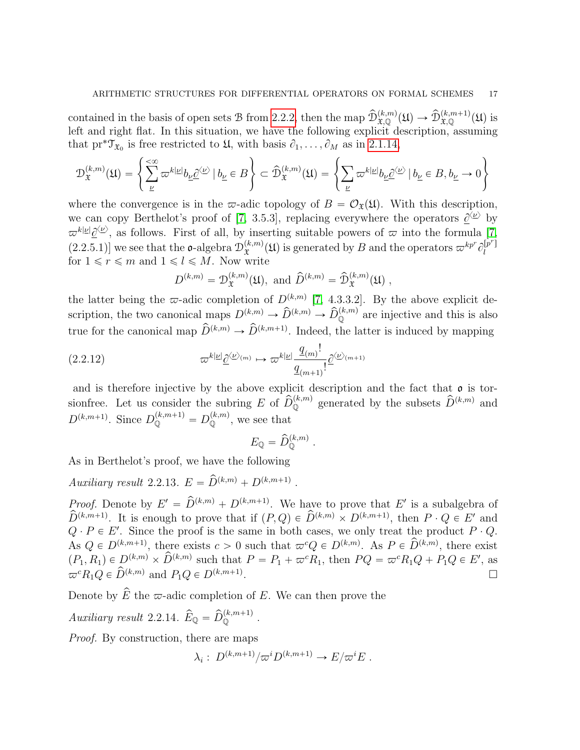contained in the basis of open sets $\mathcal{B}$ from 2.2.2, then the map $\widehat{\mathcal{D}}^{(k,m)}_{\mathfrak{X},\mathbb{Q}}(\mathfrak{U}) \to \widehat{\mathcal{D}}^{(k,m+1)}_{\mathfrak{X},\mathbb{Q}}(\mathfrak{U})$ is left and right flat. In this situation, we have the following explicit description, assuming that $\mathrm{pr}^*\mathcal{T}_{\mathfrak{X}_0}$ is free restricted to $\mathfrak{U}$, with basis $\partial_1, \ldots, \partial_M$ as in 2.1.14,

$$\mathcal{D}^{(k,m)}_{\mathfrak{X}}(\mathfrak{U}) = \left\{ \sum_{\underline{\nu}}^{<\infty} \varpi^{k|\underline{\nu}|} b_{\underline{\nu}} \underline{\partial}^{\langle \underline{\nu} \rangle} \mid b_{\underline{\nu}} \in B \right\} \subset \widehat{\mathcal{D}}^{(k,m)}_{\mathfrak{X}}(\mathfrak{U}) = \left\{ \sum_{\underline{\nu}} \varpi^{k|\underline{\nu}|} b_{\underline{\nu}} \underline{\partial}^{\langle \underline{\nu} \rangle} \mid b_{\underline{\nu}} \in B, b_{\underline{\nu}} \to 0 \right\}$$

where the convergence is in the $\varpi$-adic topology of $B = \mathcal{O}_{\mathfrak{X}}(\mathfrak{U})$. With this description, we can copy Berthelot's proof of [7, 3.5.3], replacing everywhere the operators $\underline{\partial}^{\langle \underline{\nu} \rangle}$ by $\varpi^{k|\underline{\nu}|}\underline{\partial}^{\langle \underline{\nu} \rangle}$, as follows. First of all, by inserting suitable powers of $\varpi$ into the formula [7, (2.2.5.1)] we see that the $\mathfrak{o}$-algebra $\mathcal{D}^{(k,m)}_{\mathfrak{X}}(\mathfrak{U})$ is generated by $B$ and the operators $\varpi^{kp^r}\partial_l^{[p^r]}$ for $1 \leqslant r \leqslant m$ and $1 \leqslant l \leqslant M$. Now write

$$D^{(k,m)} = \mathcal{D}^{(k,m)}_{\mathfrak{X}}(\mathfrak{U}), \text{ and } \widehat{D}^{(k,m)} = \widehat{\mathcal{D}}^{(k,m)}_{\mathfrak{X}}(\mathfrak{U}) ,$$

the latter being the $\varpi$-adic completion of $D^{(k,m)}$ [7, 4.3.3.2]. By the above explicit description, the two canonical maps $D^{(k,m)} \to \widehat{D}^{(k,m)} \to \widehat{D}^{(k,m)}_{\mathbb{Q}}$ are injective and this is also true for the canonical map $\widehat{D}^{(k,m)} \to \widehat{D}^{(k,m+1)}$. Indeed, the latter is induced by mapping

$$\varpi^{k|\underline{\nu}|}\underline{\partial}^{\langle \underline{\nu} \rangle_{(m)}} \mapsto \varpi^{k|\underline{\nu}|} \frac{\underline{q}_{(m)}!}{\underline{q}_{(m+1)}!} \underline{\partial}^{\langle \underline{\nu} \rangle_{(m+1)}} \tag{2.2.12}$$

and is therefore injective by the above explicit description and the fact that $\mathfrak{o}$ is torsionfree. Let us consider the subring $E$ of $\widehat{D}^{(k,m)}_{\mathbb{Q}}$ generated by the subsets $\widehat{D}^{(k,m)}$ and $D^{(k,m+1)}$. Since $D^{(k,m+1)}_{\mathbb{Q}} = D^{(k,m)}_{\mathbb{Q}}$, we see that

$$E_{\mathbb{Q}} = \widehat{D}^{(k,m)}_{\mathbb{Q}} .$$

As in Berthelot's proof, we have the following

*Auxiliary result* 2.2.13. $E = \widehat{D}^{(k,m)} + D^{(k,m+1)}$ .

*Proof.* Denote by $E' = \widehat{D}^{(k,m)} + D^{(k,m+1)}$. We have to prove that $E'$ is a subalgebra of $\widehat{D}^{(k,m+1)}$. It is enough to prove that if $(P,Q) \in \widehat{D}^{(k,m)} \times D^{(k,m+1)}$, then $P \cdot Q \in E'$ and $Q \cdot P \in E'$. Since the proof is the same in both cases, we only treat the product $P \cdot Q$. As $Q \in D^{(k,m+1)}$, there exists $c > 0$ such that $\varpi^c Q \in D^{(k,m)}$. As $P \in \widehat{D}^{(k,m)}$, there exist $(P_1, R_1) \in D^{(k,m)} \times \widehat{D}^{(k,m)}$ such that $P = P_1 + \varpi^c R_1$, then $PQ = \varpi^c R_1 Q + P_1 Q \in E'$, as $\varpi^c R_1 Q \in \widehat{D}^{(k,m)}$ and $P_1 Q \in D^{(k,m+1)}$. $\square$

Denote by $\widehat{E}$ the $\varpi$-adic completion of $E$. We can then prove the

*Auxiliary result* 2.2.14. $\widehat{E}_{\mathbb{Q}} = \widehat{D}^{(k,m+1)}_{\mathbb{Q}}$ .

*Proof.* By construction, there are maps

$$\lambda_i : \ D^{(k,m+1)}/\varpi^i D^{(k,m+1)} \to E/\varpi^i E .$$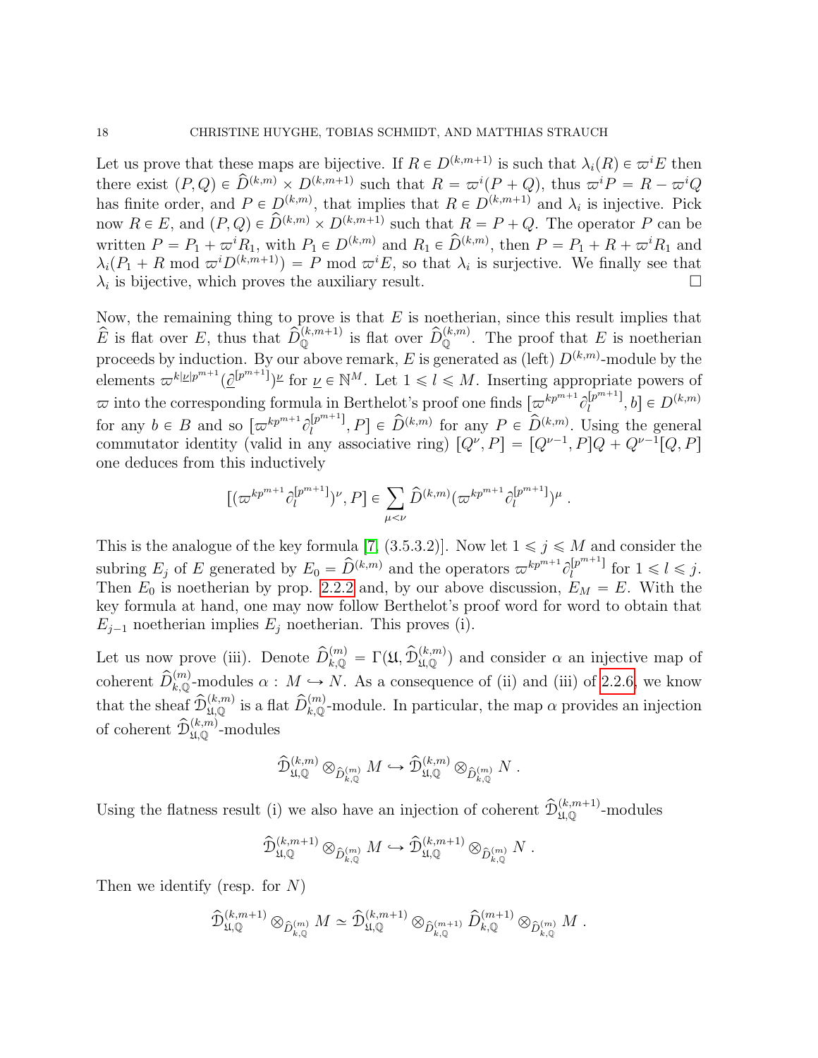Let us prove that these maps are bijective. If $R \in D^{(k,m+1)}$ is such that $\lambda_i(R) \in \varpi^i E$ then there exist $(P,Q) \in \widehat{D}^{(k,m)} \times D^{(k,m+1)}$ such that $R = \varpi^i(P+Q)$, thus $\varpi^i P = R - \varpi^i Q$ has finite order, and $P \in D^{(k,m)}$, that implies that $R \in D^{(k,m+1)}$ and $\lambda_i$ is injective. Pick now $R \in E$, and $(P,Q) \in \widehat{D}^{(k,m)} \times D^{(k,m+1)}$ such that $R = P + Q$. The operator $P$ can be written $P = P_1 + \varpi^i R_1$, with $P_1 \in D^{(k,m)}$ and $R_1 \in \widehat{D}^{(k,m)}$, then $P = P_1 + R + \varpi^i R_1$ and $\lambda_i(P_1 + R \bmod \varpi^i D^{(k,m+1)}) = P \bmod \varpi^i E$, so that $\lambda_i$ is surjective. We finally see that $\lambda_i$ is bijective, which proves the auxiliary result. $\square$

Now, the remaining thing to prove is that $E$ is noetherian, since this result implies that $\widehat{E}$ is flat over $E$, thus that $\widehat{D}^{(k,m+1)}_{\mathbb{Q}}$ is flat over $\widehat{D}^{(k,m)}_{\mathbb{Q}}$. The proof that $E$ is noetherian proceeds by induction. By our above remark, $E$ is generated as (left) $D^{(k,m)}$-module by the elements $\varpi^{k|\underline{\nu}|p^{m+1}}(\underline{\partial}^{[p^{m+1}]})^{\underline{\nu}}$ for $\underline{\nu} \in \mathbb{N}^M$. Let $1 \leqslant l \leqslant M$. Inserting appropriate powers of $\varpi$ into the corresponding formula in Berthelot's proof one finds $[\varpi^{kp^{m+1}}\partial_l^{[p^{m+1}]}, b] \in D^{(k,m)}$ for any $b \in B$ and so $[\varpi^{kp^{m+1}}\partial_l^{[p^{m+1}]}, P] \in \widehat{D}^{(k,m)}$ for any $P \in \widehat{D}^{(k,m)}$. Using the general commutator identity (valid in any associative ring) $[Q^\nu, P] = [Q^{\nu-1}, P]Q + Q^{\nu-1}[Q,P]$ one deduces from this inductively

$$[(\varpi^{kp^{m+1}}\partial_l^{[p^{m+1}]})^\nu, P] \in \sum_{\mu < \nu} \widehat{D}^{(k,m)}(\varpi^{kp^{m+1}}\partial_l^{[p^{m+1}]})^\mu \,.$$

This is the analogue of the key formula [7, (3.5.3.2)]. Now let $1 \leqslant j \leqslant M$ and consider the subring $E_j$ of $E$ generated by $E_0 = \widehat{D}^{(k,m)}$ and the operators $\varpi^{kp^{m+1}}\partial_l^{[p^{m+1}]}$ for $1 \leqslant l \leqslant j$. Then $E_0$ is noetherian by prop. 2.2.2 and, by our above discussion, $E_M = E$. With the key formula at hand, one may now follow Berthelot's proof word for word to obtain that $E_{j-1}$ noetherian implies $E_j$ noetherian. This proves (i).

Let us now prove (iii). Denote $\widehat{D}^{(m)}_{k,\mathbb{Q}} = \Gamma(\mathfrak{U}, \widehat{\mathcal{D}}^{(k,m)}_{\mathfrak{U},\mathbb{Q}})$ and consider $\alpha$ an injective map of coherent $\widehat{D}^{(m)}_{k,\mathbb{Q}}$-modules $\alpha : M \hookrightarrow N$. As a consequence of (ii) and (iii) of 2.2.6, we know that the sheaf $\widehat{\mathcal{D}}^{(k,m)}_{\mathfrak{U},\mathbb{Q}}$ is a flat $\widehat{D}^{(m)}_{k,\mathbb{Q}}$-module. In particular, the map $\alpha$ provides an injection of coherent $\widehat{\mathcal{D}}^{(k,m)}_{\mathfrak{U},\mathbb{Q}}$-modules

$$\widehat{\mathcal{D}}^{(k,m)}_{\mathfrak{U},\mathbb{Q}} \otimes_{\widehat{D}^{(m)}_{k,\mathbb{Q}}} M \hookrightarrow \widehat{\mathcal{D}}^{(k,m)}_{\mathfrak{U},\mathbb{Q}} \otimes_{\widehat{D}^{(m)}_{k,\mathbb{Q}}} N \,.$$

Using the flatness result (i) we also have an injection of coherent $\widehat{\mathcal{D}}^{(k,m+1)}_{\mathfrak{U},\mathbb{Q}}$-modules

$$\widehat{\mathcal{D}}^{(k,m+1)}_{\mathfrak{U},\mathbb{Q}} \otimes_{\widehat{D}^{(m)}_{k,\mathbb{Q}}} M \hookrightarrow \widehat{\mathcal{D}}^{(k,m+1)}_{\mathfrak{U},\mathbb{Q}} \otimes_{\widehat{D}^{(m)}_{k,\mathbb{Q}}} N \,.$$

Then we identify (resp. for $N$)

$$\widehat{\mathcal{D}}^{(k,m+1)}_{\mathfrak{U},\mathbb{Q}} \otimes_{\widehat{D}^{(m)}_{k,\mathbb{Q}}} M \simeq \widehat{\mathcal{D}}^{(k,m+1)}_{\mathfrak{U},\mathbb{Q}} \otimes_{\widehat{D}^{(m+1)}_{k,\mathbb{Q}}} \widehat{D}^{(m+1)}_{k,\mathbb{Q}} \otimes_{\widehat{D}^{(m)}_{k,\mathbb{Q}}} M \,.$$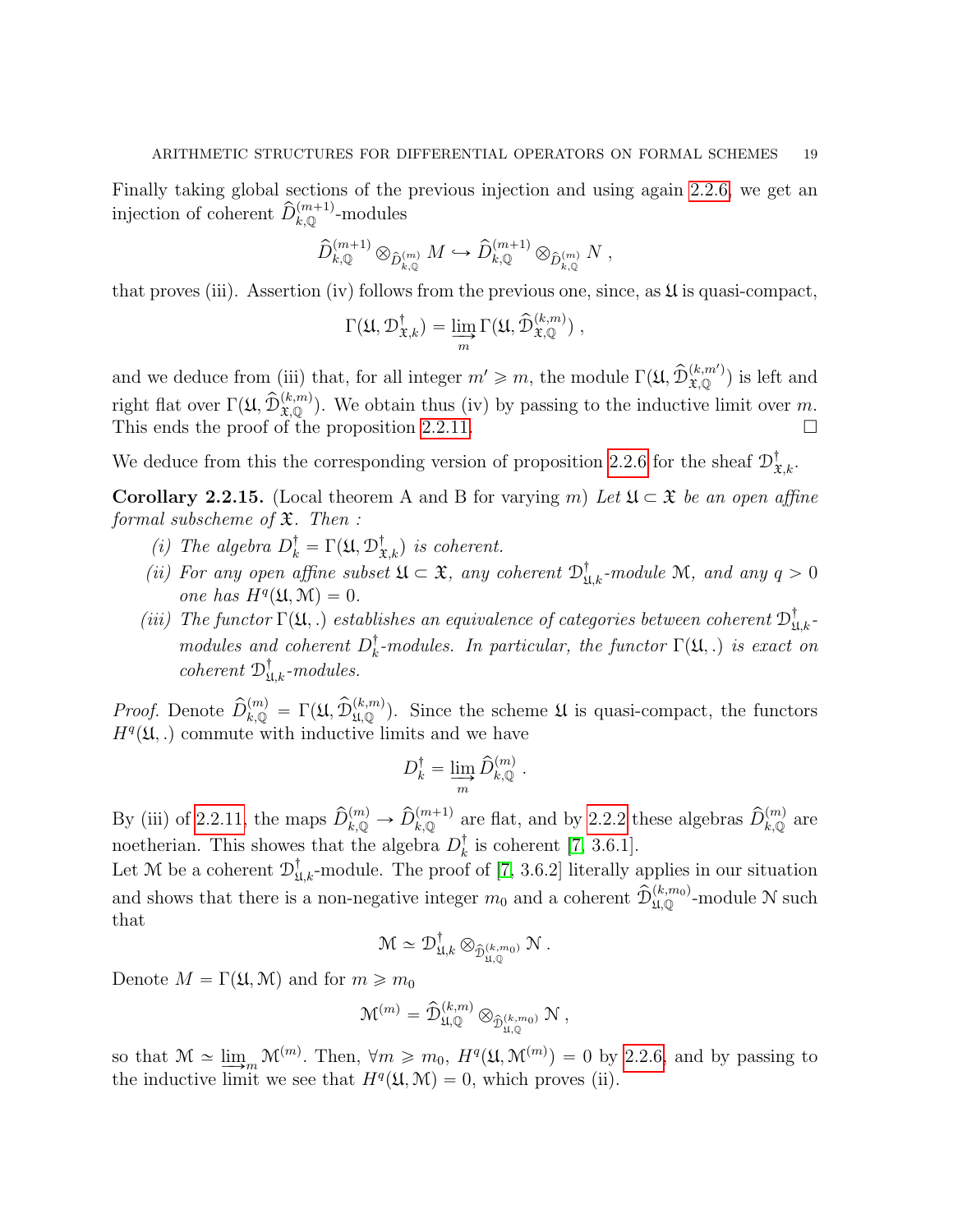Finally taking global sections of the previous injection and using again 2.2.6, we get an injection of coherent $\widehat{D}^{(m+1)}_{k,\mathbb{Q}}$-modules

$$\widehat{D}^{(m+1)}_{k,\mathbb{Q}} \otimes_{\widehat{D}^{(m)}_{k,\mathbb{Q}}} M \hookrightarrow \widehat{D}^{(m+1)}_{k,\mathbb{Q}} \otimes_{\widehat{D}^{(m)}_{k,\mathbb{Q}}} N \ ,$$

that proves (iii). Assertion (iv) follows from the previous one, since, as $\mathfrak{U}$ is quasi-compact,

$$\Gamma(\mathfrak{U}, \mathcal{D}^{\dagger}_{\mathfrak{X},k}) = \varinjlim_{m} \Gamma(\mathfrak{U}, \widehat{\mathcal{D}}^{(k,m)}_{\mathfrak{X},\mathbb{Q}}) \ ,$$

and we deduce from (iii) that, for all integer $m' \geqslant m$, the module $\Gamma(\mathfrak{U}, \widehat{\mathcal{D}}^{(k,m')}_{\mathfrak{X},\mathbb{Q}})$ is left and right flat over $\Gamma(\mathfrak{U}, \widehat{\mathcal{D}}^{(k,m)}_{\mathfrak{X},\mathbb{Q}})$. We obtain thus (iv) by passing to the inductive limit over $m$. This ends the proof of the proposition 2.2.11. $\square$

We deduce from this the corresponding version of proposition 2.2.6 for the sheaf $\mathcal{D}^{\dagger}_{\mathfrak{X},k}$.

**Corollary 2.2.15.** (Local theorem A and B for varying $m$) *Let $\mathfrak{U} \subset \mathfrak{X}$ be an open affine formal subscheme of $\mathfrak{X}$. Then :*

*(i) The algebra $D^{\dagger}_k = \Gamma(\mathfrak{U}, \mathcal{D}^{\dagger}_{\mathfrak{X},k})$ is coherent.*

*(ii) For any open affine subset $\mathfrak{U} \subset \mathfrak{X}$, any coherent $\mathcal{D}^{\dagger}_{\mathfrak{U},k}$-module $\mathcal{M}$, and any $q > 0$ one has $H^q(\mathfrak{U}, \mathcal{M}) = 0$.*

*(iii) The functor $\Gamma(\mathfrak{U}, .)$ establishes an equivalence of categories between coherent $\mathcal{D}^{\dagger}_{\mathfrak{U},k}$-modules and coherent $D^{\dagger}_k$-modules. In particular, the functor $\Gamma(\mathfrak{U}, .)$ is exact on coherent $\mathcal{D}^{\dagger}_{\mathfrak{U},k}$-modules.*

*Proof.* Denote $\widehat{D}^{(m)}_{k,\mathbb{Q}} = \Gamma(\mathfrak{U}, \widehat{\mathcal{D}}^{(k,m)}_{\mathfrak{U},\mathbb{Q}})$. Since the scheme $\mathfrak{U}$ is quasi-compact, the functors $H^q(\mathfrak{U}, .)$ commute with inductive limits and we have

$$D^{\dagger}_k = \varinjlim_{m} \widehat{D}^{(m)}_{k,\mathbb{Q}} \ .$$

By (iii) of 2.2.11, the maps $\widehat{D}^{(m)}_{k,\mathbb{Q}} \to \widehat{D}^{(m+1)}_{k,\mathbb{Q}}$ are flat, and by 2.2.2 these algebras $\widehat{D}^{(m)}_{k,\mathbb{Q}}$ are noetherian. This showes that the algebra $D^{\dagger}_k$ is coherent [7, 3.6.1].

Let $\mathcal{M}$ be a coherent $\mathcal{D}^{\dagger}_{\mathfrak{U},k}$-module. The proof of [7, 3.6.2] literally applies in our situation and shows that there is a non-negative integer $m_0$ and a coherent $\widehat{\mathcal{D}}^{(k,m_0)}_{\mathfrak{U},\mathbb{Q}}$-module $\mathcal{N}$ such that

$$\mathcal{M} \simeq \mathcal{D}^{\dagger}_{\mathfrak{U},k} \otimes_{\widehat{\mathcal{D}}^{(k,m_0)}_{\mathfrak{U},\mathbb{Q}}} \mathcal{N} \ .$$

Denote $M = \Gamma(\mathfrak{U}, \mathcal{M})$ and for $m \geqslant m_0$

$$\mathcal{M}^{(m)} = \widehat{\mathcal{D}}^{(k,m)}_{\mathfrak{U},\mathbb{Q}} \otimes_{\widehat{\mathcal{D}}^{(k,m_0)}_{\mathfrak{U},\mathbb{Q}}} \mathcal{N} \ ,$$

so that $\mathcal{M} \simeq \varinjlim_m \mathcal{M}^{(m)}$. Then, $\forall m \geqslant m_0$, $H^q(\mathfrak{U}, \mathcal{M}^{(m)}) = 0$ by 2.2.6, and by passing to the inductive limit we see that $H^q(\mathfrak{U}, \mathcal{M}) = 0$, which proves (ii).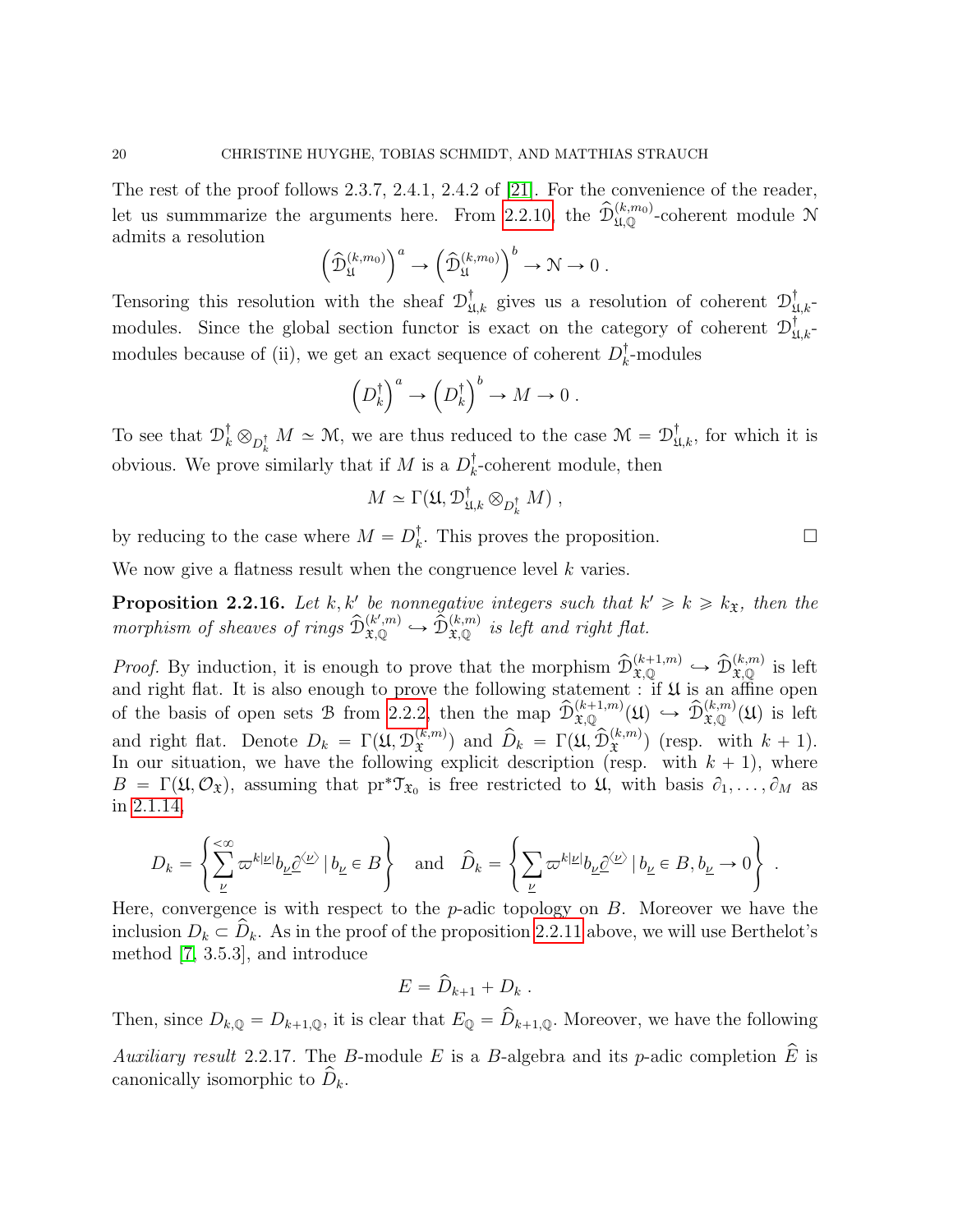The rest of the proof follows 2.3.7, 2.4.1, 2.4.2 of [21]. For the convenience of the reader, let us summmarize the arguments here. From 2.2.10, the $\widehat{\mathcal{D}}^{(k,m_0)}_{\mathfrak{U},\mathbb{Q}}$-coherent module $\mathcal{N}$ admits a resolution

$$\left(\widehat{\mathcal{D}}^{(k,m_0)}_{\mathfrak{U}}\right)^a \to \left(\widehat{\mathcal{D}}^{(k,m_0)}_{\mathfrak{U}}\right)^b \to \mathcal{N} \to 0 \;.$$

Tensoring this resolution with the sheaf $\mathcal{D}^\dagger_{\mathfrak{U},k}$ gives us a resolution of coherent $\mathcal{D}^\dagger_{\mathfrak{U},k}$-modules. Since the global section functor is exact on the category of coherent $\mathcal{D}^\dagger_{\mathfrak{U},k}$-modules because of (ii), we get an exact sequence of coherent $D^\dagger_k$-modules

$$\left(D^\dagger_k\right)^a \to \left(D^\dagger_k\right)^b \to M \to 0 \;.$$

To see that $\mathcal{D}^\dagger_k \otimes_{D^\dagger_k} M \simeq \mathcal{M}$, we are thus reduced to the case $\mathcal{M} = \mathcal{D}^\dagger_{\mathfrak{U},k}$, for which it is obvious. We prove similarly that if $M$ is a $D^\dagger_k$-coherent module, then

$$M \simeq \Gamma(\mathfrak{U}, \mathcal{D}^\dagger_{\mathfrak{U},k} \otimes_{D^\dagger_k} M) \;,$$

by reducing to the case where $M = D^\dagger_k$. This proves the proposition. $\square$

We now give a flatness result when the congruence level $k$ varies.

**Proposition 2.2.16.** *Let $k, k'$ be nonnegative integers such that $k' \geqslant k \geqslant k_{\mathfrak{X}}$, then the morphism of sheaves of rings $\widehat{\mathcal{D}}^{(k',m)}_{\mathfrak{X},\mathbb{Q}} \hookrightarrow \widehat{\mathcal{D}}^{(k,m)}_{\mathfrak{X},\mathbb{Q}}$ is left and right flat.*

*Proof.* By induction, it is enough to prove that the morphism $\widehat{\mathcal{D}}^{(k+1,m)}_{\mathfrak{X},\mathbb{Q}} \hookrightarrow \widehat{\mathcal{D}}^{(k,m)}_{\mathfrak{X},\mathbb{Q}}$ is left and right flat. It is also enough to prove the following statement : if $\mathfrak{U}$ is an affine open of the basis of open sets $\mathcal{B}$ from 2.2.2, then the map $\widehat{\mathcal{D}}^{(k+1,m)}_{\mathfrak{X},\mathbb{Q}}(\mathfrak{U}) \hookrightarrow \widehat{\mathcal{D}}^{(k,m)}_{\mathfrak{X},\mathbb{Q}}(\mathfrak{U})$ is left and right flat. Denote $D_k = \Gamma(\mathfrak{U}, \mathcal{D}^{(k,m)}_{\mathfrak{X}})$ and $\widehat{D}_k = \Gamma(\mathfrak{U}, \widehat{\mathcal{D}}^{(k,m)}_{\mathfrak{X}})$ (resp. with $k+1$). In our situation, we have the following explicit description (resp. with $k+1$), where $B = \Gamma(\mathfrak{U}, \mathcal{O}_{\mathfrak{X}})$, assuming that $\mathrm{pr}^*\mathcal{T}_{\mathfrak{X}_0}$ is free restricted to $\mathfrak{U}$, with basis $\partial_1, \ldots, \partial_M$ as in 2.1.14,

$$D_k = \left\{ \sum_{\underline{\nu}}^{<\infty} \varpi^{k|\underline{\nu}|} b_{\underline{\nu}} \underline{\partial}^{\langle \underline{\nu} \rangle} \,|\, b_{\underline{\nu}} \in B \right\} \quad \text{and} \quad \widehat{D}_k = \left\{ \sum_{\underline{\nu}} \varpi^{k|\underline{\nu}|} b_{\underline{\nu}} \underline{\partial}^{\langle \underline{\nu} \rangle} \,|\, b_{\underline{\nu}} \in B, b_{\underline{\nu}} \to 0 \right\} \;.$$

Here, convergence is with respect to the $p$-adic topology on $B$. Moreover we have the inclusion $D_k \subset \widehat{D}_k$. As in the proof of the proposition 2.2.11 above, we will use Berthelot's method [7, 3.5.3], and introduce

$$E = \widehat{D}_{k+1} + D_k \;.$$

Then, since $D_{k,\mathbb{Q}} = D_{k+1,\mathbb{Q}}$, it is clear that $E_{\mathbb{Q}} = \widehat{D}_{k+1,\mathbb{Q}}$. Moreover, we have the following

*Auxiliary result* 2.2.17. The $B$-module $E$ is a $B$-algebra and its $p$-adic completion $\widehat{E}$ is canonically isomorphic to $\widehat{D}_k$.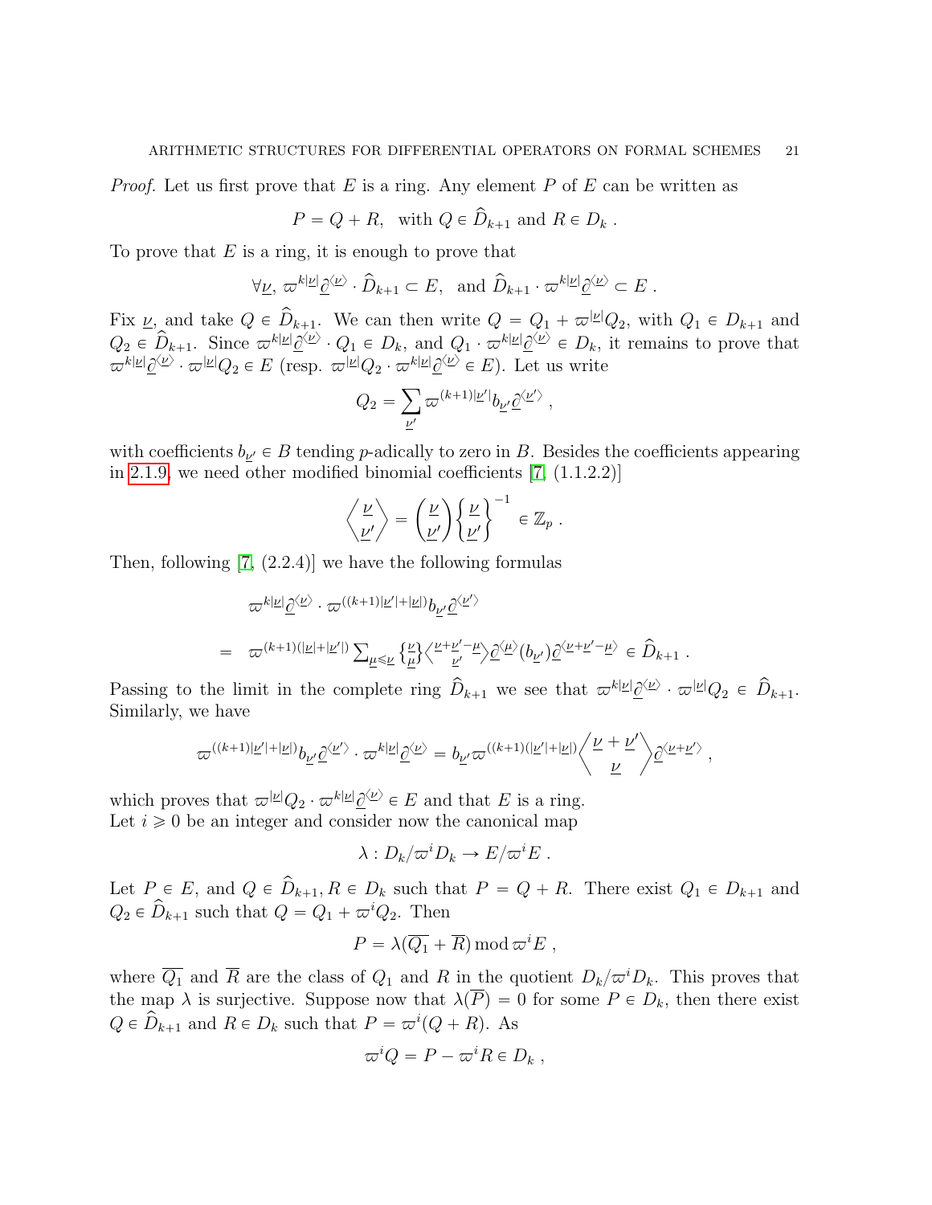*Proof.* Let us first prove that $E$ is a ring. Any element $P$ of $E$ can be written as

$$P = Q + R, \quad \text{with } Q \in \widehat{D}_{k+1} \text{ and } R \in D_k \; .$$

To prove that $E$ is a ring, it is enough to prove that

$$\forall \underline{\nu},\; \varpi^{k|\underline{\nu}|}\underline{\partial}^{\langle \underline{\nu} \rangle} \cdot \widehat{D}_{k+1} \subset E, \;\text{ and } \widehat{D}_{k+1} \cdot \varpi^{k|\underline{\nu}|}\underline{\partial}^{\langle \underline{\nu} \rangle} \subset E \; .$$

Fix $\underline{\nu}$, and take $Q \in \widehat{D}_{k+1}$. We can then write $Q = Q_1 + \varpi^{|\underline{\nu}|}Q_2$, with $Q_1 \in D_{k+1}$ and $Q_2 \in \widehat{D}_{k+1}$. Since $\varpi^{k|\underline{\nu}|}\underline{\partial}^{\langle \underline{\nu} \rangle} \cdot Q_1 \in D_k$, and $Q_1 \cdot \varpi^{k|\underline{\nu}|}\underline{\partial}^{\langle \underline{\nu} \rangle} \in D_k$, it remains to prove that $\varpi^{k|\underline{\nu}|}\underline{\partial}^{\langle \underline{\nu} \rangle} \cdot \varpi^{|\underline{\nu}|}Q_2 \in E$ (resp. $\varpi^{|\underline{\nu}|}Q_2 \cdot \varpi^{k|\underline{\nu}|}\underline{\partial}^{\langle \underline{\nu} \rangle} \in E$). Let us write

$$Q_2 = \sum_{\underline{\nu}'} \varpi^{(k+1)|\underline{\nu}'|} b_{\underline{\nu}'} \underline{\partial}^{\langle \underline{\nu}' \rangle} \; ,$$

with coefficients $b_{\underline{\nu}'} \in B$ tending $p$-adically to zero in $B$. Besides the coefficients appearing in 2.1.9, we need other modified binomial coefficients [7, (1.1.2.2)]

$$\left\langle {\underline{\nu} \atop \underline{\nu}'} \right\rangle = \binom{\underline{\nu}}{\underline{\nu}'} \left\{ {\underline{\nu} \atop \underline{\nu}'} \right\}^{-1} \in \mathbb{Z}_p \; .$$

Then, following [7, (2.2.4)] we have the following formulas

$$\begin{aligned}
&\varpi^{k|\underline{\nu}|}\underline{\partial}^{\langle \underline{\nu} \rangle} \cdot \varpi^{((k+1)|\underline{\nu}'|+|\underline{\nu}|)} b_{\underline{\nu}'} \underline{\partial}^{\langle \underline{\nu}' \rangle} \\
= \;\; &\varpi^{(k+1)(|\underline{\nu}|+|\underline{\nu}'|)} \textstyle\sum_{\underline{\mu} \leqslant \underline{\nu}} \left\{ {\underline{\nu} \atop \underline{\mu}} \right\} \left\langle {\underline{\nu}+\underline{\nu}'-\underline{\mu} \atop \underline{\nu}'} \right\rangle \underline{\partial}^{\langle \underline{\mu} \rangle}(b_{\underline{\nu}'}) \underline{\partial}^{\langle \underline{\nu}+\underline{\nu}'-\underline{\mu} \rangle} \in \widehat{D}_{k+1} \; .
\end{aligned}$$

Passing to the limit in the complete ring $\widehat{D}_{k+1}$ we see that $\varpi^{k|\underline{\nu}|}\underline{\partial}^{\langle \underline{\nu} \rangle} \cdot \varpi^{|\underline{\nu}|}Q_2 \in \widehat{D}_{k+1}$. Similarly, we have

$$\varpi^{((k+1)|\underline{\nu}'|+|\underline{\nu}|)} b_{\underline{\nu}'} \underline{\partial}^{\langle \underline{\nu}' \rangle} \cdot \varpi^{k|\underline{\nu}|}\underline{\partial}^{\langle \underline{\nu} \rangle} = b_{\underline{\nu}'} \varpi^{((k+1)(|\underline{\nu}'|+|\underline{\nu}|)} \left\langle {\underline{\nu}+\underline{\nu}' \atop \underline{\nu}} \right\rangle \underline{\partial}^{\langle \underline{\nu}+\underline{\nu}' \rangle} \; ,$$

which proves that $\varpi^{|\underline{\nu}|}Q_2 \cdot \varpi^{k|\underline{\nu}|}\underline{\partial}^{\langle \underline{\nu} \rangle} \in E$ and that $E$ is a ring.
Let $i \geqslant 0$ be an integer and consider now the canonical map

$$\lambda : D_k/\varpi^i D_k \to E/\varpi^i E \; .$$

Let $P \in E$, and $Q \in \widehat{D}_{k+1}, R \in D_k$ such that $P = Q + R$. There exist $Q_1 \in D_{k+1}$ and $Q_2 \in \widehat{D}_{k+1}$ such that $Q = Q_1 + \varpi^i Q_2$. Then

$$P = \lambda(\overline{Q_1} + \overline{R}) \bmod \varpi^i E \; ,$$

where $\overline{Q_1}$ and $\overline{R}$ are the class of $Q_1$ and $R$ in the quotient $D_k/\varpi^i D_k$. This proves that the map $\lambda$ is surjective. Suppose now that $\lambda(\overline{P}) = 0$ for some $P \in D_k$, then there exist $Q \in \widehat{D}_{k+1}$ and $R \in D_k$ such that $P = \varpi^i(Q + R)$. As

$$\varpi^i Q = P - \varpi^i R \in D_k \; ,$$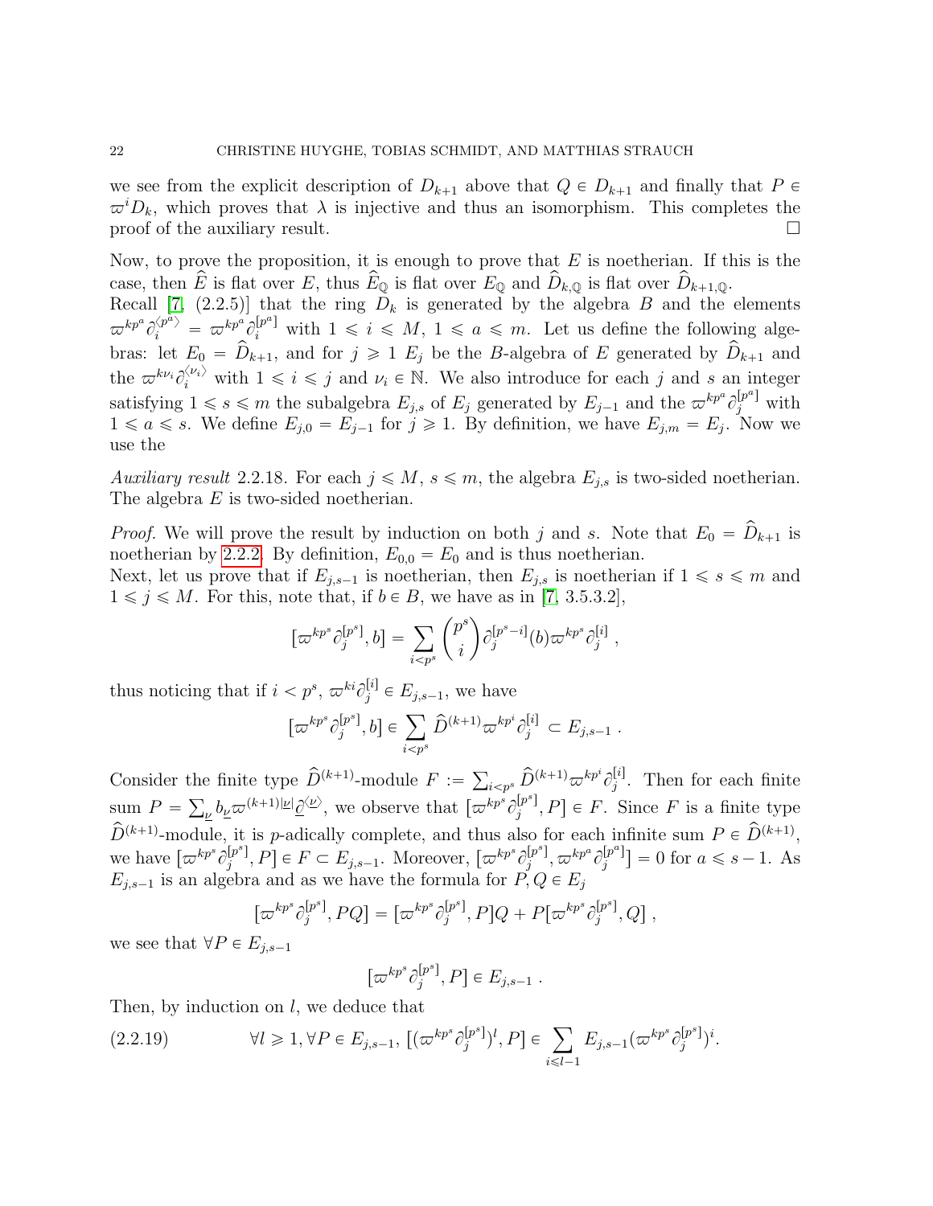we see from the explicit description of $D_{k+1}$ above that $Q \in D_{k+1}$ and finally that $P \in \varpi^i D_k$, which proves that $\lambda$ is injective and thus an isomorphism. This completes the proof of the auxiliary result. $\square$

Now, to prove the proposition, it is enough to prove that $E$ is noetherian. If this is the case, then $\widehat{E}$ is flat over $E$, thus $\widehat{E}_{\mathbb{Q}}$ is flat over $E_{\mathbb{Q}}$ and $\widehat{D}_{k,\mathbb{Q}}$ is flat over $\widehat{D}_{k+1,\mathbb{Q}}$.
Recall [7, (2.2.5)] that the ring $D_k$ is generated by the algebra $B$ and the elements $\varpi^{kp^a}\partial_i^{\langle p^a\rangle} = \varpi^{kp^a}\partial_i^{[p^a]}$ with $1 \leqslant i \leqslant M$, $1 \leqslant a \leqslant m$. Let us define the following algebras: let $E_0 = \widehat{D}_{k+1}$, and for $j \geqslant 1$ $E_j$ be the $B$-algebra of $E$ generated by $\widehat{D}_{k+1}$ and the $\varpi^{k\nu_i}\partial_i^{\langle \nu_i\rangle}$ with $1 \leqslant i \leqslant j$ and $\nu_i \in \mathbb{N}$. We also introduce for each $j$ and $s$ an integer satisfying $1 \leqslant s \leqslant m$ the subalgebra $E_{j,s}$ of $E_j$ generated by $E_{j-1}$ and the $\varpi^{kp^a}\partial_j^{[p^a]}$ with $1 \leqslant a \leqslant s$. We define $E_{j,0} = E_{j-1}$ for $j \geqslant 1$. By definition, we have $E_{j,m} = E_j$. Now we use the

*Auxiliary result* 2.2.18. For each $j \leqslant M$, $s \leqslant m$, the algebra $E_{j,s}$ is two-sided noetherian. The algebra $E$ is two-sided noetherian.

*Proof.* We will prove the result by induction on both $j$ and $s$. Note that $E_0 = \widehat{D}_{k+1}$ is noetherian by 2.2.2. By definition, $E_{0,0} = E_0$ and is thus noetherian.
Next, let us prove that if $E_{j,s-1}$ is noetherian, then $E_{j,s}$ is noetherian if $1 \leqslant s \leqslant m$ and $1 \leqslant j \leqslant M$. For this, note that, if $b \in B$, we have as in [7, 3.5.3.2],

$$[\varpi^{kp^s}\partial_j^{[p^s]}, b] = \sum_{i<p^s} \binom{p^s}{i} \partial_j^{[p^s-i]}(b)\varpi^{kp^s}\partial_j^{[i]} ,$$

thus noticing that if $i < p^s$, $\varpi^{ki}\partial_j^{[i]} \in E_{j,s-1}$, we have

$$[\varpi^{kp^s}\partial_j^{[p^s]}, b] \in \sum_{i<p^s} \widehat{D}^{(k+1)}\varpi^{kp^i}\partial_j^{[i]} \subset E_{j,s-1} .$$

Consider the finite type $\widehat{D}^{(k+1)}$-module $F := \sum_{i<p^s} \widehat{D}^{(k+1)}\varpi^{kp^i}\partial_j^{[i]}$. Then for each finite sum $P = \sum_{\underline{\nu}} b_{\underline{\nu}}\varpi^{(k+1)|\underline{\nu}|}\underline{\partial}^{\langle\underline{\nu}\rangle}$, we observe that $[\varpi^{kp^s}\partial_j^{[p^s]}, P] \in F$. Since $F$ is a finite type $\widehat{D}^{(k+1)}$-module, it is $p$-adically complete, and thus also for each infinite sum $P \in \widehat{D}^{(k+1)}$, we have $[\varpi^{kp^s}\partial_j^{[p^s]}, P] \in F \subset E_{j,s-1}$. Moreover, $[\varpi^{kp^s}\partial_j^{[p^s]}, \varpi^{kp^a}\partial_j^{[p^a]}] = 0$ for $a \leqslant s-1$. As $E_{j,s-1}$ is an algebra and as we have the formula for $P, Q \in E_j$

$$[\varpi^{kp^s}\partial_j^{[p^s]}, PQ] = [\varpi^{kp^s}\partial_j^{[p^s]}, P]Q + P[\varpi^{kp^s}\partial_j^{[p^s]}, Q] ,$$

we see that $\forall P \in E_{j,s-1}$

$$[\varpi^{kp^s}\partial_j^{[p^s]}, P] \in E_{j,s-1} .$$

Then, by induction on $l$, we deduce that

$$\forall l \geqslant 1, \forall P \in E_{j,s-1},\ [(\varpi^{kp^s}\partial_j^{[p^s]})^l, P] \in \sum_{i\leqslant l-1} E_{j,s-1}(\varpi^{kp^s}\partial_j^{[p^s]})^i. \tag{2.2.19}$$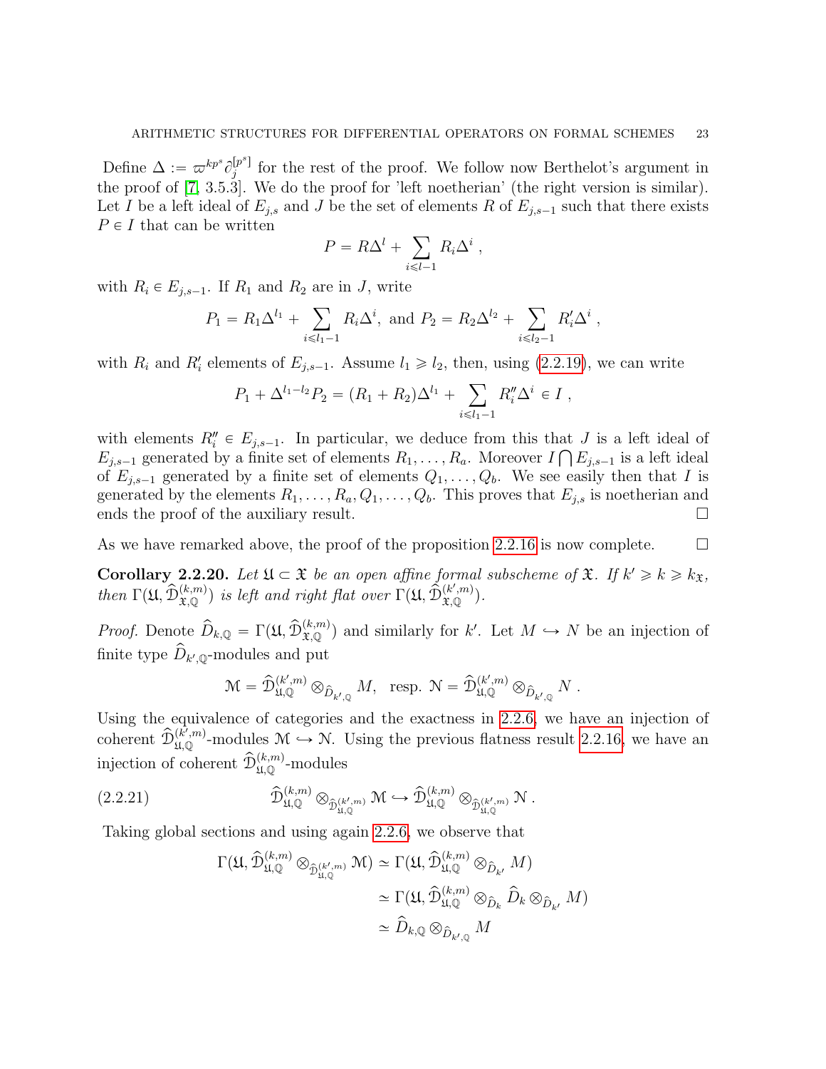Define $\Delta := \varpi^{kp^s}\partial_j^{[p^s]}$ for the rest of the proof. We follow now Berthelot's argument in the proof of [7, 3.5.3]. We do the proof for 'left noetherian' (the right version is similar). Let $I$ be a left ideal of $E_{j,s}$ and $J$ be the set of elements $R$ of $E_{j,s-1}$ such that there exists $P \in I$ that can be written

$$P = R\Delta^l + \sum_{i \leqslant l-1} R_i \Delta^i \ ,$$

with $R_i \in E_{j,s-1}$. If $R_1$ and $R_2$ are in $J$, write

$$P_1 = R_1\Delta^{l_1} + \sum_{i \leqslant l_1-1} R_i\Delta^i, \text{ and } P_2 = R_2\Delta^{l_2} + \sum_{i \leqslant l_2-1} R'_i\Delta^i \ ,$$

with $R_i$ and $R'_i$ elements of $E_{j,s-1}$. Assume $l_1 \geqslant l_2$, then, using (2.2.19), we can write

$$P_1 + \Delta^{l_1-l_2}P_2 = (R_1+R_2)\Delta^{l_1} + \sum_{i \leqslant l_1-1} R''_i\Delta^i \in I \ ,$$

with elements $R''_i \in E_{j,s-1}$. In particular, we deduce from this that $J$ is a left ideal of $E_{j,s-1}$ generated by a finite set of elements $R_1, \ldots, R_a$. Moreover $I \bigcap E_{j,s-1}$ is a left ideal of $E_{j,s-1}$ generated by a finite set of elements $Q_1, \ldots, Q_b$. We see easily then that $I$ is generated by the elements $R_1, \ldots, R_a, Q_1, \ldots, Q_b$. This proves that $E_{j,s}$ is noetherian and ends the proof of the auxiliary result. $\square$

As we have remarked above, the proof of the proposition 2.2.16 is now complete. $\square$

**Corollary 2.2.20.** *Let $\mathfrak{U} \subset \mathfrak{X}$ be an open affine formal subscheme of $\mathfrak{X}$. If $k' \geqslant k \geqslant k_{\mathfrak{X}}$, then $\Gamma(\mathfrak{U}, \widehat{\mathcal{D}}^{(k,m)}_{\mathfrak{X},\mathbb{Q}})$ is left and right flat over $\Gamma(\mathfrak{U}, \widehat{\mathcal{D}}^{(k',m)}_{\mathfrak{X},\mathbb{Q}})$.*

*Proof.* Denote $\widehat{D}_{k,\mathbb{Q}} = \Gamma(\mathfrak{U}, \widehat{\mathcal{D}}^{(k,m)}_{\mathfrak{X},\mathbb{Q}})$ and similarly for $k'$. Let $M \hookrightarrow N$ be an injection of finite type $\widehat{D}_{k',\mathbb{Q}}$-modules and put

$$\mathcal{M} = \widehat{\mathcal{D}}^{(k',m)}_{\mathfrak{U},\mathbb{Q}} \otimes_{\widehat{D}_{k',\mathbb{Q}}} M, \text{ resp. } \mathcal{N} = \widehat{\mathcal{D}}^{(k',m)}_{\mathfrak{U},\mathbb{Q}} \otimes_{\widehat{D}_{k',\mathbb{Q}}} N \ .$$

Using the equivalence of categories and the exactness in 2.2.6, we have an injection of coherent $\widehat{\mathcal{D}}^{(k',m)}_{\mathfrak{U},\mathbb{Q}}$-modules $\mathcal{M} \hookrightarrow \mathcal{N}$. Using the previous flatness result 2.2.16, we have an injection of coherent $\widehat{\mathcal{D}}^{(k,m)}_{\mathfrak{U},\mathbb{Q}}$-modules

$$\widehat{\mathcal{D}}^{(k,m)}_{\mathfrak{U},\mathbb{Q}} \otimes_{\widehat{\mathcal{D}}^{(k',m)}_{\mathfrak{U},\mathbb{Q}}} \mathcal{M} \hookrightarrow \widehat{\mathcal{D}}^{(k,m)}_{\mathfrak{U},\mathbb{Q}} \otimes_{\widehat{\mathcal{D}}^{(k',m)}_{\mathfrak{U},\mathbb{Q}}} \mathcal{N} \ . \tag{2.2.21}$$

Taking global sections and using again 2.2.6, we observe that

$$\begin{aligned}
\Gamma(\mathfrak{U}, \widehat{\mathcal{D}}^{(k,m)}_{\mathfrak{U},\mathbb{Q}} \otimes_{\widehat{\mathcal{D}}^{(k',m)}_{\mathfrak{U},\mathbb{Q}}} \mathcal{M}) &\simeq \Gamma(\mathfrak{U}, \widehat{\mathcal{D}}^{(k,m)}_{\mathfrak{U},\mathbb{Q}} \otimes_{\widehat{D}_{k'}} M) \\
&\simeq \Gamma(\mathfrak{U}, \widehat{\mathcal{D}}^{(k,m)}_{\mathfrak{U},\mathbb{Q}} \otimes_{\widehat{D}_{k}} \widehat{D}_k \otimes_{\widehat{D}_{k'}} M) \\
&\simeq \widehat{D}_{k,\mathbb{Q}} \otimes_{\widehat{D}_{k',\mathbb{Q}}} M
\end{aligned}$$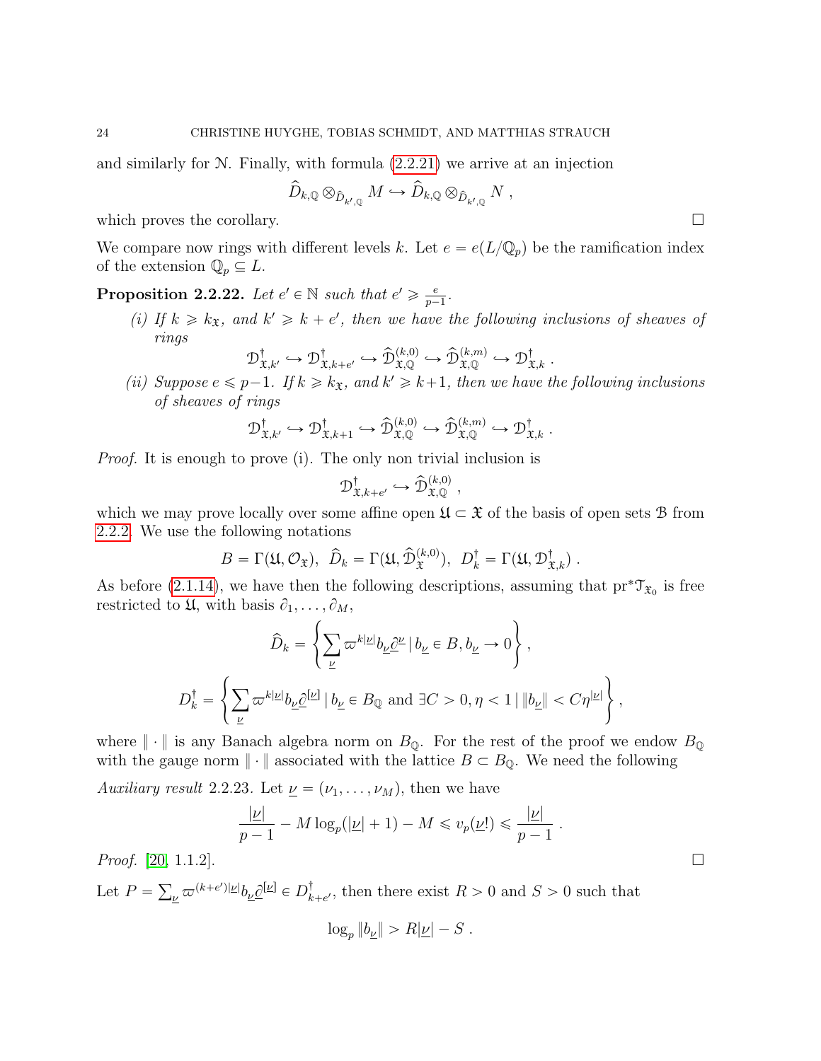and similarly for $\mathcal{N}$. Finally, with formula (2.2.21) we arrive at an injection

$$\widehat{D}_{k,\mathbb{Q}} \otimes_{\widehat{D}_{k',\mathbb{Q}}} M \hookrightarrow \widehat{D}_{k,\mathbb{Q}} \otimes_{\widehat{D}_{k',\mathbb{Q}}} N \ ,$$

which proves the corollary. $\square$

We compare now rings with different levels $k$. Let $e = e(L/\mathbb{Q}_p)$ be the ramification index of the extension $\mathbb{Q}_p \subseteq L$.

**Proposition 2.2.22.** *Let $e' \in \mathbb{N}$ such that $e' \geqslant \frac{e}{p-1}$.*

*(i) If $k \geqslant k_{\mathfrak{X}}$, and $k' \geqslant k + e'$, then we have the following inclusions of sheaves of rings*

$$\mathcal{D}^\dagger_{\mathfrak{X},k'} \hookrightarrow \mathcal{D}^\dagger_{\mathfrak{X},k+e'} \hookrightarrow \widehat{\mathcal{D}}^{(k,0)}_{\mathfrak{X},\mathbb{Q}} \hookrightarrow \widehat{\mathcal{D}}^{(k,m)}_{\mathfrak{X},\mathbb{Q}} \hookrightarrow \mathcal{D}^\dagger_{\mathfrak{X},k} \ .$$

*(ii) Suppose $e \leqslant p-1$. If $k \geqslant k_{\mathfrak{X}}$, and $k' \geqslant k+1$, then we have the following inclusions of sheaves of rings*

$$\mathcal{D}^\dagger_{\mathfrak{X},k'} \hookrightarrow \mathcal{D}^\dagger_{\mathfrak{X},k+1} \hookrightarrow \widehat{\mathcal{D}}^{(k,0)}_{\mathfrak{X},\mathbb{Q}} \hookrightarrow \widehat{\mathcal{D}}^{(k,m)}_{\mathfrak{X},\mathbb{Q}} \hookrightarrow \mathcal{D}^\dagger_{\mathfrak{X},k} \ .$$

*Proof.* It is enough to prove (i). The only non trivial inclusion is

$$\mathcal{D}^\dagger_{\mathfrak{X},k+e'} \hookrightarrow \widehat{\mathcal{D}}^{(k,0)}_{\mathfrak{X},\mathbb{Q}} \ ,$$

which we may prove locally over some affine open $\mathfrak{U} \subset \mathfrak{X}$ of the basis of open sets $\mathcal{B}$ from 2.2.2. We use the following notations

$$B = \Gamma(\mathfrak{U}, \mathcal{O}_{\mathfrak{X}}), \ \ \widehat{D}_k = \Gamma(\mathfrak{U}, \widehat{\mathcal{D}}^{(k,0)}_{\mathfrak{X}}), \ \ D^\dagger_k = \Gamma(\mathfrak{U}, \mathcal{D}^\dagger_{\mathfrak{X},k}) \ .$$

As before (2.1.14), we have then the following descriptions, assuming that $\mathrm{pr}^*\mathcal{T}_{\mathfrak{X}_0}$ is free restricted to $\mathfrak{U}$, with basis $\partial_1, \ldots, \partial_M$,

$$\widehat{D}_k = \left\{ \sum_{\underline{\nu}} \varpi^{k|\underline{\nu}|} b_{\underline{\nu}} \underline{\partial}^{\underline{\nu}} \,|\, b_{\underline{\nu}} \in B, b_{\underline{\nu}} \to 0 \right\} ,$$

$$D^\dagger_k = \left\{ \sum_{\underline{\nu}} \varpi^{k|\underline{\nu}|} b_{\underline{\nu}} \underline{\partial}^{[\underline{\nu}]} \,|\, b_{\underline{\nu}} \in B_{\mathbb{Q}} \text{ and } \exists C > 0, \eta < 1 \,|\, \|b_{\underline{\nu}}\| < C \eta^{|\underline{\nu}|} \right\} ,$$

where $\|\cdot\|$ is any Banach algebra norm on $B_{\mathbb{Q}}$. For the rest of the proof we endow $B_{\mathbb{Q}}$ with the gauge norm $\|\cdot\|$ associated with the lattice $B \subset B_{\mathbb{Q}}$. We need the following

*Auxiliary result* 2.2.23. Let $\underline{\nu} = (\nu_1, \ldots, \nu_M)$, then we have

$$\frac{|\underline{\nu}|}{p-1} - M \log_p(|\underline{\nu}| + 1) - M \leqslant v_p(\underline{\nu}!) \leqslant \frac{|\underline{\nu}|}{p-1} \ .$$

*Proof.* [20, 1.1.2]. $\square$

Let $P = \sum_{\underline{\nu}} \varpi^{(k+e')|\underline{\nu}|} b_{\underline{\nu}} \underline{\partial}^{[\underline{\nu}]} \in D^\dagger_{k+e'}$, then there exist $R > 0$ and $S > 0$ such that

$$\log_p \|b_{\underline{\nu}}\| > R|\underline{\nu}| - S \ .$$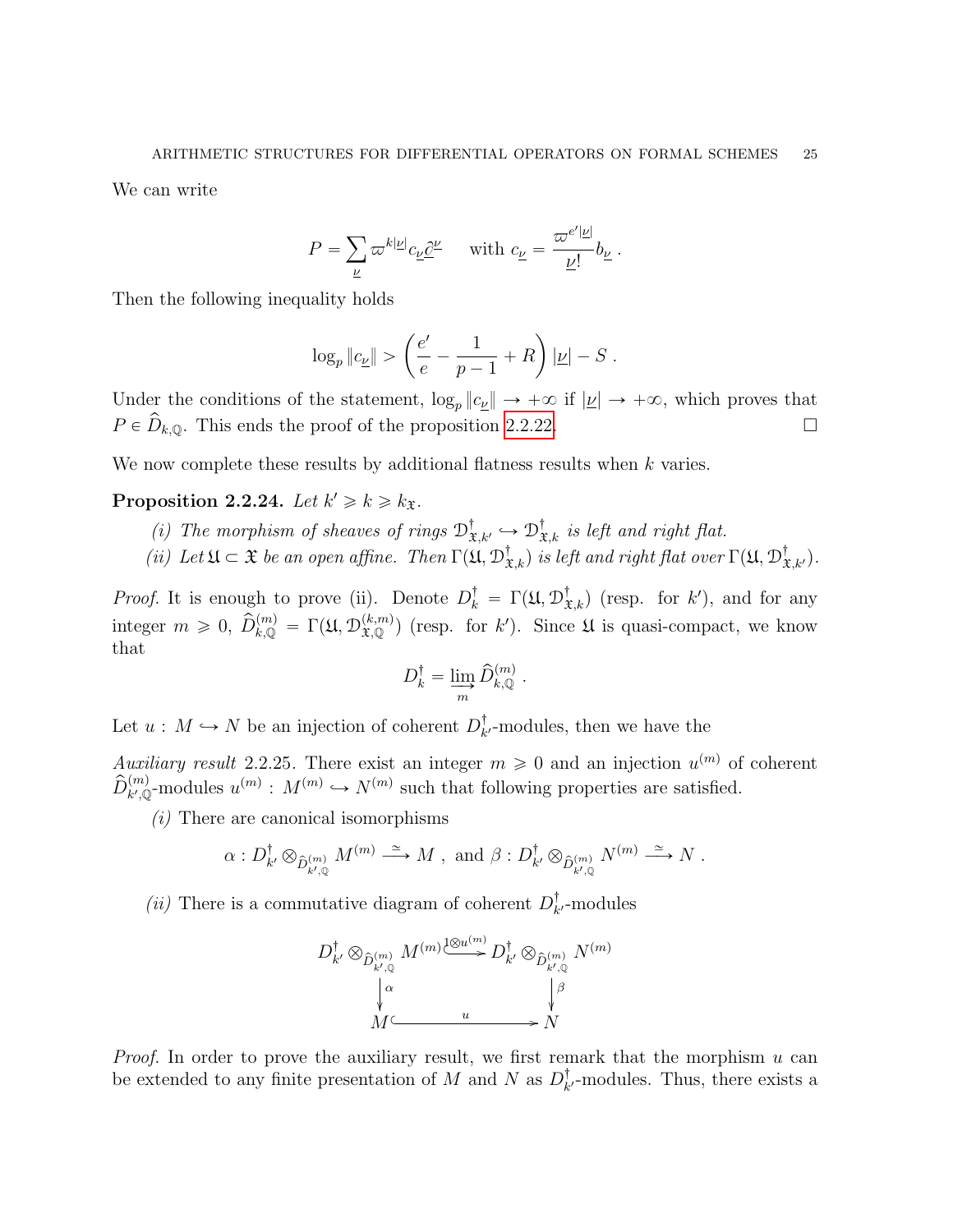We can write

$$P = \sum_{\underline{\nu}} \varpi^{k|\underline{\nu}|} c_{\underline{\nu}} \underline{\partial}^{\underline{\nu}} \qquad \text{with } c_{\underline{\nu}} = \frac{\varpi^{e'|\underline{\nu}|}}{\underline{\nu}!} b_{\underline{\nu}} \,.$$

Then the following inequality holds

$$\log_p \|c_{\underline{\nu}}\| > \left(\frac{e'}{e} - \frac{1}{p-1} + R\right)|\underline{\nu}| - S \,.$$

Under the conditions of the statement, $\log_p \|c_{\underline{\nu}}\| \to +\infty$ if $|\underline{\nu}| \to +\infty$, which proves that $P \in \widehat{D}_{k,\mathbb{Q}}$. This ends the proof of the proposition 2.2.22. $\square$

We now complete these results by additional flatness results when $k$ varies.

**Proposition 2.2.24.** *Let $k' \geqslant k \geqslant k_{\mathfrak{X}}$.*

*(i) The morphism of sheaves of rings $\mathcal{D}^{\dagger}_{\mathfrak{X},k'} \hookrightarrow \mathcal{D}^{\dagger}_{\mathfrak{X},k}$ is left and right flat.*

*(ii) Let $\mathfrak{U} \subset \mathfrak{X}$ be an open affine. Then $\Gamma(\mathfrak{U}, \mathcal{D}^{\dagger}_{\mathfrak{X},k})$ is left and right flat over $\Gamma(\mathfrak{U}, \mathcal{D}^{\dagger}_{\mathfrak{X},k'})$.*

*Proof.* It is enough to prove (ii). Denote $D^{\dagger}_k = \Gamma(\mathfrak{U}, \mathcal{D}^{\dagger}_{\mathfrak{X},k})$ (resp. for $k'$), and for any integer $m \geqslant 0$, $\widehat{D}^{(m)}_{k,\mathbb{Q}} = \Gamma(\mathfrak{U}, \mathcal{D}^{(k,m)}_{\mathfrak{X},\mathbb{Q}})$ (resp. for $k'$). Since $\mathfrak{U}$ is quasi-compact, we know that

$$D^{\dagger}_k = \varinjlim_m \widehat{D}^{(m)}_{k,\mathbb{Q}} \,.$$

Let $u : M \hookrightarrow N$ be an injection of coherent $D^{\dagger}_{k'}$-modules, then we have the

*Auxiliary result* 2.2.25. There exist an integer $m \geqslant 0$ and an injection $u^{(m)}$ of coherent $\widehat{D}^{(m)}_{k',\mathbb{Q}}$-modules $u^{(m)} : M^{(m)} \hookrightarrow N^{(m)}$ such that following properties are satisfied.

*(i)* There are canonical isomorphisms

$$\alpha : D^{\dagger}_{k'} \otimes_{\widehat{D}^{(m)}_{k',\mathbb{Q}}} M^{(m)} \xrightarrow{\simeq} M \,, \text{ and } \beta : D^{\dagger}_{k'} \otimes_{\widehat{D}^{(m)}_{k',\mathbb{Q}}} N^{(m)} \xrightarrow{\simeq} N \,.$$

*(ii)* There is a commutative diagram of coherent $D^{\dagger}_{k'}$-modules

$$\begin{array}{ccc} D^{\dagger}_{k'} \otimes_{\widehat{D}^{(m)}_{k',\mathbb{Q}}} M^{(m)} & \xrightarrow{1 \otimes u^{(m)}} & D^{\dagger}_{k'} \otimes_{\widehat{D}^{(m)}_{k',\mathbb{Q}}} N^{(m)} \\ \downarrow \alpha & & \downarrow \beta \\ M & \xrightarrow{\quad u \quad} & N \end{array}$$

*Proof.* In order to prove the auxiliary result, we first remark that the morphism $u$ can be extended to any finite presentation of $M$ and $N$ as $D^{\dagger}_{k'}$-modules. Thus, there exists a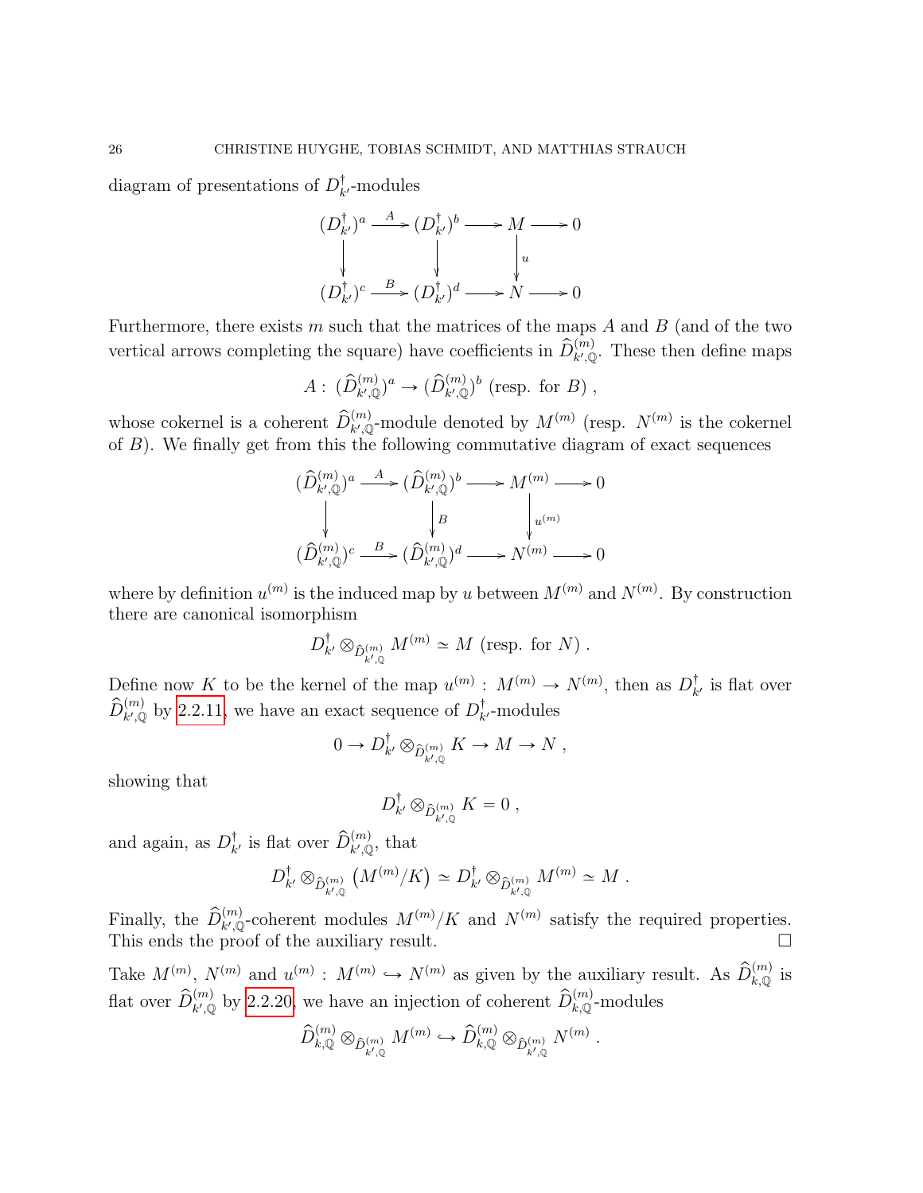diagram of presentations of $D^\dagger_{k'}$-modules

$$\begin{array}{ccccccc}
(D^\dagger_{k'})^a & \xrightarrow{A} & (D^\dagger_{k'})^b & \longrightarrow & M & \longrightarrow & 0 \\
\downarrow & & \downarrow & & \downarrow u & & \\
(D^\dagger_{k'})^c & \xrightarrow{B} & (D^\dagger_{k'})^d & \longrightarrow & N & \longrightarrow & 0
\end{array}$$

Furthermore, there exists $m$ such that the matrices of the maps $A$ and $B$ (and of the two vertical arrows completing the square) have coefficients in $\widehat{D}^{(m)}_{k',\mathbb{Q}}$. These then define maps

$$A: \, (\widehat{D}^{(m)}_{k',\mathbb{Q}})^a \to (\widehat{D}^{(m)}_{k',\mathbb{Q}})^b \text{ (resp. for } B) \,,$$

whose cokernel is a coherent $\widehat{D}^{(m)}_{k',\mathbb{Q}}$-module denoted by $M^{(m)}$ (resp. $N^{(m)}$ is the cokernel of $B$). We finally get from this the following commutative diagram of exact sequences

$$\begin{array}{ccccccc}
(\widehat{D}^{(m)}_{k',\mathbb{Q}})^a & \xrightarrow{A} & (\widehat{D}^{(m)}_{k',\mathbb{Q}})^b & \longrightarrow & M^{(m)} & \longrightarrow & 0 \\
\downarrow & & \downarrow B & & \downarrow u^{(m)} & & \\
(\widehat{D}^{(m)}_{k',\mathbb{Q}})^c & \xrightarrow{B} & (\widehat{D}^{(m)}_{k',\mathbb{Q}})^d & \longrightarrow & N^{(m)} & \longrightarrow & 0
\end{array}$$

where by definition $u^{(m)}$ is the induced map by $u$ between $M^{(m)}$ and $N^{(m)}$. By construction there are canonical isomorphism

$$D^\dagger_{k'} \otimes_{\widehat{D}^{(m)}_{k',\mathbb{Q}}} M^{(m)} \simeq M \text{ (resp. for } N) \,.$$

Define now $K$ to be the kernel of the map $u^{(m)}: M^{(m)} \to N^{(m)}$, then as $D^\dagger_{k'}$ is flat over $\widehat{D}^{(m)}_{k',\mathbb{Q}}$ by 2.2.11, we have an exact sequence of $D^\dagger_{k'}$-modules

$$0 \to D^\dagger_{k'} \otimes_{\widehat{D}^{(m)}_{k',\mathbb{Q}}} K \to M \to N \,,$$

showing that

$$D^\dagger_{k'} \otimes_{\widehat{D}^{(m)}_{k',\mathbb{Q}}} K = 0 \,,$$

and again, as $D^\dagger_{k'}$ is flat over $\widehat{D}^{(m)}_{k',\mathbb{Q}}$, that

$$D^\dagger_{k'} \otimes_{\widehat{D}^{(m)}_{k',\mathbb{Q}}} \left(M^{(m)}/K\right) \simeq D^\dagger_{k'} \otimes_{\widehat{D}^{(m)}_{k',\mathbb{Q}}} M^{(m)} \simeq M \,.$$

Finally, the $\widehat{D}^{(m)}_{k',\mathbb{Q}}$-coherent modules $M^{(m)}/K$ and $N^{(m)}$ satisfy the required properties. This ends the proof of the auxiliary result. $\square$

Take $M^{(m)}$, $N^{(m)}$ and $u^{(m)}: M^{(m)} \hookrightarrow N^{(m)}$ as given by the auxiliary result. As $\widehat{D}^{(m)}_{k,\mathbb{Q}}$ is flat over $\widehat{D}^{(m)}_{k',\mathbb{Q}}$ by 2.2.20, we have an injection of coherent $\widehat{D}^{(m)}_{k,\mathbb{Q}}$-modules

$$\widehat{D}^{(m)}_{k,\mathbb{Q}} \otimes_{\widehat{D}^{(m)}_{k',\mathbb{Q}}} M^{(m)} \hookrightarrow \widehat{D}^{(m)}_{k,\mathbb{Q}} \otimes_{\widehat{D}^{(m)}_{k',\mathbb{Q}}} N^{(m)} \,.$$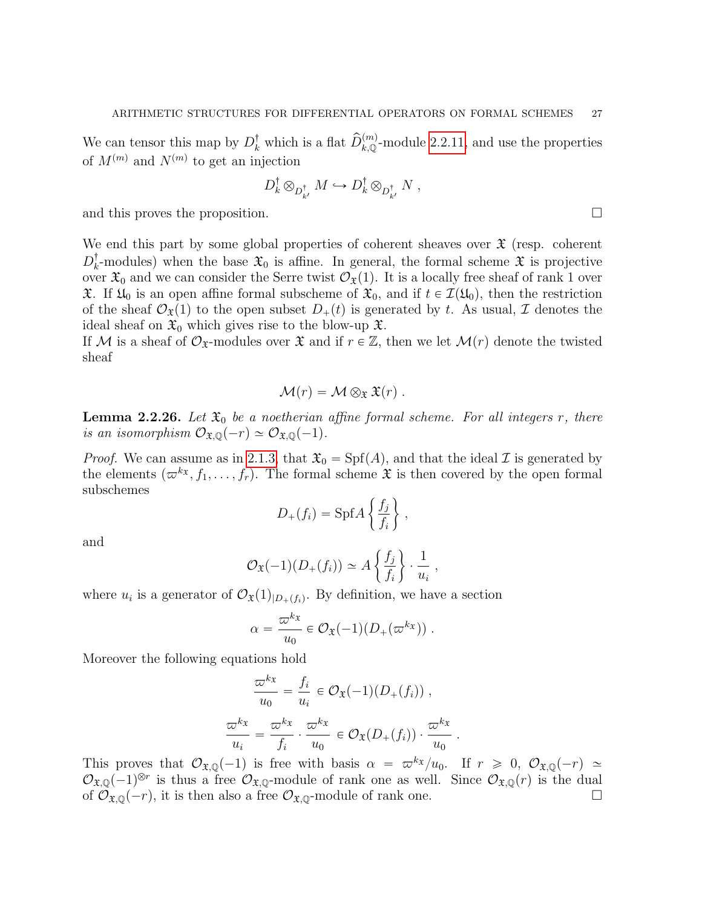We can tensor this map by $D^\dagger_k$ which is a flat $\widehat{D}^{(m)}_{k,\mathbb{Q}}$-module 2.2.11, and use the properties of $M^{(m)}$ and $N^{(m)}$ to get an injection

$$D^\dagger_k \otimes_{D^\dagger_{k'}} M \hookrightarrow D^\dagger_k \otimes_{D^\dagger_{k'}} N \ ,$$

and this proves the proposition. $\square$

We end this part by some global properties of coherent sheaves over $\mathfrak{X}$ (resp. coherent $D^\dagger_k$-modules) when the base $\mathfrak{X}_0$ is affine. In general, the formal scheme $\mathfrak{X}$ is projective over $\mathfrak{X}_0$ and we can consider the Serre twist $\mathcal{O}_{\mathfrak{X}}(1)$. It is a locally free sheaf of rank 1 over $\mathfrak{X}$. If $\mathfrak{U}_0$ is an open affine formal subscheme of $\mathfrak{X}_0$, and if $t \in \mathcal{I}(\mathfrak{U}_0)$, then the restriction of the sheaf $\mathcal{O}_{\mathfrak{X}}(1)$ to the open subset $D_+(t)$ is generated by $t$. As usual, $\mathcal{I}$ denotes the ideal sheaf on $\mathfrak{X}_0$ which gives rise to the blow-up $\mathfrak{X}$.
If $\mathcal{M}$ is a sheaf of $\mathcal{O}_{\mathfrak{X}}$-modules over $\mathfrak{X}$ and if $r \in \mathbb{Z}$, then we let $\mathcal{M}(r)$ denote the twisted sheaf

$$\mathcal{M}(r) = \mathcal{M} \otimes_{\mathfrak{X}} \mathfrak{X}(r) \ .$$

**Lemma 2.2.26.** *Let $\mathfrak{X}_0$ be a noetherian affine formal scheme. For all integers $r$, there is an isomorphism $\mathcal{O}_{\mathfrak{X},\mathbb{Q}}(-r) \simeq \mathcal{O}_{\mathfrak{X},\mathbb{Q}}(-1)$.*

*Proof.* We can assume as in 2.1.3, that $\mathfrak{X}_0 = \mathrm{Spf}(A)$, and that the ideal $\mathcal{I}$ is generated by the elements $(\varpi^{k_{\mathfrak{X}}}, f_1, \ldots, f_r)$. The formal scheme $\mathfrak{X}$ is then covered by the open formal subschemes

$$D_+(f_i) = \mathrm{Spf} A\left\{\frac{f_j}{f_i}\right\} \ ,$$

and

$$\mathcal{O}_{\mathfrak{X}}(-1)(D_+(f_i)) \simeq A\left\{\frac{f_j}{f_i}\right\} \cdot \frac{1}{u_i} \ ,$$

where $u_i$ is a generator of $\mathcal{O}_{\mathfrak{X}}(1)_{|D_+(f_i)}$. By definition, we have a section

$$\alpha = \frac{\varpi^{k_{\mathfrak{X}}}}{u_0} \in \mathcal{O}_{\mathfrak{X}}(-1)(D_+(\varpi^{k_{\mathfrak{X}}})) \ .$$

Moreover the following equations hold

$$\frac{\varpi^{k_{\mathfrak{X}}}}{u_0} = \frac{f_i}{u_i} \in \mathcal{O}_{\mathfrak{X}}(-1)(D_+(f_i)) \ ,$$

$$\frac{\varpi^{k_{\mathfrak{X}}}}{u_i} = \frac{\varpi^{k_{\mathfrak{X}}}}{f_i} \cdot \frac{\varpi^{k_{\mathfrak{X}}}}{u_0} \in \mathcal{O}_{\mathfrak{X}}(D_+(f_i)) \cdot \frac{\varpi^{k_{\mathfrak{X}}}}{u_0} \ .$$

This proves that $\mathcal{O}_{\mathfrak{X},\mathbb{Q}}(-1)$ is free with basis $\alpha = \varpi^{k_{\mathfrak{X}}}/u_0$. If $r \geqslant 0$, $\mathcal{O}_{\mathfrak{X},\mathbb{Q}}(-r) \simeq \mathcal{O}_{\mathfrak{X},\mathbb{Q}}(-1)^{\otimes r}$ is thus a free $\mathcal{O}_{\mathfrak{X},\mathbb{Q}}$-module of rank one as well. Since $\mathcal{O}_{\mathfrak{X},\mathbb{Q}}(r)$ is the dual of $\mathcal{O}_{\mathfrak{X},\mathbb{Q}}(-r)$, it is then also a free $\mathcal{O}_{\mathfrak{X},\mathbb{Q}}$-module of rank one. $\square$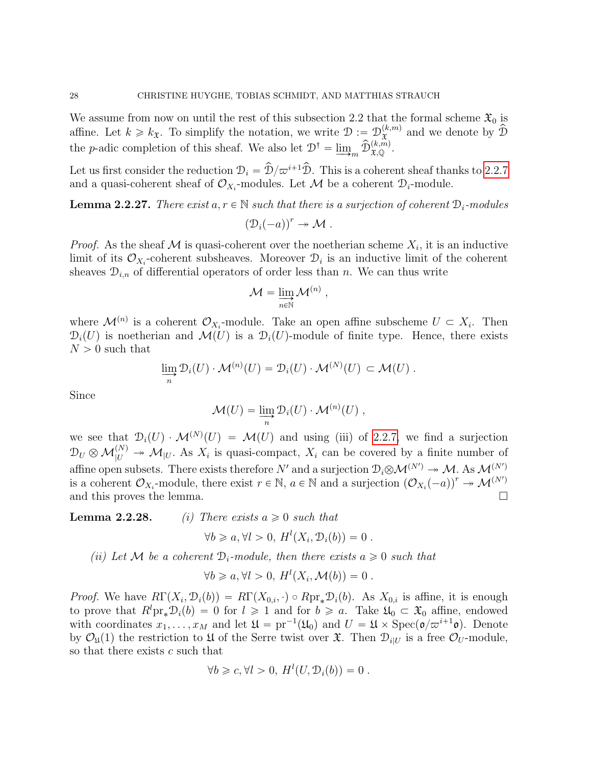We assume from now on until the rest of this subsection 2.2 that the formal scheme $\mathfrak{X}_0$ is affine. Let $k \geqslant k_{\mathfrak{X}}$. To simplify the notation, we write $\mathcal{D} := \mathcal{D}_{\mathfrak{X}}^{(k,m)}$ and we denote by $\widehat{\mathcal{D}}$ the $p$-adic completion of this sheaf. We also let $\mathcal{D}^{\dagger} = \varinjlim_m \widehat{\mathcal{D}}_{\mathfrak{X},\mathbb{Q}}^{(k,m)}$.

Let us first consider the reduction $\mathcal{D}_i = \widehat{\mathcal{D}}/\varpi^{i+1}\widehat{\mathcal{D}}$. This is a coherent sheaf thanks to 2.2.7 and a quasi-coherent sheaf of $\mathcal{O}_{X_i}$-modules. Let $\mathcal{M}$ be a coherent $\mathcal{D}_i$-module.

**Lemma 2.2.27.** *There exist $a, r \in \mathbb{N}$ such that there is a surjection of coherent $\mathcal{D}_i$-modules*

$$(\mathcal{D}_i(-a))^r \twoheadrightarrow \mathcal{M} .$$

*Proof.* As the sheaf $\mathcal{M}$ is quasi-coherent over the noetherian scheme $X_i$, it is an inductive limit of its $\mathcal{O}_{X_i}$-coherent subsheaves. Moreover $\mathcal{D}_i$ is an inductive limit of the coherent sheaves $\mathcal{D}_{i,n}$ of differential operators of order less than $n$. We can thus write

$$\mathcal{M} = \varinjlim_{n \in \mathbb{N}} \mathcal{M}^{(n)} ,$$

where $\mathcal{M}^{(n)}$ is a coherent $\mathcal{O}_{X_i}$-module. Take an open affine subscheme $U \subset X_i$. Then $\mathcal{D}_i(U)$ is noetherian and $\mathcal{M}(U)$ is a $\mathcal{D}_i(U)$-module of finite type. Hence, there exists $N > 0$ such that

$$\varinjlim_n \mathcal{D}_i(U) \cdot \mathcal{M}^{(n)}(U) = \mathcal{D}_i(U) \cdot \mathcal{M}^{(N)}(U) \subset \mathcal{M}(U) .$$

Since

$$\mathcal{M}(U) = \varinjlim_n \mathcal{D}_i(U) \cdot \mathcal{M}^{(n)}(U) ,$$

we see that $\mathcal{D}_i(U) \cdot \mathcal{M}^{(N)}(U) = \mathcal{M}(U)$ and using (iii) of 2.2.7, we find a surjection $\mathcal{D}_U \otimes \mathcal{M}^{(N)}_{|U} \twoheadrightarrow \mathcal{M}_{|U}$. As $X_i$ is quasi-compact, $X_i$ can be covered by a finite number of affine open subsets. There exists therefore $N'$ and a surjection $\mathcal{D}_i \otimes \mathcal{M}^{(N')} \twoheadrightarrow \mathcal{M}$. As $\mathcal{M}^{(N')}$ is a coherent $\mathcal{O}_{X_i}$-module, there exist $r \in \mathbb{N}$, $a \in \mathbb{N}$ and a surjection $(\mathcal{O}_{X_i}(-a))^r \twoheadrightarrow \mathcal{M}^{(N')}$ and this proves the lemma. $\square$

**Lemma 2.2.28.** *(i) There exists $a \geqslant 0$ such that*

$$\forall b \geqslant a, \forall l > 0,\ H^l(X_i, \mathcal{D}_i(b)) = 0 .$$

*(ii) Let $\mathcal{M}$ be a coherent $\mathcal{D}_i$-module, then there exists $a \geqslant 0$ such that*

$$\forall b \geqslant a, \forall l > 0,\ H^l(X_i, \mathcal{M}(b)) = 0 .$$

*Proof.* We have $R\Gamma(X_i, \mathcal{D}_i(b)) = R\Gamma(X_{0,i}, \cdot) \circ R\mathrm{pr}_* \mathcal{D}_i(b)$. As $X_{0,i}$ is affine, it is enough to prove that $R^l\mathrm{pr}_* \mathcal{D}_i(b) = 0$ for $l \geqslant 1$ and for $b \geqslant a$. Take $\mathfrak{U}_0 \subset \mathfrak{X}_0$ affine, endowed with coordinates $x_1, \ldots, x_M$ and let $\mathfrak{U} = \mathrm{pr}^{-1}(\mathfrak{U}_0)$ and $U = \mathfrak{U} \times \mathrm{Spec}(\mathfrak{o}/\varpi^{i+1}\mathfrak{o})$. Denote by $\mathcal{O}_{\mathfrak{U}}(1)$ the restriction to $\mathfrak{U}$ of the Serre twist over $\mathfrak{X}$. Then $\mathcal{D}_{i|U}$ is a free $\mathcal{O}_U$-module, so that there exists $c$ such that

$$\forall b \geqslant c, \forall l > 0,\ H^l(U, \mathcal{D}_i(b)) = 0 .$$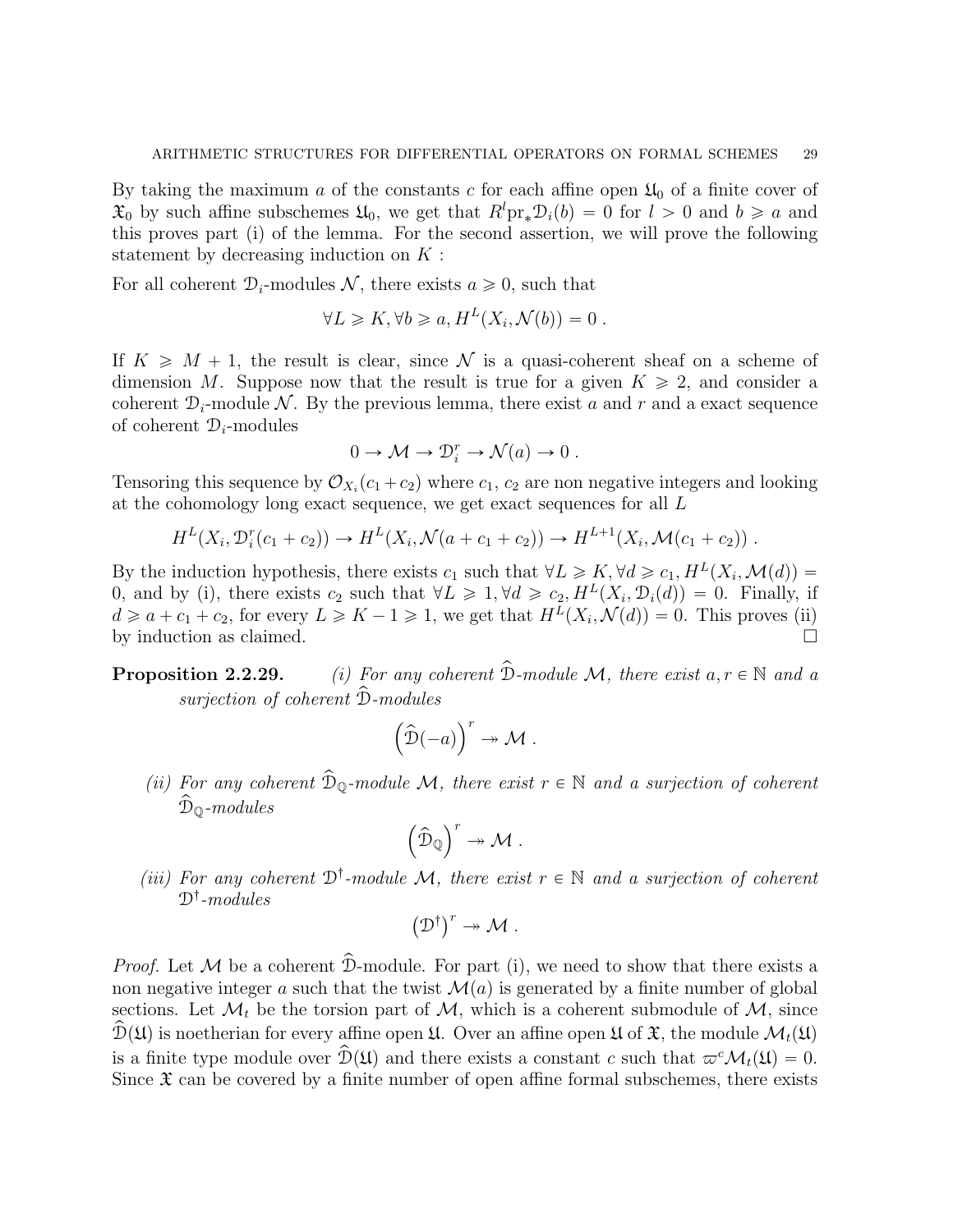By taking the maximum $a$ of the constants $c$ for each affine open $\mathfrak{U}_0$ of a finite cover of $\mathfrak{X}_0$ by such affine subschemes $\mathfrak{U}_0$, we get that $R^l \mathrm{pr}_* \mathcal{D}_i(b) = 0$ for $l > 0$ and $b \geqslant a$ and this proves part (i) of the lemma. For the second assertion, we will prove the following statement by decreasing induction on $K$ :

For all coherent $\mathcal{D}_i$-modules $\mathcal{N}$, there exists $a \geqslant 0$, such that

$$\forall L \geqslant K, \forall b \geqslant a, H^L(X_i, \mathcal{N}(b)) = 0 \ .$$

If $K \geqslant M+1$, the result is clear, since $\mathcal{N}$ is a quasi-coherent sheaf on a scheme of dimension $M$. Suppose now that the result is true for a given $K \geqslant 2$, and consider a coherent $\mathcal{D}_i$-module $\mathcal{N}$. By the previous lemma, there exist $a$ and $r$ and a exact sequence of coherent $\mathcal{D}_i$-modules

$$0 \to \mathcal{M} \to \mathcal{D}_i^r \to \mathcal{N}(a) \to 0 \ .$$

Tensoring this sequence by $\mathcal{O}_{X_i}(c_1 + c_2)$ where $c_1$, $c_2$ are non negative integers and looking at the cohomology long exact sequence, we get exact sequences for all $L$

$$H^L(X_i, \mathcal{D}_i^r(c_1 + c_2)) \to H^L(X_i, \mathcal{N}(a + c_1 + c_2)) \to H^{L+1}(X_i, \mathcal{M}(c_1 + c_2)) \ .$$

By the induction hypothesis, there exists $c_1$ such that $\forall L \geqslant K, \forall d \geqslant c_1, H^L(X_i, \mathcal{M}(d)) = 0$, and by (i), there exists $c_2$ such that $\forall L \geqslant 1, \forall d \geqslant c_2, H^L(X_i, \mathcal{D}_i(d)) = 0$. Finally, if $d \geqslant a + c_1 + c_2$, for every $L \geqslant K - 1 \geqslant 1$, we get that $H^L(X_i, \mathcal{N}(d)) = 0$. This proves (ii) by induction as claimed. $\square$

**Proposition 2.2.29.** *(i) For any coherent $\widehat{\mathcal{D}}$-module $\mathcal{M}$, there exist $a, r \in \mathbb{N}$ and a surjection of coherent $\widehat{\mathcal{D}}$-modules*

$$\left(\widehat{\mathcal{D}}(-a)\right)^r \twoheadrightarrow \mathcal{M} \ .$$

*(ii) For any coherent $\widehat{\mathcal{D}}_{\mathbb{Q}}$-module $\mathcal{M}$, there exist $r \in \mathbb{N}$ and a surjection of coherent $\widehat{\mathcal{D}}_{\mathbb{Q}}$-modules*

$$\left(\widehat{\mathcal{D}}_{\mathbb{Q}}\right)^r \twoheadrightarrow \mathcal{M} \ .$$

*(iii) For any coherent $\mathcal{D}^\dagger$-module $\mathcal{M}$, there exist $r \in \mathbb{N}$ and a surjection of coherent $\mathcal{D}^\dagger$-modules*

$$\left(\mathcal{D}^\dagger\right)^r \twoheadrightarrow \mathcal{M} \ .$$

*Proof.* Let $\mathcal{M}$ be a coherent $\widehat{\mathcal{D}}$-module. For part (i), we need to show that there exists a non negative integer $a$ such that the twist $\mathcal{M}(a)$ is generated by a finite number of global sections. Let $\mathcal{M}_t$ be the torsion part of $\mathcal{M}$, which is a coherent submodule of $\mathcal{M}$, since $\widehat{\mathcal{D}}(\mathfrak{U})$ is noetherian for every affine open $\mathfrak{U}$. Over an affine open $\mathfrak{U}$ of $\mathfrak{X}$, the module $\mathcal{M}_t(\mathfrak{U})$ is a finite type module over $\widehat{\mathcal{D}}(\mathfrak{U})$ and there exists a constant $c$ such that $\varpi^c \mathcal{M}_t(\mathfrak{U}) = 0$. Since $\mathfrak{X}$ can be covered by a finite number of open affine formal subschemes, there exists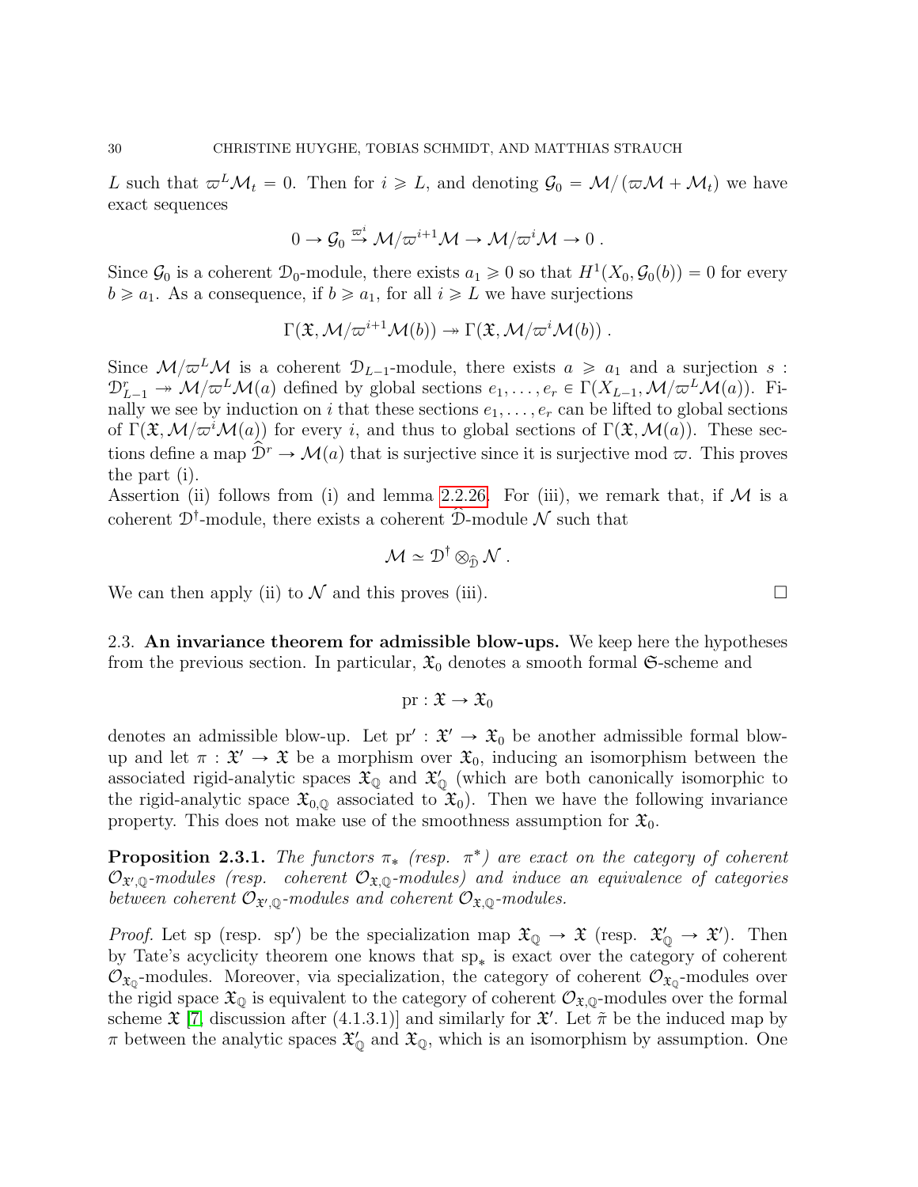$L$ such that $\varpi^L \mathcal{M}_t = 0$. Then for $i \geqslant L$, and denoting $\mathcal{G}_0 = \mathcal{M}/(\varpi\mathcal{M} + \mathcal{M}_t)$ we have exact sequences

$$0 \to \mathcal{G}_0 \xrightarrow{\varpi^i} \mathcal{M}/\varpi^{i+1}\mathcal{M} \to \mathcal{M}/\varpi^i\mathcal{M} \to 0 .$$

Since $\mathcal{G}_0$ is a coherent $\mathcal{D}_0$-module, there exists $a_1 \geqslant 0$ so that $H^1(X_0, \mathcal{G}_0(b)) = 0$ for every $b \geqslant a_1$. As a consequence, if $b \geqslant a_1$, for all $i \geqslant L$ we have surjections

$$\Gamma(\mathfrak{X}, \mathcal{M}/\varpi^{i+1}\mathcal{M}(b)) \twoheadrightarrow \Gamma(\mathfrak{X}, \mathcal{M}/\varpi^i\mathcal{M}(b)) .$$

Since $\mathcal{M}/\varpi^L\mathcal{M}$ is a coherent $\mathcal{D}_{L-1}$-module, there exists $a \geqslant a_1$ and a surjection $s : \mathcal{D}_{L-1}^r \twoheadrightarrow \mathcal{M}/\varpi^L\mathcal{M}(a)$ defined by global sections $e_1, \ldots, e_r \in \Gamma(X_{L-1}, \mathcal{M}/\varpi^L\mathcal{M}(a))$. Finally we see by induction on $i$ that these sections $e_1, \ldots, e_r$ can be lifted to global sections of $\Gamma(\mathfrak{X}, \mathcal{M}/\varpi^i\mathcal{M}(a))$ for every $i$, and thus to global sections of $\Gamma(\mathfrak{X}, \mathcal{M}(a))$. These sections define a map $\widehat{\mathcal{D}}^r \to \mathcal{M}(a)$ that is surjective since it is surjective mod $\varpi$. This proves the part (i).

Assertion (ii) follows from (i) and lemma 2.2.26. For (iii), we remark that, if $\mathcal{M}$ is a coherent $\mathcal{D}^\dagger$-module, there exists a coherent $\widehat{\mathcal{D}}$-module $\mathcal{N}$ such that

$$\mathcal{M} \simeq \mathcal{D}^\dagger \otimes_{\widehat{\mathcal{D}}} \mathcal{N} .$$

We can then apply (ii) to $\mathcal{N}$ and this proves (iii). $\square$

### 2.3. An invariance theorem for admissible blow-ups.

We keep here the hypotheses from the previous section. In particular, $\mathfrak{X}_0$ denotes a smooth formal $\mathfrak{S}$-scheme and

$$\mathrm{pr} : \mathfrak{X} \to \mathfrak{X}_0$$

denotes an admissible blow-up. Let $\mathrm{pr}' : \mathfrak{X}' \to \mathfrak{X}_0$ be another admissible formal blow-up and let $\pi : \mathfrak{X}' \to \mathfrak{X}$ be a morphism over $\mathfrak{X}_0$, inducing an isomorphism between the associated rigid-analytic spaces $\mathfrak{X}_{\mathbb{Q}}$ and $\mathfrak{X}'_{\mathbb{Q}}$ (which are both canonically isomorphic to the rigid-analytic space $\mathfrak{X}_{0,\mathbb{Q}}$ associated to $\mathfrak{X}_0$). Then we have the following invariance property. This does not make use of the smoothness assumption for $\mathfrak{X}_0$.

**Proposition 2.3.1.** *The functors $\pi_*$ (resp. $\pi^*$) are exact on the category of coherent $\mathcal{O}_{\mathfrak{X}',\mathbb{Q}}$-modules (resp. coherent $\mathcal{O}_{\mathfrak{X},\mathbb{Q}}$-modules) and induce an equivalence of categories between coherent $\mathcal{O}_{\mathfrak{X}',\mathbb{Q}}$-modules and coherent $\mathcal{O}_{\mathfrak{X},\mathbb{Q}}$-modules.*

*Proof.* Let sp (resp. sp$'$) be the specialization map $\mathfrak{X}_{\mathbb{Q}} \to \mathfrak{X}$ (resp. $\mathfrak{X}'_{\mathbb{Q}} \to \mathfrak{X}'$). Then by Tate's acyclicity theorem one knows that $\mathrm{sp}_*$ is exact over the category of coherent $\mathcal{O}_{\mathfrak{X}_{\mathbb{Q}}}$-modules. Moreover, via specialization, the category of coherent $\mathcal{O}_{\mathfrak{X}_{\mathbb{Q}}}$-modules over the rigid space $\mathfrak{X}_{\mathbb{Q}}$ is equivalent to the category of coherent $\mathcal{O}_{\mathfrak{X},\mathbb{Q}}$-modules over the formal scheme $\mathfrak{X}$ [7, discussion after (4.1.3.1)] and similarly for $\mathfrak{X}'$. Let $\tilde{\pi}$ be the induced map by $\pi$ between the analytic spaces $\mathfrak{X}'_{\mathbb{Q}}$ and $\mathfrak{X}_{\mathbb{Q}}$, which is an isomorphism by assumption. One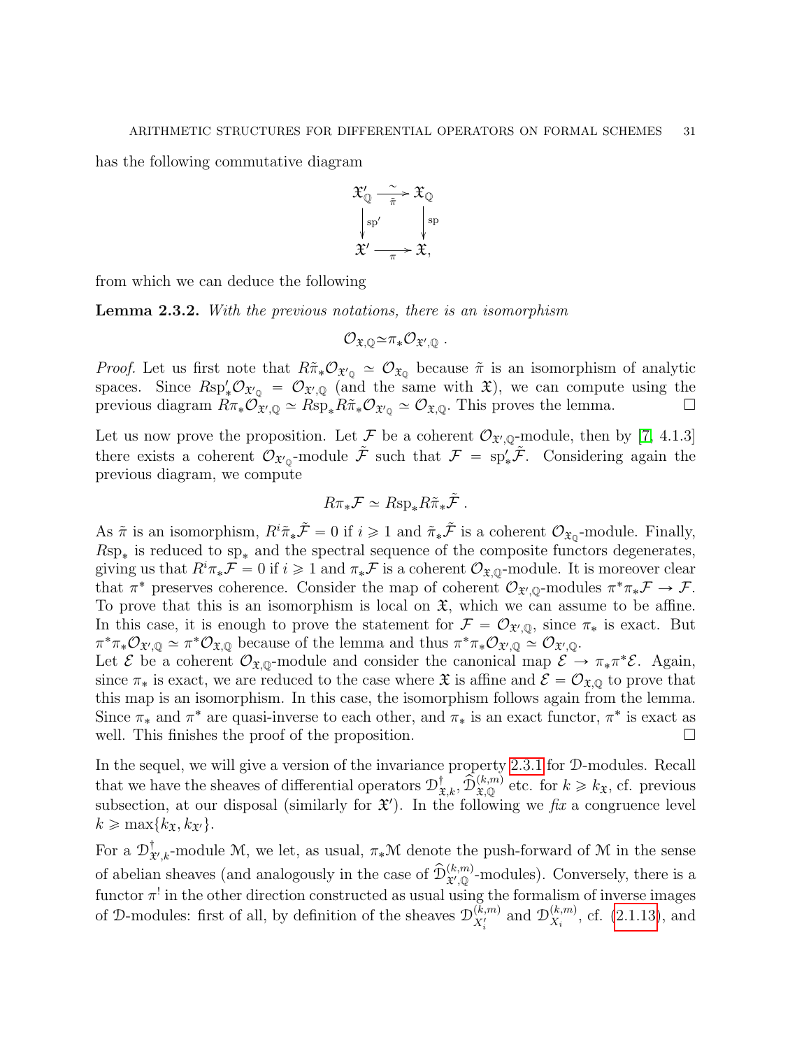has the following commutative diagram

$$\begin{array}{ccc} \mathfrak{X}'_{\mathbb{Q}} & \xrightarrow[\tilde{\pi}]{\sim} & \mathfrak{X}_{\mathbb{Q}} \\ \Big\downarrow{\scriptstyle \mathrm{sp}'} & & \Big\downarrow{\scriptstyle \mathrm{sp}} \\ \mathfrak{X}' & \xrightarrow[\pi]{} & \mathfrak{X}, \end{array}$$

from which we can deduce the following

**Lemma 2.3.2.** *With the previous notations, there is an isomorphism*

$$\mathcal{O}_{\mathfrak{X},\mathbb{Q}} \simeq \pi_* \mathcal{O}_{\mathfrak{X}',\mathbb{Q}} .$$

*Proof.* Let us first note that $R\tilde{\pi}_* \mathcal{O}_{\mathfrak{X}'_{\mathbb{Q}}} \simeq \mathcal{O}_{\mathfrak{X}_{\mathbb{Q}}}$ because $\tilde{\pi}$ is an isomorphism of analytic spaces. Since $R\mathrm{sp}'_* \mathcal{O}_{\mathfrak{X}'_{\mathbb{Q}}} = \mathcal{O}_{\mathfrak{X}',\mathbb{Q}}$ (and the same with $\mathfrak{X}$), we can compute using the previous diagram $R\pi_* \mathcal{O}_{\mathfrak{X}',\mathbb{Q}} \simeq R\mathrm{sp}_* R\tilde{\pi}_* \mathcal{O}_{\mathfrak{X}'_{\mathbb{Q}}} \simeq \mathcal{O}_{\mathfrak{X},\mathbb{Q}}$. This proves the lemma. $\square$

Let us now prove the proposition. Let $\mathcal{F}$ be a coherent $\mathcal{O}_{\mathfrak{X}',\mathbb{Q}}$-module, then by [7, 4.1.3] there exists a coherent $\mathcal{O}_{\mathfrak{X}'_{\mathbb{Q}}}$-module $\tilde{\mathcal{F}}$ such that $\mathcal{F} = \mathrm{sp}'_* \tilde{\mathcal{F}}$. Considering again the previous diagram, we compute

$$R\pi_* \mathcal{F} \simeq R\mathrm{sp}_* R\tilde{\pi}_* \tilde{\mathcal{F}} .$$

As $\tilde{\pi}$ is an isomorphism, $R^i \tilde{\pi}_* \tilde{\mathcal{F}} = 0$ if $i \geqslant 1$ and $\tilde{\pi}_* \tilde{\mathcal{F}}$ is a coherent $\mathcal{O}_{\mathfrak{X}_{\mathbb{Q}}}$-module. Finally, $R\mathrm{sp}_*$ is reduced to $\mathrm{sp}_*$ and the spectral sequence of the composite functors degenerates, giving us that $R^i \pi_* \mathcal{F} = 0$ if $i \geqslant 1$ and $\pi_* \mathcal{F}$ is a coherent $\mathcal{O}_{\mathfrak{X},\mathbb{Q}}$-module. It is moreover clear that $\pi^*$ preserves coherence. Consider the map of coherent $\mathcal{O}_{\mathfrak{X}',\mathbb{Q}}$-modules $\pi^* \pi_* \mathcal{F} \to \mathcal{F}$. To prove that this is an isomorphism is local on $\mathfrak{X}$, which we can assume to be affine. In this case, it is enough to prove the statement for $\mathcal{F} = \mathcal{O}_{\mathfrak{X}',\mathbb{Q}}$, since $\pi_*$ is exact. But $\pi^* \pi_* \mathcal{O}_{\mathfrak{X}',\mathbb{Q}} \simeq \pi^* \mathcal{O}_{\mathfrak{X},\mathbb{Q}}$ because of the lemma and thus $\pi^* \pi_* \mathcal{O}_{\mathfrak{X}',\mathbb{Q}} \simeq \mathcal{O}_{\mathfrak{X}',\mathbb{Q}}$.
Let $\mathcal{E}$ be a coherent $\mathcal{O}_{\mathfrak{X},\mathbb{Q}}$-module and consider the canonical map $\mathcal{E} \to \pi_* \pi^* \mathcal{E}$. Again, since $\pi_*$ is exact, we are reduced to the case where $\mathfrak{X}$ is affine and $\mathcal{E} = \mathcal{O}_{\mathfrak{X},\mathbb{Q}}$ to prove that this map is an isomorphism. In this case, the isomorphism follows again from the lemma. Since $\pi_*$ and $\pi^*$ are quasi-inverse to each other, and $\pi_*$ is an exact functor, $\pi^*$ is exact as well. This finishes the proof of the proposition. $\square$

In the sequel, we will give a version of the invariance property 2.3.1 for $\mathcal{D}$-modules. Recall that we have the sheaves of differential operators $\mathcal{D}^{\dagger}_{\mathfrak{X},k}, \widehat{\mathcal{D}}^{(k,m)}_{\mathfrak{X},\mathbb{Q}}$ etc. for $k \geqslant k_{\mathfrak{X}}$, cf. previous subsection, at our disposal (similarly for $\mathfrak{X}'$). In the following we *fix* a congruence level $k \geqslant \max\{k_{\mathfrak{X}}, k_{\mathfrak{X}'}\}$.

For a $\mathcal{D}^{\dagger}_{\mathfrak{X}',k}$-module $\mathcal{M}$, we let, as usual, $\pi_* \mathcal{M}$ denote the push-forward of $\mathcal{M}$ in the sense of abelian sheaves (and analogously in the case of $\widehat{\mathcal{D}}^{(k,m)}_{\mathfrak{X}',\mathbb{Q}}$-modules). Conversely, there is a functor $\pi^!$ in the other direction constructed as usual using the formalism of inverse images of $\mathcal{D}$-modules: first of all, by definition of the sheaves $\mathcal{D}^{(k,m)}_{X'_i}$ and $\mathcal{D}^{(k,m)}_{X_i}$, cf. (2.1.13), and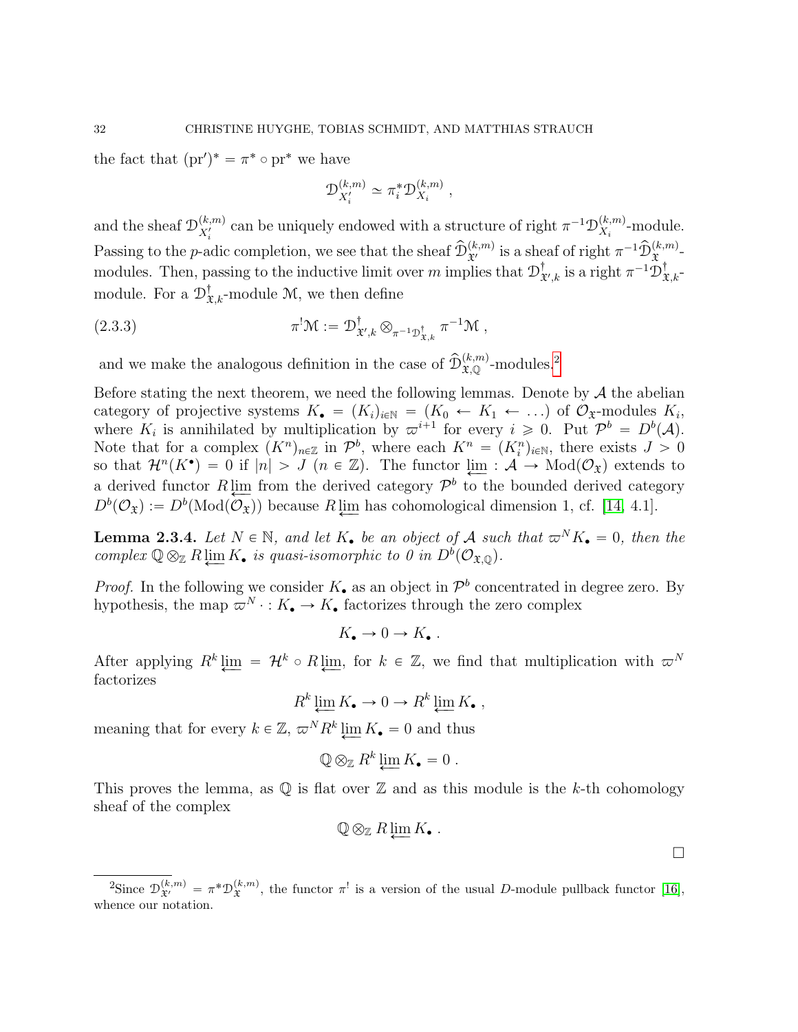the fact that $(\mathrm{pr}')^* = \pi^* \circ \mathrm{pr}^*$ we have

$$\mathcal{D}^{(k,m)}_{X'_i} \simeq \pi_i^* \mathcal{D}^{(k,m)}_{X_i} ,$$

and the sheaf $\mathcal{D}^{(k,m)}_{X'_i}$ can be uniquely endowed with a structure of right $\pi^{-1}\mathcal{D}^{(k,m)}_{X_i}$-module. Passing to the $p$-adic completion, we see that the sheaf $\widehat{\mathcal{D}}^{(k,m)}_{\mathfrak{X}'}$ is a sheaf of right $\pi^{-1}\widehat{\mathcal{D}}^{(k,m)}_{\mathfrak{X}}$-modules. Then, passing to the inductive limit over $m$ implies that $\mathcal{D}^{\dagger}_{\mathfrak{X}',k}$ is a right $\pi^{-1}\mathcal{D}^{\dagger}_{\mathfrak{X},k}$-module. For a $\mathcal{D}^{\dagger}_{\mathfrak{X},k}$-module $\mathcal{M}$, we then define

$$\pi^! \mathcal{M} := \mathcal{D}^{\dagger}_{\mathfrak{X}',k} \otimes_{\pi^{-1}\mathcal{D}^{\dagger}_{\mathfrak{X},k}} \pi^{-1}\mathcal{M} , \tag{2.3.3}$$

and we make the analogous definition in the case of $\widehat{\mathcal{D}}^{(k,m)}_{\mathfrak{X},\mathbb{Q}}$-modules.[2]

Before stating the next theorem, we need the following lemmas. Denote by $\mathcal{A}$ the abelian category of projective systems $K_\bullet = (K_i)_{i\in\mathbb{N}} = (K_0 \leftarrow K_1 \leftarrow \ldots)$ of $\mathcal{O}_{\mathfrak{X}}$-modules $K_i$, where $K_i$ is annihilated by multiplication by $\varpi^{i+1}$ for every $i \geqslant 0$. Put $\mathcal{P}^b = D^b(\mathcal{A})$. Note that for a complex $(K^n)_{n\in\mathbb{Z}}$ in $\mathcal{P}^b$, where each $K^n = (K^n_i)_{i\in\mathbb{N}}$, there exists $J > 0$ so that $\mathcal{H}^n(K^\bullet) = 0$ if $|n| > J$ $(n \in \mathbb{Z})$. The functor $\varprojlim : \mathcal{A} \to \mathrm{Mod}(\mathcal{O}_{\mathfrak{X}})$ extends to a derived functor $R\varprojlim$ from the derived category $\mathcal{P}^b$ to the bounded derived category $D^b(\mathcal{O}_{\mathfrak{X}}) := D^b(\mathrm{Mod}(\mathcal{O}_{\mathfrak{X}}))$ because $R\varprojlim$ has cohomological dimension 1, cf. [14, 4.1].

**Lemma 2.3.4.** *Let $N \in \mathbb{N}$, and let $K_\bullet$ be an object of $\mathcal{A}$ such that $\varpi^N K_\bullet = 0$, then the complex $\mathbb{Q} \otimes_{\mathbb{Z}} R\varprojlim K_\bullet$ is quasi-isomorphic to 0 in $D^b(\mathcal{O}_{\mathfrak{X},\mathbb{Q}})$.*

*Proof.* In the following we consider $K_\bullet$ as an object in $\mathcal{P}^b$ concentrated in degree zero. By hypothesis, the map $\varpi^N \cdot : K_\bullet \to K_\bullet$ factorizes through the zero complex

$$K_\bullet \to 0 \to K_\bullet .$$

After applying $R^k \varprojlim = \mathcal{H}^k \circ R\varprojlim$, for $k \in \mathbb{Z}$, we find that multiplication with $\varpi^N$ factorizes

$$R^k \varprojlim K_\bullet \to 0 \to R^k \varprojlim K_\bullet ,$$

meaning that for every $k \in \mathbb{Z}$, $\varpi^N R^k \varprojlim K_\bullet = 0$ and thus

$$\mathbb{Q} \otimes_{\mathbb{Z}} R^k \varprojlim K_\bullet = 0 .$$

This proves the lemma, as $\mathbb{Q}$ is flat over $\mathbb{Z}$ and as this module is the $k$-th cohomology sheaf of the complex

$$\mathbb{Q} \otimes_{\mathbb{Z}} R\varprojlim K_\bullet .$$

$\square$

[2] Since $\mathcal{D}^{(k,m)}_{\mathfrak{X}'} = \pi^* \mathcal{D}^{(k,m)}_{\mathfrak{X}}$, the functor $\pi^!$ is a version of the usual $D$-module pullback functor [16], whence our notation.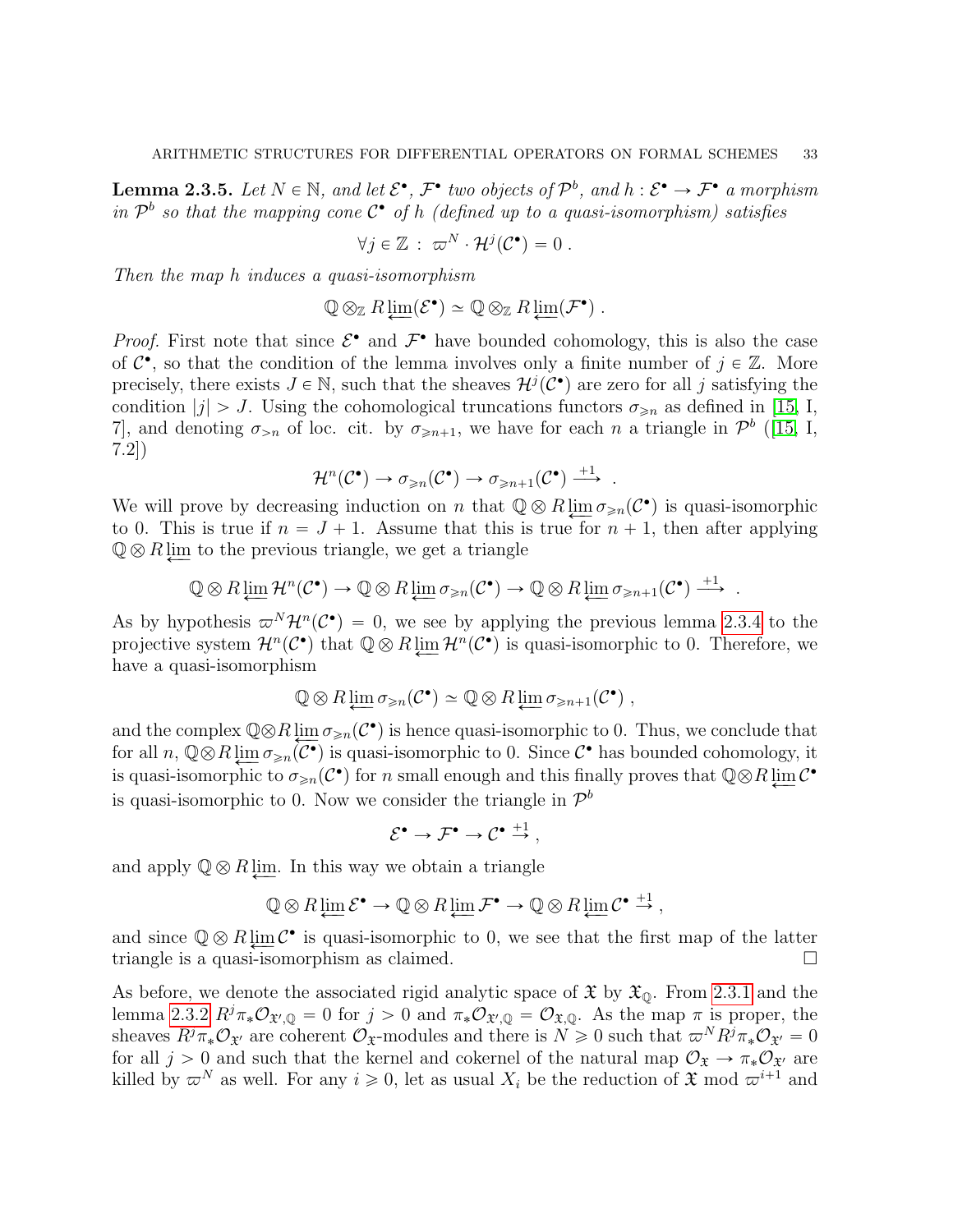**Lemma 2.3.5.** *Let $N \in \mathbb{N}$, and let $\mathcal{E}^\bullet$, $\mathcal{F}^\bullet$ two objects of $\mathcal{P}^b$, and $h : \mathcal{E}^\bullet \to \mathcal{F}^\bullet$ a morphism in $\mathcal{P}^b$ so that the mapping cone $\mathcal{C}^\bullet$ of $h$ (defined up to a quasi-isomorphism) satisfies*

$$\forall j \in \mathbb{Z} \,:\, \varpi^N \cdot \mathcal{H}^j(\mathcal{C}^\bullet) = 0 \,.$$

*Then the map $h$ induces a quasi-isomorphism*

$$\mathbb{Q} \otimes_{\mathbb{Z}} R\varprojlim(\mathcal{E}^\bullet) \simeq \mathbb{Q} \otimes_{\mathbb{Z}} R\varprojlim(\mathcal{F}^\bullet) \,.$$

*Proof.* First note that since $\mathcal{E}^\bullet$ and $\mathcal{F}^\bullet$ have bounded cohomology, this is also the case of $\mathcal{C}^\bullet$, so that the condition of the lemma involves only a finite number of $j \in \mathbb{Z}$. More precisely, there exists $J \in \mathbb{N}$, such that the sheaves $\mathcal{H}^j(\mathcal{C}^\bullet)$ are zero for all $j$ satisfying the condition $|j| > J$. Using the cohomological truncations functors $\sigma_{\geqslant n}$ as defined in [15, I, 7], and denoting $\sigma_{>n}$ of loc. cit. by $\sigma_{\geqslant n+1}$, we have for each $n$ a triangle in $\mathcal{P}^b$ ([15, I, 7.2])

$$\mathcal{H}^n(\mathcal{C}^\bullet) \to \sigma_{\geqslant n}(\mathcal{C}^\bullet) \to \sigma_{\geqslant n+1}(\mathcal{C}^\bullet) \xrightarrow{+1} \,.$$

We will prove by decreasing induction on $n$ that $\mathbb{Q} \otimes R\varprojlim \sigma_{\geqslant n}(\mathcal{C}^\bullet)$ is quasi-isomorphic to 0. This is true if $n = J + 1$. Assume that this is true for $n + 1$, then after applying $\mathbb{Q} \otimes R\varprojlim$ to the previous triangle, we get a triangle

$$\mathbb{Q} \otimes R\varprojlim \mathcal{H}^n(\mathcal{C}^\bullet) \to \mathbb{Q} \otimes R\varprojlim \sigma_{\geqslant n}(\mathcal{C}^\bullet) \to \mathbb{Q} \otimes R\varprojlim \sigma_{\geqslant n+1}(\mathcal{C}^\bullet) \xrightarrow{+1} \,.$$

As by hypothesis $\varpi^N \mathcal{H}^n(\mathcal{C}^\bullet) = 0$, we see by applying the previous lemma 2.3.4 to the projective system $\mathcal{H}^n(\mathcal{C}^\bullet)$ that $\mathbb{Q} \otimes R\varprojlim \mathcal{H}^n(\mathcal{C}^\bullet)$ is quasi-isomorphic to 0. Therefore, we have a quasi-isomorphism

$$\mathbb{Q} \otimes R\varprojlim \sigma_{\geqslant n}(\mathcal{C}^\bullet) \simeq \mathbb{Q} \otimes R\varprojlim \sigma_{\geqslant n+1}(\mathcal{C}^\bullet) \,,$$

and the complex $\mathbb{Q} \otimes R\varprojlim \sigma_{\geqslant n}(\mathcal{C}^\bullet)$ is hence quasi-isomorphic to 0. Thus, we conclude that for all $n$, $\mathbb{Q} \otimes R\varprojlim \sigma_{\geqslant n}(\mathcal{C}^\bullet)$ is quasi-isomorphic to 0. Since $\mathcal{C}^\bullet$ has bounded cohomology, it is quasi-isomorphic to $\sigma_{\geqslant n}(\mathcal{C}^\bullet)$ for $n$ small enough and this finally proves that $\mathbb{Q} \otimes R\varprojlim \mathcal{C}^\bullet$ is quasi-isomorphic to 0. Now we consider the triangle in $\mathcal{P}^b$

$$\mathcal{E}^\bullet \to \mathcal{F}^\bullet \to \mathcal{C}^\bullet \xrightarrow{+1} ,$$

and apply $\mathbb{Q} \otimes R\varprojlim$. In this way we obtain a triangle

$$\mathbb{Q} \otimes R\varprojlim \mathcal{E}^\bullet \to \mathbb{Q} \otimes R\varprojlim \mathcal{F}^\bullet \to \mathbb{Q} \otimes R\varprojlim \mathcal{C}^\bullet \xrightarrow{+1} ,$$

and since $\mathbb{Q} \otimes R\varprojlim \mathcal{C}^\bullet$ is quasi-isomorphic to 0, we see that the first map of the latter triangle is a quasi-isomorphism as claimed. $\square$

As before, we denote the associated rigid analytic space of $\mathfrak{X}$ by $\mathfrak{X}_{\mathbb{Q}}$. From 2.3.1 and the lemma 2.3.2 $R^j\pi_*\mathcal{O}_{\mathfrak{X}',\mathbb{Q}} = 0$ for $j > 0$ and $\pi_*\mathcal{O}_{\mathfrak{X}',\mathbb{Q}} = \mathcal{O}_{\mathfrak{X},\mathbb{Q}}$. As the map $\pi$ is proper, the sheaves $R^j\pi_*\mathcal{O}_{\mathfrak{X}'}$ are coherent $\mathcal{O}_{\mathfrak{X}}$-modules and there is $N \geqslant 0$ such that $\varpi^N R^j\pi_*\mathcal{O}_{\mathfrak{X}'} = 0$ for all $j > 0$ and such that the kernel and cokernel of the natural map $\mathcal{O}_{\mathfrak{X}} \to \pi_*\mathcal{O}_{\mathfrak{X}'}$ are killed by $\varpi^N$ as well. For any $i \geqslant 0$, let as usual $X_i$ be the reduction of $\mathfrak{X}$ mod $\varpi^{i+1}$ and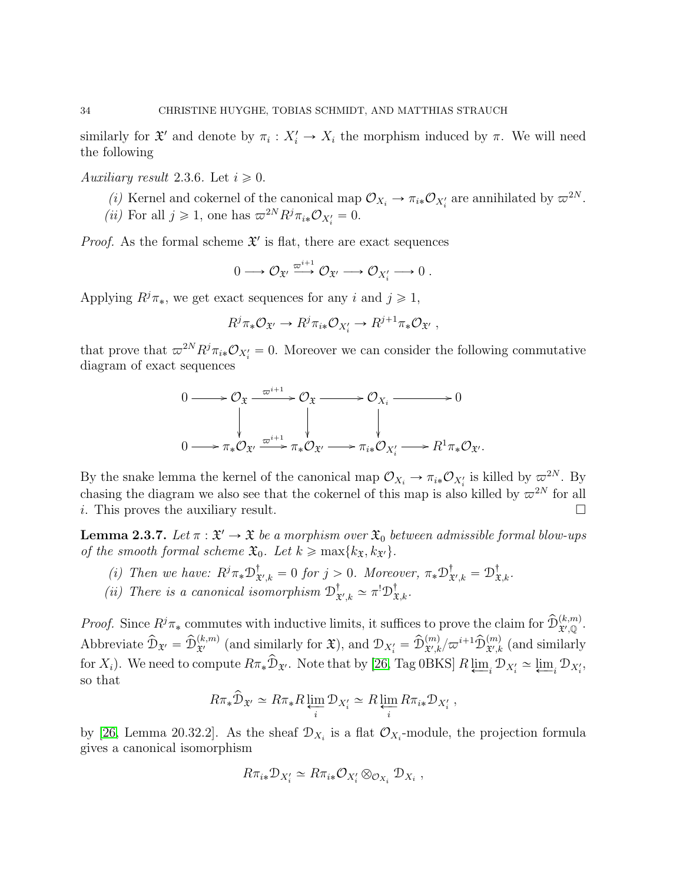similarly for $\mathfrak{X}'$ and denote by $\pi_i : X_i' \to X_i$ the morphism induced by $\pi$. We will need the following

*Auxiliary result* 2.3.6. Let $i \geqslant 0$.

*(i)* Kernel and cokernel of the canonical map $\mathcal{O}_{X_i} \to \pi_{i*}\mathcal{O}_{X_i'}$ are annihilated by $\varpi^{2N}$.

*(ii)* For all $j \geqslant 1$, one has $\varpi^{2N} R^j\pi_{i*}\mathcal{O}_{X_i'} = 0$.

*Proof.* As the formal scheme $\mathfrak{X}'$ is flat, there are exact sequences

$$0 \longrightarrow \mathcal{O}_{\mathfrak{X}'} \xrightarrow{\varpi^{i+1}} \mathcal{O}_{\mathfrak{X}'} \longrightarrow \mathcal{O}_{X_i'} \longrightarrow 0 \ .$$

Applying $R^j\pi_*$, we get exact sequences for any $i$ and $j \geqslant 1$,

$$R^j\pi_*\mathcal{O}_{\mathfrak{X}'} \to R^j\pi_{i*}\mathcal{O}_{X_i'} \to R^{j+1}\pi_*\mathcal{O}_{\mathfrak{X}'} \ ,$$

that prove that $\varpi^{2N} R^j\pi_{i*}\mathcal{O}_{X_i'} = 0$. Moreover we can consider the following commutative diagram of exact sequences

$$\begin{array}{ccccccccc}
0 & \longrightarrow & \mathcal{O}_{\mathfrak{X}} & \xrightarrow{\varpi^{i+1}} & \mathcal{O}_{\mathfrak{X}} & \longrightarrow & \mathcal{O}_{X_i} & \longrightarrow & 0 \\
 & & \downarrow & & \downarrow & & \downarrow & & \\
0 & \longrightarrow & \pi_*\mathcal{O}_{\mathfrak{X}'} & \xrightarrow{\varpi^{i+1}} & \pi_*\mathcal{O}_{\mathfrak{X}'} & \longrightarrow & \pi_{i*}\mathcal{O}_{X_i'} & \longrightarrow & R^1\pi_*\mathcal{O}_{\mathfrak{X}'}.
\end{array}$$

By the snake lemma the kernel of the canonical map $\mathcal{O}_{X_i} \to \pi_{i*}\mathcal{O}_{X_i'}$ is killed by $\varpi^{2N}$. By chasing the diagram we also see that the cokernel of this map is also killed by $\varpi^{2N}$ for all $i$. This proves the auxiliary result. $\square$

**Lemma 2.3.7.** *Let $\pi : \mathfrak{X}' \to \mathfrak{X}$ be a morphism over $\mathfrak{X}_0$ between admissible formal blow-ups of the smooth formal scheme $\mathfrak{X}_0$. Let $k \geqslant \max\{k_{\mathfrak{X}}, k_{\mathfrak{X}'}\}$.*

*(i) Then we have: $R^j\pi_*\mathcal{D}^\dagger_{\mathfrak{X}',k} = 0$ for $j > 0$. Moreover, $\pi_*\mathcal{D}^\dagger_{\mathfrak{X}',k} = \mathcal{D}^\dagger_{\mathfrak{X},k}$.*

*(ii) There is a canonical isomorphism $\mathcal{D}^\dagger_{\mathfrak{X}',k} \simeq \pi^!\mathcal{D}^\dagger_{\mathfrak{X},k}$.*

*Proof.* Since $R^j\pi_*$ commutes with inductive limits, it suffices to prove the claim for $\widehat{\mathcal{D}}^{(k,m)}_{\mathfrak{X}',\mathbb{Q}}$. Abbreviate $\widehat{\mathcal{D}}_{\mathfrak{X}'} = \widehat{\mathcal{D}}^{(k,m)}_{\mathfrak{X}'}$ (and similarly for $\mathfrak{X}$), and $\mathcal{D}_{X_i'} = \widehat{\mathcal{D}}^{(m)}_{\mathfrak{X}',k}/\varpi^{i+1}\widehat{\mathcal{D}}^{(m)}_{\mathfrak{X}',k}$ (and similarly for $X_i$). We need to compute $R\pi_*\widehat{\mathcal{D}}_{\mathfrak{X}'}$. Note that by [26, Tag 0BKS] $R\varprojlim_i \mathcal{D}_{X_i'} \simeq \varprojlim_i \mathcal{D}_{X_i'}$, so that

$$R\pi_*\widehat{\mathcal{D}}_{\mathfrak{X}'} \simeq R\pi_* R\varprojlim_i \mathcal{D}_{X_i'} \simeq R\varprojlim_i R\pi_{i*}\mathcal{D}_{X_i'} \ ,$$

by [26, Lemma 20.32.2]. As the sheaf $\mathcal{D}_{X_i}$ is a flat $\mathcal{O}_{X_i}$-module, the projection formula gives a canonical isomorphism

$$R\pi_{i*}\mathcal{D}_{X_i'} \simeq R\pi_{i*}\mathcal{O}_{X_i'} \otimes_{\mathcal{O}_{X_i}} \mathcal{D}_{X_i} \ ,$$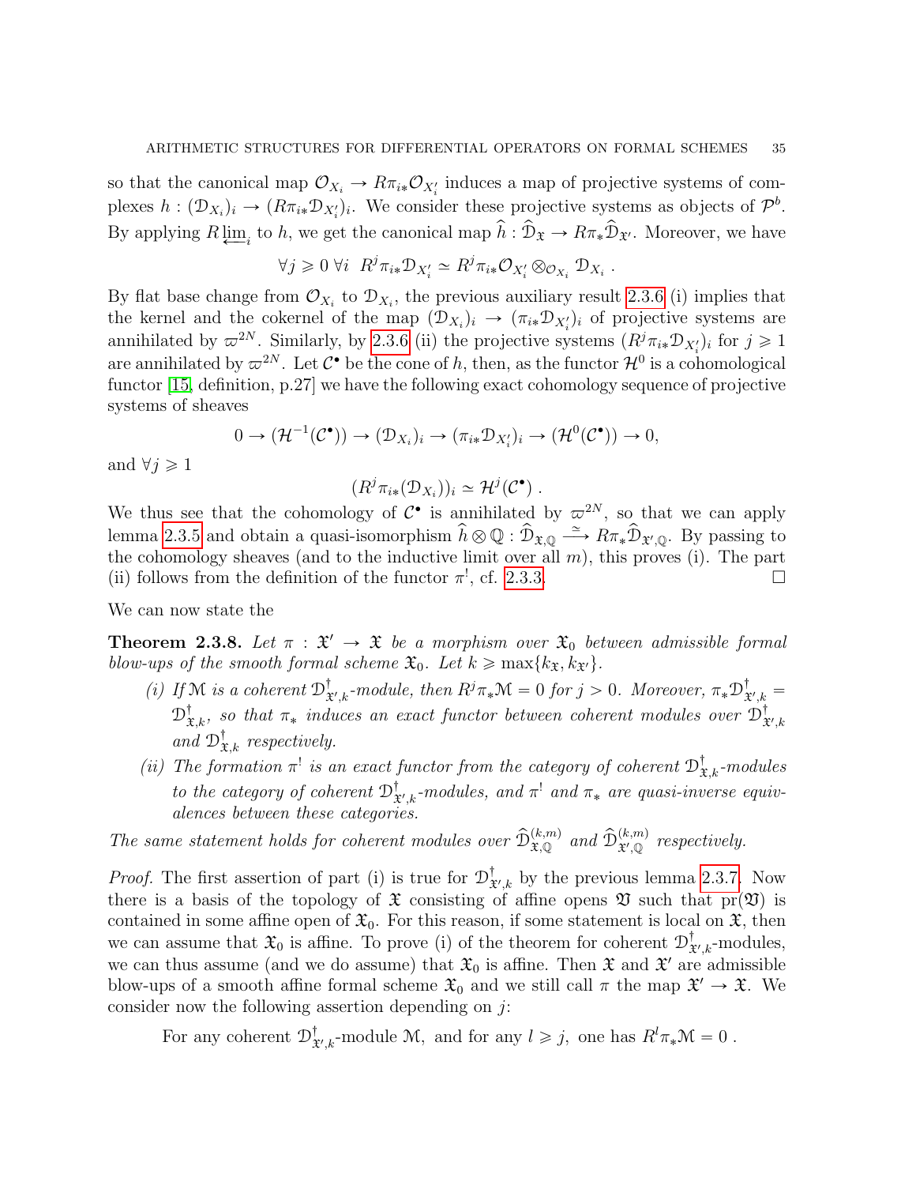so that the canonical map $\mathcal{O}_{X_i} \to R\pi_{i*}\mathcal{O}_{X'_i}$ induces a map of projective systems of complexes $h : (\mathcal{D}_{X_i})_i \to (R\pi_{i*}\mathcal{D}_{X'_i})_i$. We consider these projective systems as objects of $\mathcal{P}^b$. By applying $R\varprojlim_i$ to $h$, we get the canonical map $\widehat{h} : \widehat{\mathcal{D}}_{\mathfrak{X}} \to R\pi_*\widehat{\mathcal{D}}_{\mathfrak{X}'}$. Moreover, we have

$$\forall j \geqslant 0 \; \forall i \;\; R^j\pi_{i*}\mathcal{D}_{X'_i} \simeq R^j\pi_{i*}\mathcal{O}_{X'_i} \otimes_{\mathcal{O}_{X_i}} \mathcal{D}_{X_i} \; .$$

By flat base change from $\mathcal{O}_{X_i}$ to $\mathcal{D}_{X_i}$, the previous auxiliary result 2.3.6 (i) implies that the kernel and the cokernel of the map $(\mathcal{D}_{X_i})_i \to (\pi_{i*}\mathcal{D}_{X'_i})_i$ of projective systems are annihilated by $\varpi^{2N}$. Similarly, by 2.3.6 (ii) the projective systems $(R^j\pi_{i*}\mathcal{D}_{X'_i})_i$ for $j \geqslant 1$ are annihilated by $\varpi^{2N}$. Let $\mathcal{C}^\bullet$ be the cone of $h$, then, as the functor $\mathcal{H}^0$ is a cohomological functor [15, definition, p.27] we have the following exact cohomology sequence of projective systems of sheaves

$$0 \to (\mathcal{H}^{-1}(\mathcal{C}^\bullet)) \to (\mathcal{D}_{X_i})_i \to (\pi_{i*}\mathcal{D}_{X'_i})_i \to (\mathcal{H}^0(\mathcal{C}^\bullet)) \to 0,$$

and $\forall j \geqslant 1$

$$(R^j\pi_{i*}(\mathcal{D}_{X_i}))_i \simeq \mathcal{H}^j(\mathcal{C}^\bullet) \; .$$

We thus see that the cohomology of $\mathcal{C}^\bullet$ is annihilated by $\varpi^{2N}$, so that we can apply lemma 2.3.5 and obtain a quasi-isomorphism $\widehat{h} \otimes \mathbb{Q} : \widehat{\mathcal{D}}_{\mathfrak{X},\mathbb{Q}} \xrightarrow{\simeq} R\pi_*\widehat{\mathcal{D}}_{\mathfrak{X}',\mathbb{Q}}$. By passing to the cohomology sheaves (and to the inductive limit over all $m$), this proves (i). The part (ii) follows from the definition of the functor $\pi^!$, cf. 2.3.3. $\square$

We can now state the

**Theorem 2.3.8.** *Let $\pi : \mathfrak{X}' \to \mathfrak{X}$ be a morphism over $\mathfrak{X}_0$ between admissible formal blow-ups of the smooth formal scheme $\mathfrak{X}_0$. Let $k \geqslant \max\{k_{\mathfrak{X}}, k_{\mathfrak{X}'}\}$.*

*(i) If $\mathcal{M}$ is a coherent $\mathcal{D}^\dagger_{\mathfrak{X}',k}$-module, then $R^j\pi_*\mathcal{M} = 0$ for $j > 0$. Moreover, $\pi_*\mathcal{D}^\dagger_{\mathfrak{X}',k} = \mathcal{D}^\dagger_{\mathfrak{X},k}$, so that $\pi_*$ induces an exact functor between coherent modules over $\mathcal{D}^\dagger_{\mathfrak{X}',k}$ and $\mathcal{D}^\dagger_{\mathfrak{X},k}$ respectively.*

*(ii) The formation $\pi^!$ is an exact functor from the category of coherent $\mathcal{D}^\dagger_{\mathfrak{X},k}$-modules to the category of coherent $\mathcal{D}^\dagger_{\mathfrak{X}',k}$-modules, and $\pi^!$ and $\pi_*$ are quasi-inverse equivalences between these categories.*

*The same statement holds for coherent modules over $\widehat{\mathcal{D}}^{(k,m)}_{\mathfrak{X},\mathbb{Q}}$ and $\widehat{\mathcal{D}}^{(k,m)}_{\mathfrak{X}',\mathbb{Q}}$ respectively.*

*Proof.* The first assertion of part (i) is true for $\mathcal{D}^\dagger_{\mathfrak{X}',k}$ by the previous lemma 2.3.7. Now there is a basis of the topology of $\mathfrak{X}$ consisting of affine opens $\mathfrak{V}$ such that $\mathrm{pr}(\mathfrak{V})$ is contained in some affine open of $\mathfrak{X}_0$. For this reason, if some statement is local on $\mathfrak{X}$, then we can assume that $\mathfrak{X}_0$ is affine. To prove (i) of the theorem for coherent $\mathcal{D}^\dagger_{\mathfrak{X}',k}$-modules, we can thus assume (and we do assume) that $\mathfrak{X}_0$ is affine. Then $\mathfrak{X}$ and $\mathfrak{X}'$ are admissible blow-ups of a smooth affine formal scheme $\mathfrak{X}_0$ and we still call $\pi$ the map $\mathfrak{X}' \to \mathfrak{X}$. We consider now the following assertion depending on $j$:

For any coherent $\mathcal{D}^\dagger_{\mathfrak{X}',k}$-module $\mathcal{M}$, and for any $l \geqslant j$, one has $R^l\pi_*\mathcal{M} = 0$ .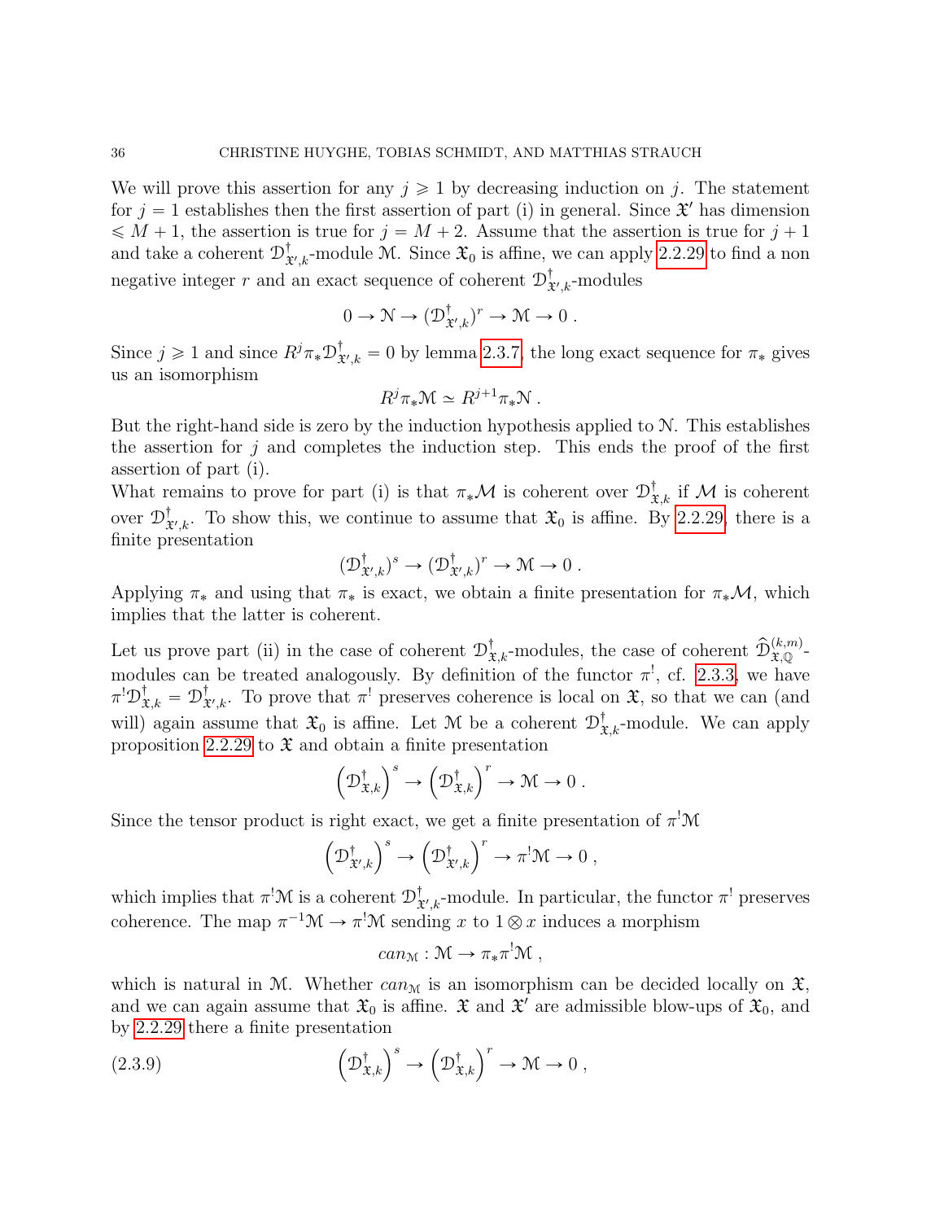We will prove this assertion for any $j \geqslant 1$ by decreasing induction on $j$. The statement for $j = 1$ establishes then the first assertion of part (i) in general. Since $\mathfrak{X}'$ has dimension $\leqslant M+1$, the assertion is true for $j = M+2$. Assume that the assertion is true for $j+1$ and take a coherent $\mathcal{D}^{\dagger}_{\mathfrak{X}',k}$-module $\mathcal{M}$. Since $\mathfrak{X}_0$ is affine, we can apply 2.2.29 to find a non negative integer $r$ and an exact sequence of coherent $\mathcal{D}^{\dagger}_{\mathfrak{X}',k}$-modules

$$0 \to \mathcal{N} \to (\mathcal{D}^{\dagger}_{\mathfrak{X}',k})^r \to \mathcal{M} \to 0\ .$$

Since $j \geqslant 1$ and since $R^j\pi_*\mathcal{D}^{\dagger}_{\mathfrak{X}',k} = 0$ by lemma 2.3.7, the long exact sequence for $\pi_*$ gives us an isomorphism

$$R^j\pi_*\mathcal{M} \simeq R^{j+1}\pi_*\mathcal{N}\ .$$

But the right-hand side is zero by the induction hypothesis applied to $\mathcal{N}$. This establishes the assertion for $j$ and completes the induction step. This ends the proof of the first assertion of part (i).

What remains to prove for part (i) is that $\pi_*\mathcal{M}$ is coherent over $\mathcal{D}^{\dagger}_{\mathfrak{X},k}$ if $\mathcal{M}$ is coherent over $\mathcal{D}^{\dagger}_{\mathfrak{X}',k}$. To show this, we continue to assume that $\mathfrak{X}_0$ is affine. By 2.2.29, there is a finite presentation

$$(\mathcal{D}^{\dagger}_{\mathfrak{X}',k})^s \to (\mathcal{D}^{\dagger}_{\mathfrak{X}',k})^r \to \mathcal{M} \to 0\ .$$

Applying $\pi_*$ and using that $\pi_*$ is exact, we obtain a finite presentation for $\pi_*\mathcal{M}$, which implies that the latter is coherent.

Let us prove part (ii) in the case of coherent $\mathcal{D}^{\dagger}_{\mathfrak{X},k}$-modules, the case of coherent $\widehat{\mathcal{D}}^{(k,m)}_{\mathfrak{X},\mathbb{Q}}$-modules can be treated analogously. By definition of the functor $\pi^!$, cf. 2.3.3, we have $\pi^!\mathcal{D}^{\dagger}_{\mathfrak{X},k} = \mathcal{D}^{\dagger}_{\mathfrak{X}',k}$. To prove that $\pi^!$ preserves coherence is local on $\mathfrak{X}$, so that we can (and will) again assume that $\mathfrak{X}_0$ is affine. Let $\mathcal{M}$ be a coherent $\mathcal{D}^{\dagger}_{\mathfrak{X},k}$-module. We can apply proposition 2.2.29 to $\mathfrak{X}$ and obtain a finite presentation

$$\left(\mathcal{D}^{\dagger}_{\mathfrak{X},k}\right)^s \to \left(\mathcal{D}^{\dagger}_{\mathfrak{X},k}\right)^r \to \mathcal{M} \to 0\ .$$

Since the tensor product is right exact, we get a finite presentation of $\pi^!\mathcal{M}$

$$\left(\mathcal{D}^{\dagger}_{\mathfrak{X}',k}\right)^s \to \left(\mathcal{D}^{\dagger}_{\mathfrak{X}',k}\right)^r \to \pi^!\mathcal{M} \to 0\ ,$$

which implies that $\pi^!\mathcal{M}$ is a coherent $\mathcal{D}^{\dagger}_{\mathfrak{X}',k}$-module. In particular, the functor $\pi^!$ preserves coherence. The map $\pi^{-1}\mathcal{M} \to \pi^!\mathcal{M}$ sending $x$ to $1 \otimes x$ induces a morphism

$$can_{\mathcal{M}} : \mathcal{M} \to \pi_*\pi^!\mathcal{M}\ ,$$

which is natural in $\mathcal{M}$. Whether $can_{\mathcal{M}}$ is an isomorphism can be decided locally on $\mathfrak{X}$, and we can again assume that $\mathfrak{X}_0$ is affine. $\mathfrak{X}$ and $\mathfrak{X}'$ are admissible blow-ups of $\mathfrak{X}_0$, and by 2.2.29 there a finite presentation

$$\left(\mathcal{D}^{\dagger}_{\mathfrak{X},k}\right)^s \to \left(\mathcal{D}^{\dagger}_{\mathfrak{X},k}\right)^r \to \mathcal{M} \to 0\ , \tag{2.3.9}$$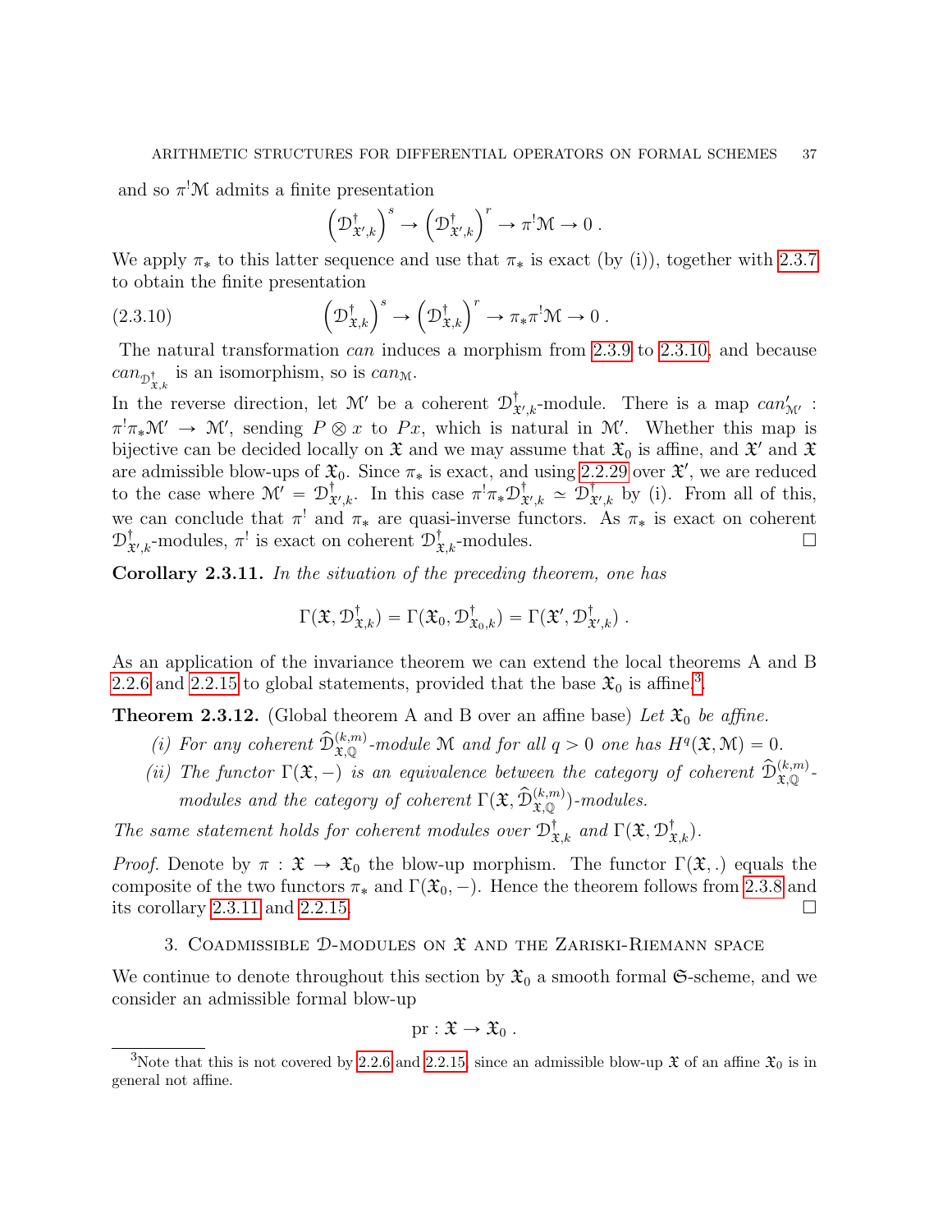and so $\pi^!\mathcal{M}$ admits a finite presentation

$$\left(\mathcal{D}^\dagger_{\mathfrak{X}',k}\right)^s \to \left(\mathcal{D}^\dagger_{\mathfrak{X}',k}\right)^r \to \pi^!\mathcal{M} \to 0 \, .$$

We apply $\pi_*$ to this latter sequence and use that $\pi_*$ is exact (by (i)), together with 2.3.7 to obtain the finite presentation

$$\left(\mathcal{D}^\dagger_{\mathfrak{X},k}\right)^s \to \left(\mathcal{D}^\dagger_{\mathfrak{X},k}\right)^r \to \pi_*\pi^!\mathcal{M} \to 0 \, . \tag{2.3.10}$$

The natural transformation *can* induces a morphism from 2.3.9 to 2.3.10, and because $can_{\mathcal{D}^\dagger_{\mathfrak{X},k}}$ is an isomorphism, so is $can_{\mathcal{M}}$.

In the reverse direction, let $\mathcal{M}'$ be a coherent $\mathcal{D}^\dagger_{\mathfrak{X}',k}$-module. There is a map $can'_{\mathcal{M}'}: \pi^!\pi_*\mathcal{M}' \to \mathcal{M}'$, sending $P \otimes x$ to $Px$, which is natural in $\mathcal{M}'$. Whether this map is bijective can be decided locally on $\mathfrak{X}$ and we may assume that $\mathfrak{X}_0$ is affine, and $\mathfrak{X}'$ and $\mathfrak{X}$ are admissible blow-ups of $\mathfrak{X}_0$. Since $\pi_*$ is exact, and using 2.2.29 over $\mathfrak{X}'$, we are reduced to the case where $\mathcal{M}' = \mathcal{D}^\dagger_{\mathfrak{X}',k}$. In this case $\pi^!\pi_*\mathcal{D}^\dagger_{\mathfrak{X}',k} \simeq \mathcal{D}^\dagger_{\mathfrak{X}',k}$ by (i). From all of this, we can conclude that $\pi^!$ and $\pi_*$ are quasi-inverse functors. As $\pi_*$ is exact on coherent $\mathcal{D}^\dagger_{\mathfrak{X}',k}$-modules, $\pi^!$ is exact on coherent $\mathcal{D}^\dagger_{\mathfrak{X},k}$-modules. $\square$

**Corollary 2.3.11.** *In the situation of the preceding theorem, one has*

$$\Gamma(\mathfrak{X}, \mathcal{D}^\dagger_{\mathfrak{X},k}) = \Gamma(\mathfrak{X}_0, \mathcal{D}^\dagger_{\mathfrak{X}_0,k}) = \Gamma(\mathfrak{X}', \mathcal{D}^\dagger_{\mathfrak{X}',k}) \, .$$

As an application of the invariance theorem we can extend the local theorems A and B 2.2.6 and 2.2.15 to global statements, provided that the base $\mathfrak{X}_0$ is affine[3].

**Theorem 2.3.12.** (Global theorem A and B over an affine base) *Let $\mathfrak{X}_0$ be affine.*

*(i) For any coherent $\widehat{\mathcal{D}}^{(k,m)}_{\mathfrak{X},\mathbb{Q}}$-module $\mathcal{M}$ and for all $q > 0$ one has $H^q(\mathfrak{X}, \mathcal{M}) = 0$.*

*(ii) The functor $\Gamma(\mathfrak{X}, -)$ is an equivalence between the category of coherent $\widehat{\mathcal{D}}^{(k,m)}_{\mathfrak{X},\mathbb{Q}}$-modules and the category of coherent $\Gamma(\mathfrak{X}, \widehat{\mathcal{D}}^{(k,m)}_{\mathfrak{X},\mathbb{Q}})$-modules.*

*The same statement holds for coherent modules over $\mathcal{D}^\dagger_{\mathfrak{X},k}$ and $\Gamma(\mathfrak{X}, \mathcal{D}^\dagger_{\mathfrak{X},k})$.*

*Proof.* Denote by $\pi : \mathfrak{X} \to \mathfrak{X}_0$ the blow-up morphism. The functor $\Gamma(\mathfrak{X}, .)$ equals the composite of the two functors $\pi_*$ and $\Gamma(\mathfrak{X}_0, -)$. Hence the theorem follows from 2.3.8 and its corollary 2.3.11 and 2.2.15. $\square$

## 3. Coadmissible $\mathcal{D}$-modules on $\mathfrak{X}$ and the Zariski-Riemann space

We continue to denote throughout this section by $\mathfrak{X}_0$ a smooth formal $\mathfrak{S}$-scheme, and we consider an admissible formal blow-up

$$\mathrm{pr} : \mathfrak{X} \to \mathfrak{X}_0 \, .$$

[3] Note that this is not covered by 2.2.6 and 2.2.15, since an admissible blow-up $\mathfrak{X}$ of an affine $\mathfrak{X}_0$ is in general not affine.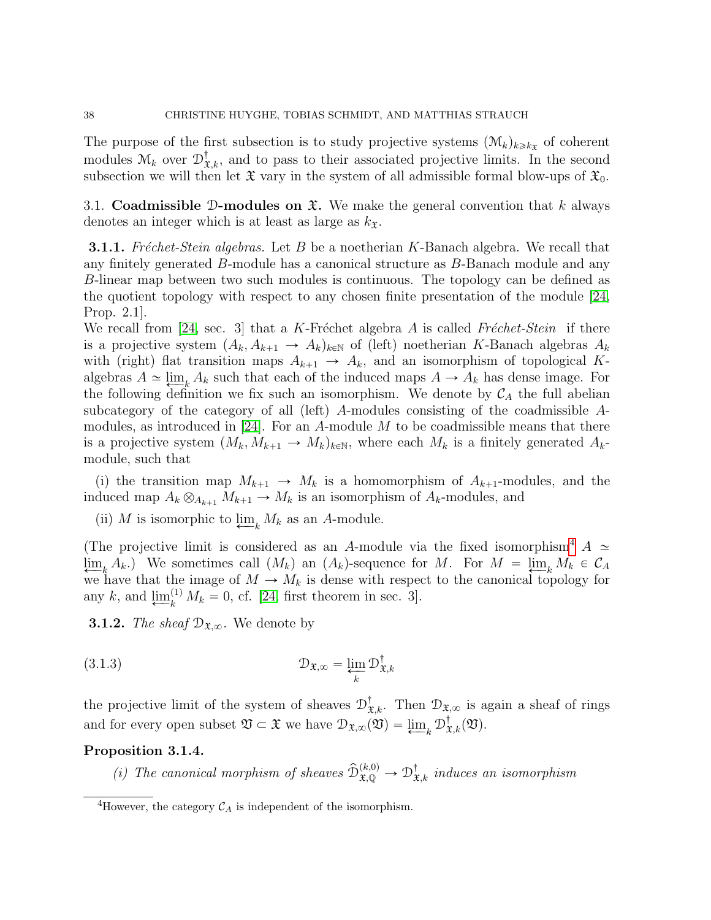The purpose of the first subsection is to study projective systems $(\mathcal{M}_k)_{k \geqslant k_{\mathfrak{X}}}$ of coherent modules $\mathcal{M}_k$ over $\mathcal{D}^\dagger_{\mathfrak{X},k}$, and to pass to their associated projective limits. In the second subsection we will then let $\mathfrak{X}$ vary in the system of all admissible formal blow-ups of $\mathfrak{X}_0$.

## 3.1. Coadmissible $\mathcal{D}$-modules on $\mathfrak{X}$.

We make the general convention that $k$ always denotes an integer which is at least as large as $k_{\mathfrak{X}}$.

**3.1.1.** *Fréchet-Stein algebras.* Let $B$ be a noetherian $K$-Banach algebra. We recall that any finitely generated $B$-module has a canonical structure as $B$-Banach module and any $B$-linear map between two such modules is continuous. The topology can be defined as the quotient topology with respect to any chosen finite presentation of the module [24, Prop. 2.1].
We recall from [24, sec. 3] that a $K$-Fréchet algebra $A$ is called *Fréchet-Stein* if there is a projective system $(A_k, A_{k+1} \to A_k)_{k \in \mathbb{N}}$ of (left) noetherian $K$-Banach algebras $A_k$ with (right) flat transition maps $A_{k+1} \to A_k$, and an isomorphism of topological $K$-algebras $A \simeq \varprojlim_k A_k$ such that each of the induced maps $A \to A_k$ has dense image. For the following definition we fix such an isomorphism. We denote by $\mathcal{C}_A$ the full abelian subcategory of the category of all (left) $A$-modules consisting of the coadmissible $A$-modules, as introduced in [24]. For an $A$-module $M$ to be coadmissible means that there is a projective system $(M_k, M_{k+1} \to M_k)_{k \in \mathbb{N}}$, where each $M_k$ is a finitely generated $A_k$-module, such that

(i) the transition map $M_{k+1} \to M_k$ is a homomorphism of $A_{k+1}$-modules, and the induced map $A_k \otimes_{A_{k+1}} M_{k+1} \to M_k$ is an isomorphism of $A_k$-modules, and

(ii) $M$ is isomorphic to $\varprojlim_k M_k$ as an $A$-module.

(The projective limit is considered as an $A$-module via the fixed isomorphism[4] $A \simeq \varprojlim_k A_k$.) We sometimes call $(M_k)$ an $(A_k)$-sequence for $M$. For $M = \varprojlim_k M_k \in \mathcal{C}_A$ we have that the image of $M \to M_k$ is dense with respect to the canonical topology for any $k$, and $\varprojlim_k^{(1)} M_k = 0$, cf. [24, first theorem in sec. 3].

**3.1.2.** *The sheaf $\mathcal{D}_{\mathfrak{X},\infty}$.* We denote by

$$\mathcal{D}_{\mathfrak{X},\infty} = \varprojlim_k \mathcal{D}^\dagger_{\mathfrak{X},k} \tag{3.1.3}$$

the projective limit of the system of sheaves $\mathcal{D}^\dagger_{\mathfrak{X},k}$. Then $\mathcal{D}_{\mathfrak{X},\infty}$ is again a sheaf of rings and for every open subset $\mathfrak{V} \subset \mathfrak{X}$ we have $\mathcal{D}_{\mathfrak{X},\infty}(\mathfrak{V}) = \varprojlim_k \mathcal{D}^\dagger_{\mathfrak{X},k}(\mathfrak{V})$.

**Proposition 3.1.4.**

*(i) The canonical morphism of sheaves $\widehat{\mathcal{D}}^{(k,0)}_{\mathfrak{X},\mathbb{Q}} \to \mathcal{D}^\dagger_{\mathfrak{X},k}$ induces an isomorphism*

---

[4] However, the category $\mathcal{C}_A$ is independent of the isomorphism.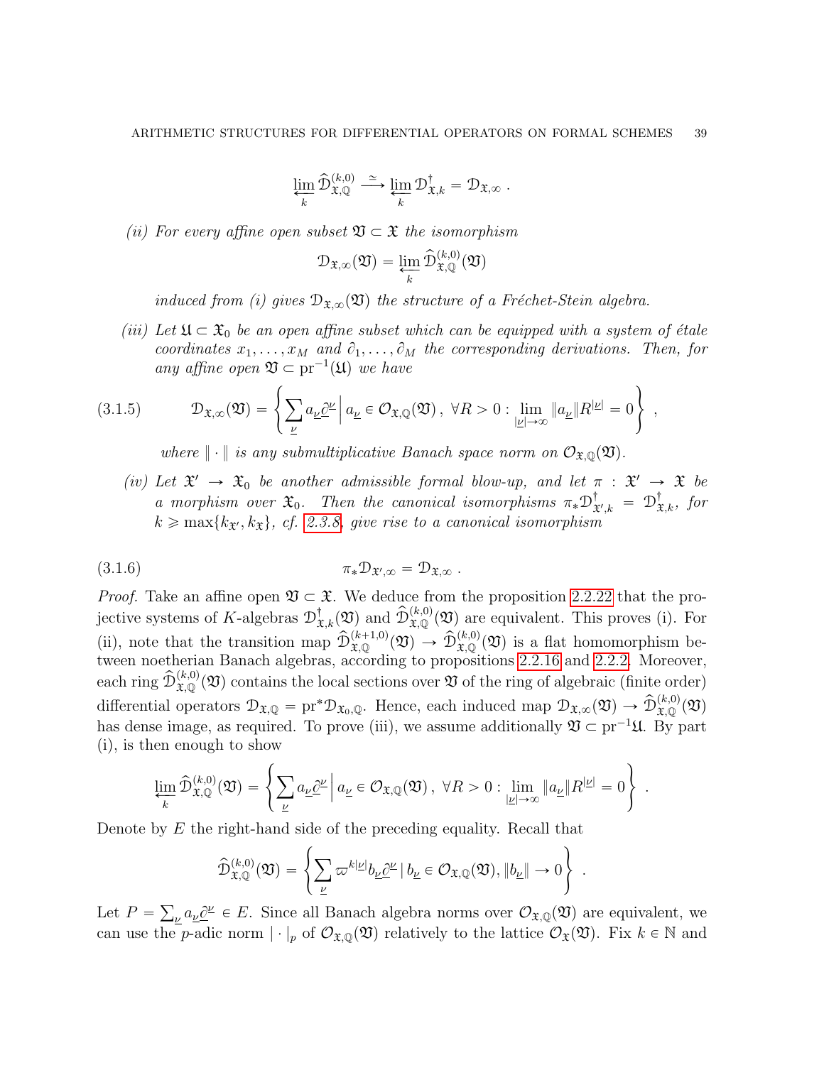$$\varprojlim_k \widehat{\mathcal{D}}^{(k,0)}_{\mathfrak{X},\mathbb{Q}} \xrightarrow{\simeq} \varprojlim_k \mathcal{D}^{\dagger}_{\mathfrak{X},k} = \mathcal{D}_{\mathfrak{X},\infty} \ .$$

*(ii) For every affine open subset $\mathfrak{V} \subset \mathfrak{X}$ the isomorphism*

$$\mathcal{D}_{\mathfrak{X},\infty}(\mathfrak{V}) = \varprojlim_k \widehat{\mathcal{D}}^{(k,0)}_{\mathfrak{X},\mathbb{Q}}(\mathfrak{V})$$

*induced from (i) gives $\mathcal{D}_{\mathfrak{X},\infty}(\mathfrak{V})$ the structure of a Fréchet-Stein algebra.*

*(iii) Let $\mathfrak{U} \subset \mathfrak{X}_0$ be an open affine subset which can be equipped with a system of étale coordinates $x_1, \ldots, x_M$ and $\partial_1, \ldots, \partial_M$ the corresponding derivations. Then, for any affine open $\mathfrak{V} \subset \mathrm{pr}^{-1}(\mathfrak{U})$ we have*

$$\mathcal{D}_{\mathfrak{X},\infty}(\mathfrak{V}) = \left\{ \sum_{\underline{\nu}} a_{\underline{\nu}} \underline{\partial}^{\underline{\nu}} \,\middle|\, a_{\underline{\nu}} \in \mathcal{O}_{\mathfrak{X},\mathbb{Q}}(\mathfrak{V}) \,, \ \forall R > 0 : \lim_{|\underline{\nu}| \to \infty} \|a_{\underline{\nu}}\| R^{|\underline{\nu}|} = 0 \right\} \ , \tag{3.1.5}$$

*where $\|\cdot\|$ is any submultiplicative Banach space norm on $\mathcal{O}_{\mathfrak{X},\mathbb{Q}}(\mathfrak{V})$.*

*(iv) Let $\mathfrak{X}' \to \mathfrak{X}_0$ be another admissible formal blow-up, and let $\pi : \mathfrak{X}' \to \mathfrak{X}$ be a morphism over $\mathfrak{X}_0$. Then the canonical isomorphisms $\pi_* \mathcal{D}^{\dagger}_{\mathfrak{X}',k} = \mathcal{D}^{\dagger}_{\mathfrak{X},k}$, for $k \geqslant \max\{k_{\mathfrak{X}'}, k_{\mathfrak{X}}\}$, cf. 2.3.8, give rise to a canonical isomorphism*

$$\pi_* \mathcal{D}_{\mathfrak{X}',\infty} = \mathcal{D}_{\mathfrak{X},\infty} \ . \tag{3.1.6}$$

*Proof.* Take an affine open $\mathfrak{V} \subset \mathfrak{X}$. We deduce from the proposition 2.2.22 that the projective systems of $K$-algebras $\mathcal{D}^{\dagger}_{\mathfrak{X},k}(\mathfrak{V})$ and $\widehat{\mathcal{D}}^{(k,0)}_{\mathfrak{X},\mathbb{Q}}(\mathfrak{V})$ are equivalent. This proves (i). For (ii), note that the transition map $\widehat{\mathcal{D}}^{(k+1,0)}_{\mathfrak{X},\mathbb{Q}}(\mathfrak{V}) \to \widehat{\mathcal{D}}^{(k,0)}_{\mathfrak{X},\mathbb{Q}}(\mathfrak{V})$ is a flat homomorphism between noetherian Banach algebras, according to propositions 2.2.16 and 2.2.2. Moreover, each ring $\widehat{\mathcal{D}}^{(k,0)}_{\mathfrak{X},\mathbb{Q}}(\mathfrak{V})$ contains the local sections over $\mathfrak{V}$ of the ring of algebraic (finite order) differential operators $\mathcal{D}_{\mathfrak{X},\mathbb{Q}} = \mathrm{pr}^* \mathcal{D}_{\mathfrak{X}_0,\mathbb{Q}}$. Hence, each induced map $\mathcal{D}_{\mathfrak{X},\infty}(\mathfrak{V}) \to \widehat{\mathcal{D}}^{(k,0)}_{\mathfrak{X},\mathbb{Q}}(\mathfrak{V})$ has dense image, as required. To prove (iii), we assume additionally $\mathfrak{V} \subset \mathrm{pr}^{-1}\mathfrak{U}$. By part (i), is then enough to show

$$\varprojlim_k \widehat{\mathcal{D}}^{(k,0)}_{\mathfrak{X},\mathbb{Q}}(\mathfrak{V}) = \left\{ \sum_{\underline{\nu}} a_{\underline{\nu}} \underline{\partial}^{\underline{\nu}} \,\middle|\, a_{\underline{\nu}} \in \mathcal{O}_{\mathfrak{X},\mathbb{Q}}(\mathfrak{V}) \,, \ \forall R > 0 : \lim_{|\underline{\nu}| \to \infty} \|a_{\underline{\nu}}\| R^{|\underline{\nu}|} = 0 \right\} \ .$$

Denote by $E$ the right-hand side of the preceding equality. Recall that

$$\widehat{\mathcal{D}}^{(k,0)}_{\mathfrak{X},\mathbb{Q}}(\mathfrak{V}) = \left\{ \sum_{\underline{\nu}} \varpi^{k|\underline{\nu}|} b_{\underline{\nu}} \underline{\partial}^{\underline{\nu}} \mid b_{\underline{\nu}} \in \mathcal{O}_{\mathfrak{X},\mathbb{Q}}(\mathfrak{V}), \|b_{\underline{\nu}}\| \to 0 \right\} \ .$$

Let $P = \sum_{\underline{\nu}} a_{\underline{\nu}} \underline{\partial}^{\underline{\nu}} \in E$. Since all Banach algebra norms over $\mathcal{O}_{\mathfrak{X},\mathbb{Q}}(\mathfrak{V})$ are equivalent, we can use the $p$-adic norm $|\cdot|_p$ of $\mathcal{O}_{\mathfrak{X},\mathbb{Q}}(\mathfrak{V})$ relatively to the lattice $\mathcal{O}_{\mathfrak{X}}(\mathfrak{V})$. Fix $k \in \mathbb{N}$ and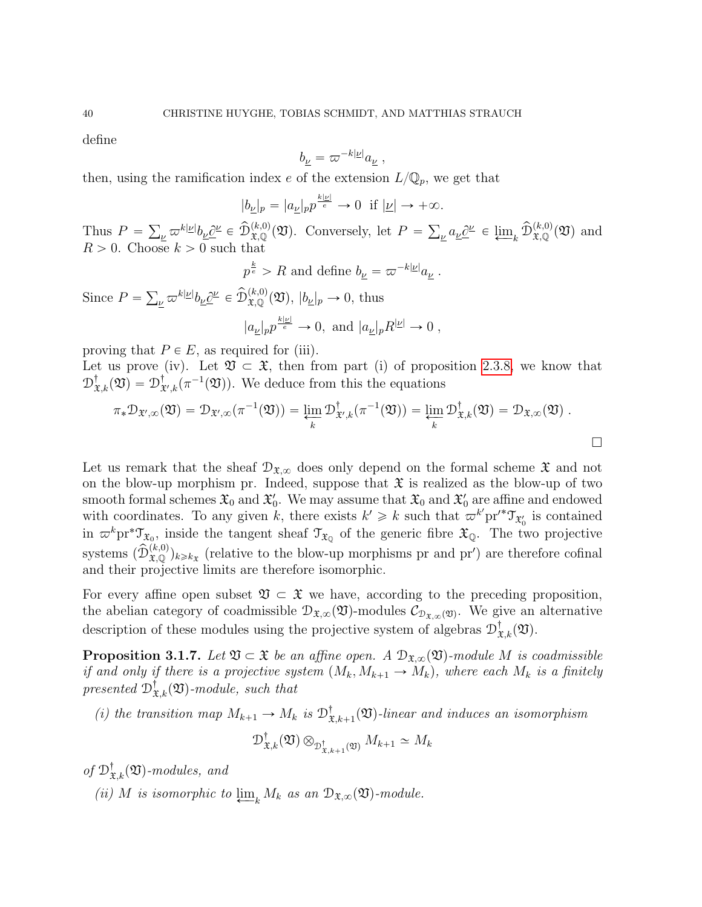define

$$b_{\underline{\nu}} = \varpi^{-k|\underline{\nu}|} a_{\underline{\nu}} \ ,$$

then, using the ramification index $e$ of the extension $L/\mathbb{Q}_p$, we get that

$$|b_{\underline{\nu}}|_p = |a_{\underline{\nu}}|_p p^{\frac{k|\underline{\nu}|}{e}} \to 0 \ \text{ if } |\underline{\nu}| \to +\infty.$$

Thus $P = \sum_{\underline{\nu}} \varpi^{k|\underline{\nu}|} b_{\underline{\nu}} \underline{\partial}^{\underline{\nu}} \in \widehat{\mathcal{D}}^{(k,0)}_{\mathfrak{X},\mathbb{Q}}(\mathfrak{V})$. Conversely, let $P = \sum_{\underline{\nu}} a_{\underline{\nu}} \underline{\partial}^{\underline{\nu}} \in \varprojlim_k \widehat{\mathcal{D}}^{(k,0)}_{\mathfrak{X},\mathbb{Q}}(\mathfrak{V})$ and $R > 0$. Choose $k > 0$ such that

$$p^{\frac{k}{e}} > R \text{ and define } b_{\underline{\nu}} = \varpi^{-k|\underline{\nu}|} a_{\underline{\nu}} \ .$$

Since $P = \sum_{\underline{\nu}} \varpi^{k|\underline{\nu}|} b_{\underline{\nu}} \underline{\partial}^{\underline{\nu}} \in \widehat{\mathcal{D}}^{(k,0)}_{\mathfrak{X},\mathbb{Q}}(\mathfrak{V})$, $|b_{\underline{\nu}}|_p \to 0$, thus

$$|a_{\underline{\nu}}|_p p^{\frac{k|\underline{\nu}|}{e}} \to 0, \text{ and } |a_{\underline{\nu}}|_p R^{|\underline{\nu}|} \to 0 \ ,$$

proving that $P \in E$, as required for (iii).
Let us prove (iv). Let $\mathfrak{V} \subset \mathfrak{X}$, then from part (i) of proposition 2.3.8, we know that $\mathcal{D}^{\dagger}_{\mathfrak{X},k}(\mathfrak{V}) = \mathcal{D}^{\dagger}_{\mathfrak{X}',k}(\pi^{-1}(\mathfrak{V}))$. We deduce from this the equations

$$\pi_* \mathcal{D}_{\mathfrak{X}',\infty}(\mathfrak{V}) = \mathcal{D}_{\mathfrak{X}',\infty}(\pi^{-1}(\mathfrak{V})) = \varprojlim_k \mathcal{D}^{\dagger}_{\mathfrak{X}',k}(\pi^{-1}(\mathfrak{V})) = \varprojlim_k \mathcal{D}^{\dagger}_{\mathfrak{X},k}(\mathfrak{V}) = \mathcal{D}_{\mathfrak{X},\infty}(\mathfrak{V}) \ .$$

□

Let us remark that the sheaf $\mathcal{D}_{\mathfrak{X},\infty}$ does only depend on the formal scheme $\mathfrak{X}$ and not on the blow-up morphism pr. Indeed, suppose that $\mathfrak{X}$ is realized as the blow-up of two smooth formal schemes $\mathfrak{X}_0$ and $\mathfrak{X}'_0$. We may assume that $\mathfrak{X}_0$ and $\mathfrak{X}'_0$ are affine and endowed with coordinates. To any given $k$, there exists $k' \geqslant k$ such that $\varpi^{k'} \mathrm{pr}'^* \mathcal{T}_{\mathfrak{X}'_0}$ is contained in $\varpi^k \mathrm{pr}^* \mathcal{T}_{\mathfrak{X}_0}$, inside the tangent sheaf $\mathcal{T}_{\mathfrak{X}_{\mathbb{Q}}}$ of the generic fibre $\mathfrak{X}_{\mathbb{Q}}$. The two projective systems $(\widehat{\mathcal{D}}^{(k,0)}_{\mathfrak{X},\mathbb{Q}})_{k \geqslant k_{\mathfrak{X}}}$ (relative to the blow-up morphisms pr and pr$'$) are therefore cofinal and their projective limits are therefore isomorphic.

For every affine open subset $\mathfrak{V} \subset \mathfrak{X}$ we have, according to the preceding proposition, the abelian category of coadmissible $\mathcal{D}_{\mathfrak{X},\infty}(\mathfrak{V})$-modules $\mathcal{C}_{\mathcal{D}_{\mathfrak{X},\infty}(\mathfrak{V})}$. We give an alternative description of these modules using the projective system of algebras $\mathcal{D}^{\dagger}_{\mathfrak{X},k}(\mathfrak{V})$.

**Proposition 3.1.7.** *Let $\mathfrak{V} \subset \mathfrak{X}$ be an affine open. A $\mathcal{D}_{\mathfrak{X},\infty}(\mathfrak{V})$-module $M$ is coadmissible if and only if there is a projective system $(M_k, M_{k+1} \to M_k)$, where each $M_k$ is a finitely presented $\mathcal{D}^{\dagger}_{\mathfrak{X},k}(\mathfrak{V})$-module, such that*

*(i) the transition map $M_{k+1} \to M_k$ is $\mathcal{D}^{\dagger}_{\mathfrak{X},k+1}(\mathfrak{V})$-linear and induces an isomorphism*

$$\mathcal{D}^{\dagger}_{\mathfrak{X},k}(\mathfrak{V}) \otimes_{\mathcal{D}^{\dagger}_{\mathfrak{X},k+1}(\mathfrak{V})} M_{k+1} \simeq M_k$$

*of $\mathcal{D}^{\dagger}_{\mathfrak{X},k}(\mathfrak{V})$-modules, and*

*(ii) $M$ is isomorphic to $\varprojlim_k M_k$ as an $\mathcal{D}_{\mathfrak{X},\infty}(\mathfrak{V})$-module.*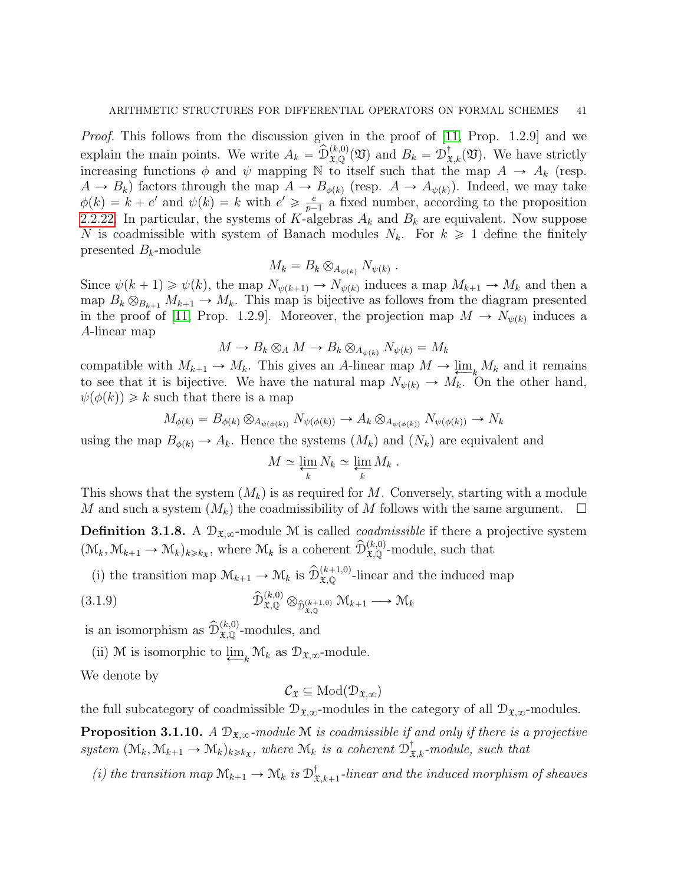*Proof.* This follows from the discussion given in the proof of [11, Prop. 1.2.9] and we explain the main points. We write $A_k = \widehat{\mathcal{D}}^{(k,0)}_{\mathfrak{X},\mathbb{Q}}(\mathfrak{V})$ and $B_k = \mathcal{D}^{\dagger}_{\mathfrak{X},k}(\mathfrak{V})$. We have strictly increasing functions $\phi$ and $\psi$ mapping $\mathbb{N}$ to itself such that the map $A \to A_k$ (resp. $A \to B_k$) factors through the map $A \to B_{\phi(k)}$ (resp. $A \to A_{\psi(k)}$). Indeed, we may take $\phi(k) = k + e'$ and $\psi(k) = k$ with $e' \geqslant \frac{e}{p-1}$ a fixed number, according to the proposition 2.2.22. In particular, the systems of $K$-algebras $A_k$ and $B_k$ are equivalent. Now suppose $N$ is coadmissible with system of Banach modules $N_k$. For $k \geqslant 1$ define the finitely presented $B_k$-module

$$M_k = B_k \otimes_{A_{\psi(k)}} N_{\psi(k)} \ .$$

Since $\psi(k+1) \geqslant \psi(k)$, the map $N_{\psi(k+1)} \to N_{\psi(k)}$ induces a map $M_{k+1} \to M_k$ and then a map $B_k \otimes_{B_{k+1}} M_{k+1} \to M_k$. This map is bijective as follows from the diagram presented in the proof of [11, Prop. 1.2.9]. Moreover, the projection map $M \to N_{\psi(k)}$ induces a $A$-linear map

$$M \to B_k \otimes_A M \to B_k \otimes_{A_{\psi(k)}} N_{\psi(k)} = M_k$$

compatible with $M_{k+1} \to M_k$. This gives an $A$-linear map $M \to \varprojlim_k M_k$ and it remains to see that it is bijective. We have the natural map $N_{\psi(k)} \to M_k$. On the other hand, $\psi(\phi(k)) \geqslant k$ such that there is a map

$$M_{\phi(k)} = B_{\phi(k)} \otimes_{A_{\psi(\phi(k))}} N_{\psi(\phi(k))} \to A_k \otimes_{A_{\psi(\phi(k))}} N_{\psi(\phi(k))} \to N_k$$

using the map $B_{\phi(k)} \to A_k$. Hence the systems $(M_k)$ and $(N_k)$ are equivalent and

$$M \simeq \varprojlim_k N_k \simeq \varprojlim_k M_k \ .$$

This shows that the system $(M_k)$ is as required for $M$. Conversely, starting with a module $M$ and such a system $(M_k)$ the coadmissibility of $M$ follows with the same argument. $\square$

**Definition 3.1.8.** A $\mathcal{D}_{\mathfrak{X},\infty}$-module $\mathcal{M}$ is called *coadmissible* if there a projective system $(\mathcal{M}_k, \mathcal{M}_{k+1} \to \mathcal{M}_k)_{k \geqslant k_{\mathfrak{X}}}$, where $\mathcal{M}_k$ is a coherent $\widehat{\mathcal{D}}^{(k,0)}_{\mathfrak{X},\mathbb{Q}}$-module, such that

(i) the transition map $\mathcal{M}_{k+1} \to \mathcal{M}_k$ is $\widehat{\mathcal{D}}^{(k+1,0)}_{\mathfrak{X},\mathbb{Q}}$-linear and the induced map

$$\widehat{\mathcal{D}}^{(k,0)}_{\mathfrak{X},\mathbb{Q}} \otimes_{\widehat{\mathcal{D}}^{(k+1,0)}_{\mathfrak{X},\mathbb{Q}}} \mathcal{M}_{k+1} \longrightarrow \mathcal{M}_k \tag{3.1.9}$$

is an isomorphism as $\widehat{\mathcal{D}}^{(k,0)}_{\mathfrak{X},\mathbb{Q}}$-modules, and

(ii) $\mathcal{M}$ is isomorphic to $\varprojlim_k \mathcal{M}_k$ as $\mathcal{D}_{\mathfrak{X},\infty}$-module.

We denote by

$$\mathcal{C}_{\mathfrak{X}} \subseteq \mathrm{Mod}(\mathcal{D}_{\mathfrak{X},\infty})$$

the full subcategory of coadmissible $\mathcal{D}_{\mathfrak{X},\infty}$-modules in the category of all $\mathcal{D}_{\mathfrak{X},\infty}$-modules.

**Proposition 3.1.10.** *A $\mathcal{D}_{\mathfrak{X},\infty}$-module $\mathcal{M}$ is coadmissible if and only if there is a projective system $(\mathcal{M}_k, \mathcal{M}_{k+1} \to \mathcal{M}_k)_{k \geqslant k_{\mathfrak{X}}}$, where $\mathcal{M}_k$ is a coherent $\mathcal{D}^{\dagger}_{\mathfrak{X},k}$-module, such that*

*(i) the transition map $\mathcal{M}_{k+1} \to \mathcal{M}_k$ is $\mathcal{D}^{\dagger}_{\mathfrak{X},k+1}$-linear and the induced morphism of sheaves*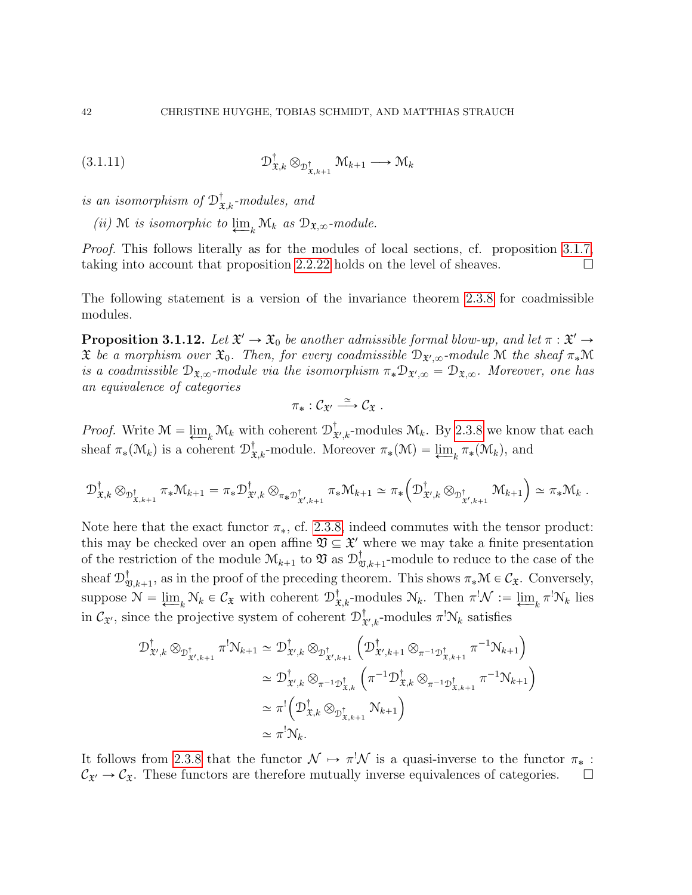$$\mathcal{D}^{\dagger}_{\mathfrak{X},k} \otimes_{\mathcal{D}^{\dagger}_{\mathfrak{X},k+1}} \mathcal{M}_{k+1} \longrightarrow \mathcal{M}_k \tag{3.1.11}$$

*is an isomorphism of* $\mathcal{D}^{\dagger}_{\mathfrak{X},k}$*-modules, and*

*(ii)* $\mathcal{M}$ *is isomorphic to* $\varprojlim_k \mathcal{M}_k$ *as* $\mathcal{D}_{\mathfrak{X},\infty}$*-module.*

*Proof.* This follows literally as for the modules of local sections, cf. proposition 3.1.7, taking into account that proposition 2.2.22 holds on the level of sheaves. □

The following statement is a version of the invariance theorem 2.3.8 for coadmissible modules.

**Proposition 3.1.12.** *Let* $\mathfrak{X}' \to \mathfrak{X}_0$ *be another admissible formal blow-up, and let* $\pi : \mathfrak{X}' \to \mathfrak{X}$ *be a morphism over* $\mathfrak{X}_0$*. Then, for every coadmissible* $\mathcal{D}_{\mathfrak{X}',\infty}$*-module* $\mathcal{M}$ *the sheaf* $\pi_*\mathcal{M}$ *is a coadmissible* $\mathcal{D}_{\mathfrak{X},\infty}$*-module via the isomorphism* $\pi_*\mathcal{D}_{\mathfrak{X}',\infty} = \mathcal{D}_{\mathfrak{X},\infty}$*. Moreover, one has an equivalence of categories*

$$\pi_* : \mathcal{C}_{\mathfrak{X}'} \xrightarrow{\simeq} \mathcal{C}_{\mathfrak{X}} \ .$$

*Proof.* Write $\mathcal{M} = \varprojlim_k \mathcal{M}_k$ with coherent $\mathcal{D}^{\dagger}_{\mathfrak{X}',k}$-modules $\mathcal{M}_k$. By 2.3.8 we know that each sheaf $\pi_*(\mathcal{M}_k)$ is a coherent $\mathcal{D}^{\dagger}_{\mathfrak{X},k}$-module. Moreover $\pi_*(\mathcal{M}) = \varprojlim_k \pi_*(\mathcal{M}_k)$, and

$$\mathcal{D}^{\dagger}_{\mathfrak{X},k} \otimes_{\mathcal{D}^{\dagger}_{\mathfrak{X},k+1}} \pi_*\mathcal{M}_{k+1} = \pi_*\mathcal{D}^{\dagger}_{\mathfrak{X}',k} \otimes_{\pi_*\mathcal{D}^{\dagger}_{\mathfrak{X}',k+1}} \pi_*\mathcal{M}_{k+1} \simeq \pi_*\Big(\mathcal{D}^{\dagger}_{\mathfrak{X}',k} \otimes_{\mathcal{D}^{\dagger}_{\mathfrak{X}',k+1}} \mathcal{M}_{k+1}\Big) \simeq \pi_*\mathcal{M}_k \ .$$

Note here that the exact functor $\pi_*$, cf. 2.3.8, indeed commutes with the tensor product: this may be checked over an open affine $\mathfrak{V} \subseteq \mathfrak{X}'$ where we may take a finite presentation of the restriction of the module $\mathcal{M}_{k+1}$ to $\mathfrak{V}$ as $\mathcal{D}^{\dagger}_{\mathfrak{V},k+1}$-module to reduce to the case of the sheaf $\mathcal{D}^{\dagger}_{\mathfrak{V},k+1}$, as in the proof of the preceding theorem. This shows $\pi_*\mathcal{M} \in \mathcal{C}_{\mathfrak{X}}$. Conversely, suppose $\mathcal{N} = \varprojlim_k \mathcal{N}_k \in \mathcal{C}_{\mathfrak{X}}$ with coherent $\mathcal{D}^{\dagger}_{\mathfrak{X},k}$-modules $\mathcal{N}_k$. Then $\pi^!\mathcal{N} := \varprojlim_k \pi^!\mathcal{N}_k$ lies in $\mathcal{C}_{\mathfrak{X}'}$, since the projective system of coherent $\mathcal{D}^{\dagger}_{\mathfrak{X}',k}$-modules $\pi^!\mathcal{N}_k$ satisfies

$$\begin{aligned}
\mathcal{D}^{\dagger}_{\mathfrak{X}',k} \otimes_{\mathcal{D}^{\dagger}_{\mathfrak{X}',k+1}} \pi^!\mathcal{N}_{k+1} &\simeq \mathcal{D}^{\dagger}_{\mathfrak{X}',k} \otimes_{\mathcal{D}^{\dagger}_{\mathfrak{X}',k+1}} \Big(\mathcal{D}^{\dagger}_{\mathfrak{X}',k+1} \otimes_{\pi^{-1}\mathcal{D}^{\dagger}_{\mathfrak{X},k+1}} \pi^{-1}\mathcal{N}_{k+1}\Big) \\
&\simeq \mathcal{D}^{\dagger}_{\mathfrak{X}',k} \otimes_{\pi^{-1}\mathcal{D}^{\dagger}_{\mathfrak{X},k}} \Big(\pi^{-1}\mathcal{D}^{\dagger}_{\mathfrak{X},k} \otimes_{\pi^{-1}\mathcal{D}^{\dagger}_{\mathfrak{X},k+1}} \pi^{-1}\mathcal{N}_{k+1}\Big) \\
&\simeq \pi^!\Big(\mathcal{D}^{\dagger}_{\mathfrak{X},k} \otimes_{\mathcal{D}^{\dagger}_{\mathfrak{X},k+1}} \mathcal{N}_{k+1}\Big) \\
&\simeq \pi^!\mathcal{N}_k.
\end{aligned}$$

It follows from 2.3.8 that the functor $\mathcal{N} \mapsto \pi^!\mathcal{N}$ is a quasi-inverse to the functor $\pi_* : \mathcal{C}_{\mathfrak{X}'} \to \mathcal{C}_{\mathfrak{X}}$. These functors are therefore mutually inverse equivalences of categories. □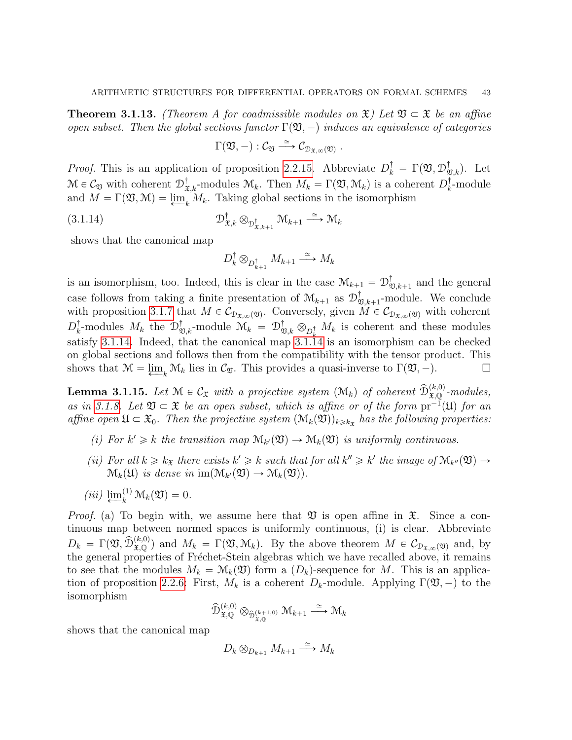**Theorem 3.1.13.** *(Theorem A for coadmissible modules on $\mathfrak{X}$) Let $\mathfrak{V} \subset \mathfrak{X}$ be an affine open subset. Then the global sections functor $\Gamma(\mathfrak{V}, -)$ induces an equivalence of categories*

$$\Gamma(\mathfrak{V}, -) : \mathcal{C}_{\mathfrak{V}} \xrightarrow{\simeq} \mathcal{C}_{\mathcal{D}_{\mathfrak{X},\infty}(\mathfrak{V})} .$$

*Proof.* This is an application of proposition 2.2.15. Abbreviate $D_k^\dagger = \Gamma(\mathfrak{V}, \mathcal{D}^\dagger_{\mathfrak{V},k})$. Let $\mathcal{M} \in \mathcal{C}_{\mathfrak{V}}$ with coherent $\mathcal{D}^\dagger_{\mathfrak{X},k}$-modules $\mathcal{M}_k$. Then $M_k = \Gamma(\mathfrak{V}, \mathcal{M}_k)$ is a coherent $D_k^\dagger$-module and $M = \Gamma(\mathfrak{V}, \mathcal{M}) = \varprojlim_k M_k$. Taking global sections in the isomorphism

$$\mathcal{D}^\dagger_{\mathfrak{X},k} \otimes_{\mathcal{D}^\dagger_{\mathfrak{X},k+1}} \mathcal{M}_{k+1} \xrightarrow{\simeq} \mathcal{M}_k \tag{3.1.14}$$

shows that the canonical map

$$D_k^\dagger \otimes_{D_{k+1}^\dagger} M_{k+1} \xrightarrow{\simeq} M_k$$

is an isomorphism, too. Indeed, this is clear in the case $\mathcal{M}_{k+1} = \mathcal{D}^\dagger_{\mathfrak{V},k+1}$ and the general case follows from taking a finite presentation of $\mathcal{M}_{k+1}$ as $\mathcal{D}^\dagger_{\mathfrak{V},k+1}$-module. We conclude with proposition 3.1.7 that $M \in \mathcal{C}_{\mathcal{D}_{\mathfrak{X},\infty}(\mathfrak{V})}$. Conversely, given $M \in \mathcal{C}_{\mathcal{D}_{\mathfrak{X},\infty}(\mathfrak{V})}$ with coherent $D_k^\dagger$-modules $M_k$ the $\mathcal{D}^\dagger_{\mathfrak{V},k}$-module $\mathcal{M}_k = \mathcal{D}^\dagger_{\mathfrak{V},k} \otimes_{D_k^\dagger} M_k$ is coherent and these modules satisfy 3.1.14. Indeed, that the canonical map 3.1.14 is an isomorphism can be checked on global sections and follows then from the compatibility with the tensor product. This shows that $\mathcal{M} = \varprojlim_k \mathcal{M}_k$ lies in $\mathcal{C}_{\mathfrak{V}}$. This provides a quasi-inverse to $\Gamma(\mathfrak{V}, -)$. $\square$

**Lemma 3.1.15.** *Let $\mathcal{M} \in \mathcal{C}_{\mathfrak{X}}$ with a projective system $(\mathcal{M}_k)$ of coherent $\widehat{\mathcal{D}}^{(k,0)}_{\mathfrak{X},\mathbb{Q}}$-modules, as in 3.1.8. Let $\mathfrak{V} \subset \mathfrak{X}$ be an open subset, which is affine or of the form $\mathrm{pr}^{-1}(\mathfrak{U})$ for an affine open $\mathfrak{U} \subset \mathfrak{X}_0$. Then the projective system $(\mathcal{M}_k(\mathfrak{V}))_{k \geqslant k_{\mathfrak{X}}}$ has the following properties:*

*(i) For $k' \geqslant k$ the transition map $\mathcal{M}_{k'}(\mathfrak{V}) \to \mathcal{M}_k(\mathfrak{V})$ is uniformly continuous.*

*(ii) For all $k \geqslant k_{\mathfrak{X}}$ there exists $k' \geqslant k$ such that for all $k'' \geqslant k'$ the image of $\mathcal{M}_{k''}(\mathfrak{V}) \to \mathcal{M}_k(\mathfrak{U})$ is dense in $\mathrm{im}(\mathcal{M}_{k'}(\mathfrak{V}) \to \mathcal{M}_k(\mathfrak{V}))$.*

*(iii) $\varprojlim_k^{(1)} \mathcal{M}_k(\mathfrak{V}) = 0$.*

*Proof.* (a) To begin with, we assume here that $\mathfrak{V}$ is open affine in $\mathfrak{X}$. Since a continuous map between normed spaces is uniformly continuous, (i) is clear. Abbreviate $D_k = \Gamma(\mathfrak{V}, \widehat{\mathcal{D}}^{(k,0)}_{\mathfrak{X},\mathbb{Q}})$ and $M_k = \Gamma(\mathfrak{V}, \mathcal{M}_k)$. By the above theorem $M \in \mathcal{C}_{\mathcal{D}_{\mathfrak{X},\infty}(\mathfrak{V})}$ and, by the general properties of Fréchet-Stein algebras which we have recalled above, it remains to see that the modules $M_k = \mathcal{M}_k(\mathfrak{V})$ form a $(D_k)$-sequence for $M$. This is an application of proposition 2.2.6: First, $M_k$ is a coherent $D_k$-module. Applying $\Gamma(\mathfrak{V}, -)$ to the isomorphism

$$\widehat{\mathcal{D}}^{(k,0)}_{\mathfrak{X},\mathbb{Q}} \otimes_{\widehat{\mathcal{D}}^{(k+1,0)}_{\mathfrak{X},\mathbb{Q}}} \mathcal{M}_{k+1} \xrightarrow{\simeq} \mathcal{M}_k$$

shows that the canonical map

$$D_k \otimes_{D_{k+1}} M_{k+1} \xrightarrow{\simeq} M_k$$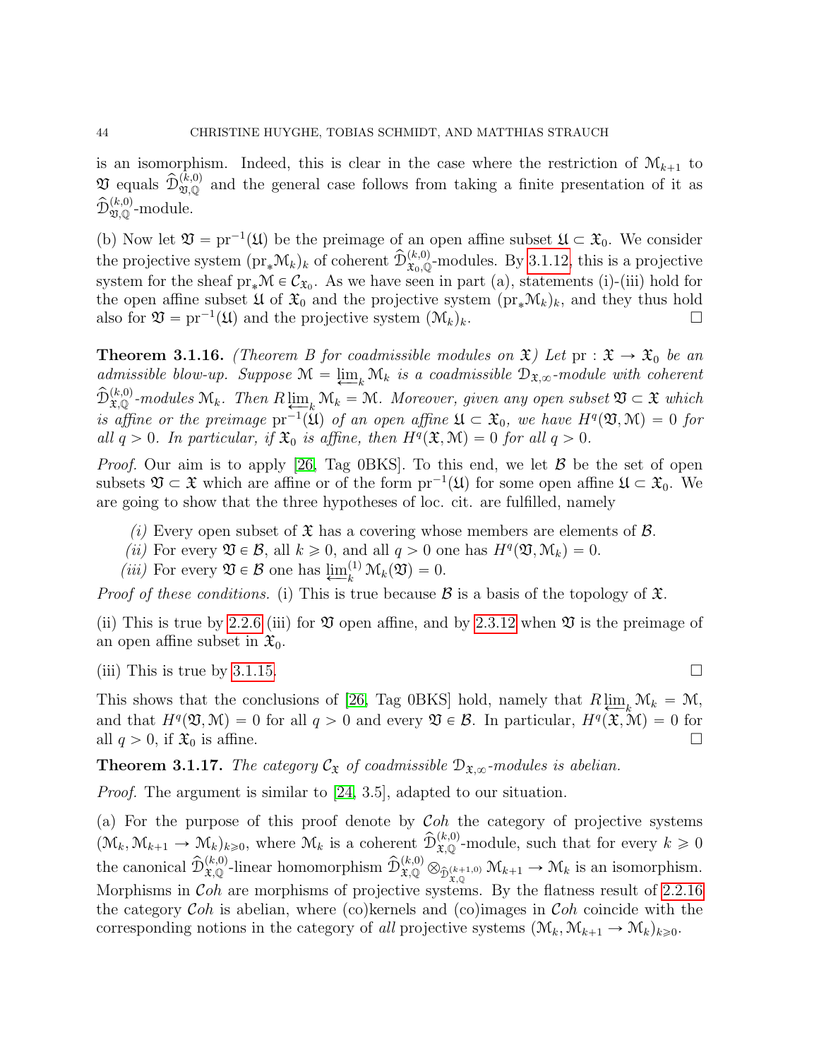is an isomorphism. Indeed, this is clear in the case where the restriction of $\mathcal{M}_{k+1}$ to $\mathfrak{V}$ equals $\widehat{\mathcal{D}}^{(k,0)}_{\mathfrak{V},\mathbb{Q}}$ and the general case follows from taking a finite presentation of it as $\widehat{\mathcal{D}}^{(k,0)}_{\mathfrak{V},\mathbb{Q}}$-module.

(b) Now let $\mathfrak{V} = \mathrm{pr}^{-1}(\mathfrak{U})$ be the preimage of an open affine subset $\mathfrak{U} \subset \mathfrak{X}_0$. We consider the projective system $(\mathrm{pr}_*\mathcal{M}_k)_k$ of coherent $\widehat{\mathcal{D}}^{(k,0)}_{\mathfrak{X}_0,\mathbb{Q}}$-modules. By 3.1.12, this is a projective system for the sheaf $\mathrm{pr}_*\mathcal{M} \in \mathcal{C}_{\mathfrak{X}_0}$. As we have seen in part (a), statements (i)-(iii) hold for the open affine subset $\mathfrak{U}$ of $\mathfrak{X}_0$ and the projective system $(\mathrm{pr}_*\mathcal{M}_k)_k$, and they thus hold also for $\mathfrak{V} = \mathrm{pr}^{-1}(\mathfrak{U})$ and the projective system $(\mathcal{M}_k)_k$. $\square$

**Theorem 3.1.16.** *(Theorem B for coadmissible modules on $\mathfrak{X}$) Let $\mathrm{pr} : \mathfrak{X} \to \mathfrak{X}_0$ be an admissible blow-up. Suppose $\mathcal{M} = \varprojlim_k \mathcal{M}_k$ is a coadmissible $\mathcal{D}_{\mathfrak{X},\infty}$-module with coherent $\widehat{\mathcal{D}}^{(k,0)}_{\mathfrak{X},\mathbb{Q}}$-modules $\mathcal{M}_k$. Then $R\varprojlim_k \mathcal{M}_k = \mathcal{M}$. Moreover, given any open subset $\mathfrak{V} \subset \mathfrak{X}$ which is affine or the preimage $\mathrm{pr}^{-1}(\mathfrak{U})$ of an open affine $\mathfrak{U} \subset \mathfrak{X}_0$, we have $H^q(\mathfrak{V}, \mathcal{M}) = 0$ for all $q > 0$. In particular, if $\mathfrak{X}_0$ is affine, then $H^q(\mathfrak{X}, \mathcal{M}) = 0$ for all $q > 0$.*

*Proof.* Our aim is to apply [26, Tag 0BKS]. To this end, we let $\mathcal{B}$ be the set of open subsets $\mathfrak{V} \subset \mathfrak{X}$ which are affine or of the form $\mathrm{pr}^{-1}(\mathfrak{U})$ for some open affine $\mathfrak{U} \subset \mathfrak{X}_0$. We are going to show that the three hypotheses of loc. cit. are fulfilled, namely

*(i)* Every open subset of $\mathfrak{X}$ has a covering whose members are elements of $\mathcal{B}$.
*(ii)* For every $\mathfrak{V} \in \mathcal{B}$, all $k \geqslant 0$, and all $q > 0$ one has $H^q(\mathfrak{V}, \mathcal{M}_k) = 0$.
*(iii)* For every $\mathfrak{V} \in \mathcal{B}$ one has $\varprojlim^{(1)}_k \mathcal{M}_k(\mathfrak{V}) = 0$.

*Proof of these conditions.* (i) This is true because $\mathcal{B}$ is a basis of the topology of $\mathfrak{X}$.

(ii) This is true by 2.2.6 (iii) for $\mathfrak{V}$ open affine, and by 2.3.12 when $\mathfrak{V}$ is the preimage of an open affine subset in $\mathfrak{X}_0$.

(iii) This is true by 3.1.15. $\square$

This shows that the conclusions of [26, Tag 0BKS] hold, namely that $R\varprojlim_k \mathcal{M}_k = \mathcal{M}$, and that $H^q(\mathfrak{V}, \mathcal{M}) = 0$ for all $q > 0$ and every $\mathfrak{V} \in \mathcal{B}$. In particular, $H^q(\mathfrak{X}, \mathcal{M}) = 0$ for all $q > 0$, if $\mathfrak{X}_0$ is affine. $\square$

**Theorem 3.1.17.** *The category $\mathcal{C}_{\mathfrak{X}}$ of coadmissible $\mathcal{D}_{\mathfrak{X},\infty}$-modules is abelian.*

*Proof.* The argument is similar to [24, 3.5], adapted to our situation.

(a) For the purpose of this proof denote by $\mathcal{C}oh$ the category of projective systems $(\mathcal{M}_k, \mathcal{M}_{k+1} \to \mathcal{M}_k)_{k \geqslant 0}$, where $\mathcal{M}_k$ is a coherent $\widehat{\mathcal{D}}^{(k,0)}_{\mathfrak{X},\mathbb{Q}}$-module, such that for every $k \geqslant 0$ the canonical $\widehat{\mathcal{D}}^{(k,0)}_{\mathfrak{X},\mathbb{Q}}$-linear homomorphism $\widehat{\mathcal{D}}^{(k,0)}_{\mathfrak{X},\mathbb{Q}} \otimes_{\widehat{\mathcal{D}}^{(k+1,0)}_{\mathfrak{X},\mathbb{Q}}} \mathcal{M}_{k+1} \to \mathcal{M}_k$ is an isomorphism. Morphisms in $\mathcal{C}oh$ are morphisms of projective systems. By the flatness result of 2.2.16 the category $\mathcal{C}oh$ is abelian, where (co)kernels and (co)images in $\mathcal{C}oh$ coincide with the corresponding notions in the category of *all* projective systems $(\mathcal{M}_k, \mathcal{M}_{k+1} \to \mathcal{M}_k)_{k \geqslant 0}$.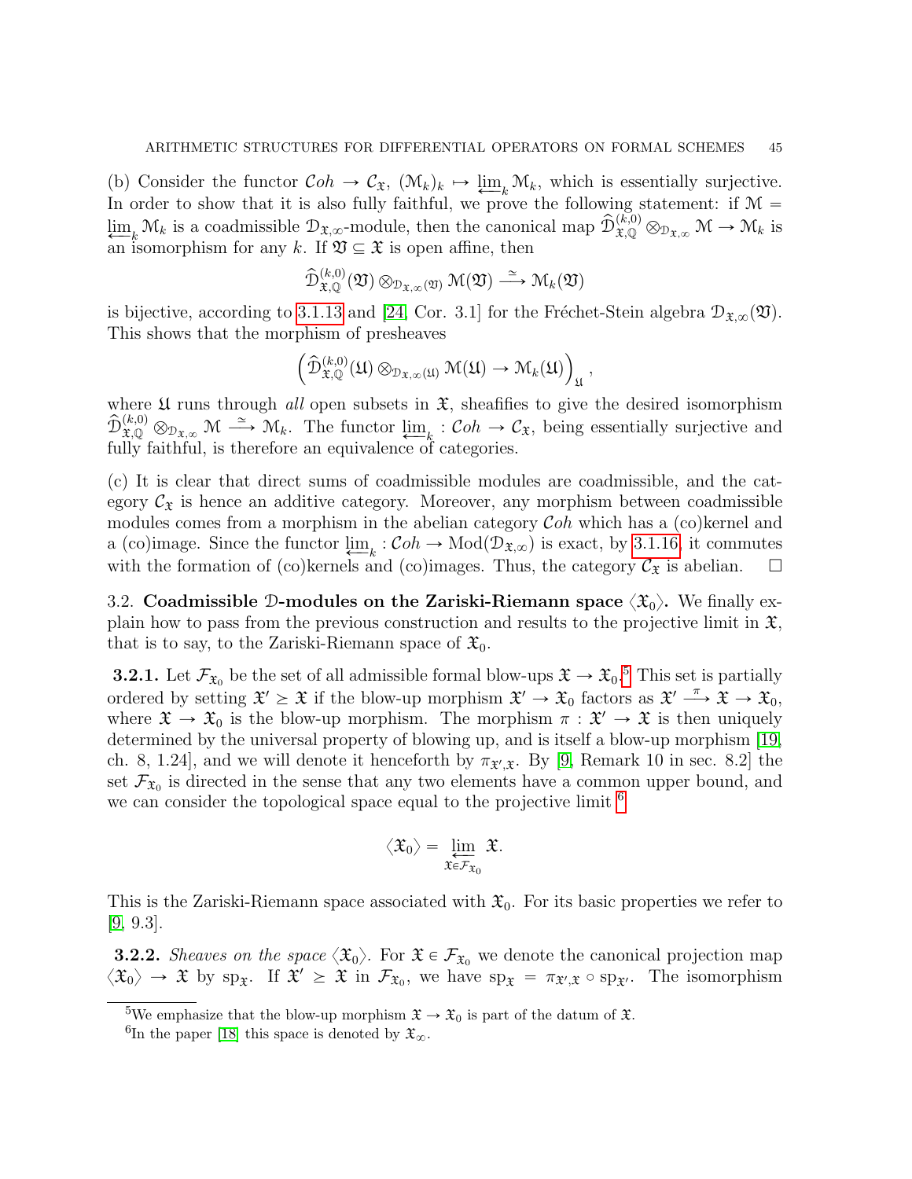(b) Consider the functor $\mathcal{C}oh \to \mathcal{C}_{\mathfrak{X}}$, $(\mathcal{M}_k)_k \mapsto \varprojlim_k \mathcal{M}_k$, which is essentially surjective. In order to show that it is also fully faithful, we prove the following statement: if $\mathcal{M} = \varprojlim_k \mathcal{M}_k$ is a coadmissible $\mathcal{D}_{\mathfrak{X},\infty}$-module, then the canonical map $\widehat{\mathcal{D}}^{(k,0)}_{\mathfrak{X},\mathbb{Q}} \otimes_{\mathcal{D}_{\mathfrak{X},\infty}} \mathcal{M} \to \mathcal{M}_k$ is an isomorphism for any $k$. If $\mathfrak{V} \subseteq \mathfrak{X}$ is open affine, then

$$\widehat{\mathcal{D}}^{(k,0)}_{\mathfrak{X},\mathbb{Q}}(\mathfrak{V}) \otimes_{\mathcal{D}_{\mathfrak{X},\infty}(\mathfrak{V})} \mathcal{M}(\mathfrak{V}) \xrightarrow{\simeq} \mathcal{M}_k(\mathfrak{V})$$

is bijective, according to 3.1.13 and [24, Cor. 3.1] for the Fréchet-Stein algebra $\mathcal{D}_{\mathfrak{X},\infty}(\mathfrak{V})$. This shows that the morphism of presheaves

$$\left(\widehat{\mathcal{D}}^{(k,0)}_{\mathfrak{X},\mathbb{Q}}(\mathfrak{U}) \otimes_{\mathcal{D}_{\mathfrak{X},\infty}(\mathfrak{U})} \mathcal{M}(\mathfrak{U}) \to \mathcal{M}_k(\mathfrak{U})\right)_{\mathfrak{U}},$$

where $\mathfrak{U}$ runs through *all* open subsets in $\mathfrak{X}$, sheafifies to give the desired isomorphism $\widehat{\mathcal{D}}^{(k,0)}_{\mathfrak{X},\mathbb{Q}} \otimes_{\mathcal{D}_{\mathfrak{X},\infty}} \mathcal{M} \xrightarrow{\simeq} \mathcal{M}_k$. The functor $\varprojlim_k : \mathcal{C}oh \to \mathcal{C}_{\mathfrak{X}}$, being essentially surjective and fully faithful, is therefore an equivalence of categories.

(c) It is clear that direct sums of coadmissible modules are coadmissible, and the category $\mathcal{C}_{\mathfrak{X}}$ is hence an additive category. Moreover, any morphism between coadmissible modules comes from a morphism in the abelian category $\mathcal{C}oh$ which has a (co)kernel and a (co)image. Since the functor $\varprojlim_k : \mathcal{C}oh \to \mathrm{Mod}(\mathcal{D}_{\mathfrak{X},\infty})$ is exact, by 3.1.16, it commutes with the formation of (co)kernels and (co)images. Thus, the category $\mathcal{C}_{\mathfrak{X}}$ is abelian. $\square$

3.2. **Coadmissible $\mathcal{D}$-modules on the Zariski-Riemann space $\langle \mathfrak{X}_0 \rangle$.** We finally explain how to pass from the previous construction and results to the projective limit in $\mathfrak{X}$, that is to say, to the Zariski-Riemann space of $\mathfrak{X}_0$.

**3.2.1.** Let $\mathcal{F}_{\mathfrak{X}_0}$ be the set of all admissible formal blow-ups $\mathfrak{X} \to \mathfrak{X}_0$.[5] This set is partially ordered by setting $\mathfrak{X}' \geq \mathfrak{X}$ if the blow-up morphism $\mathfrak{X}' \to \mathfrak{X}_0$ factors as $\mathfrak{X}' \xrightarrow{\pi} \mathfrak{X} \to \mathfrak{X}_0$, where $\mathfrak{X} \to \mathfrak{X}_0$ is the blow-up morphism. The morphism $\pi : \mathfrak{X}' \to \mathfrak{X}$ is then uniquely determined by the universal property of blowing up, and is itself a blow-up morphism [19, ch. 8, 1.24], and we will denote it henceforth by $\pi_{\mathfrak{X}',\mathfrak{X}}$. By [9, Remark 10 in sec. 8.2] the set $\mathcal{F}_{\mathfrak{X}_0}$ is directed in the sense that any two elements have a common upper bound, and we can consider the topological space equal to the projective limit [6]

$$\langle \mathfrak{X}_0 \rangle = \varprojlim_{\mathfrak{X} \in \mathcal{F}_{\mathfrak{X}_0}} \mathfrak{X}.$$

This is the Zariski-Riemann space associated with $\mathfrak{X}_0$. For its basic properties we refer to [9, 9.3].

**3.2.2.** *Sheaves on the space* $\langle \mathfrak{X}_0 \rangle$. For $\mathfrak{X} \in \mathcal{F}_{\mathfrak{X}_0}$ we denote the canonical projection map $\langle \mathfrak{X}_0 \rangle \to \mathfrak{X}$ by $\mathrm{sp}_{\mathfrak{X}}$. If $\mathfrak{X}' \geq \mathfrak{X}$ in $\mathcal{F}_{\mathfrak{X}_0}$, we have $\mathrm{sp}_{\mathfrak{X}} = \pi_{\mathfrak{X}',\mathfrak{X}} \circ \mathrm{sp}_{\mathfrak{X}'}$. The isomorphism

[5] We emphasize that the blow-up morphism $\mathfrak{X} \to \mathfrak{X}_0$ is part of the datum of $\mathfrak{X}$.

[6] In the paper [18] this space is denoted by $\mathfrak{X}_\infty$.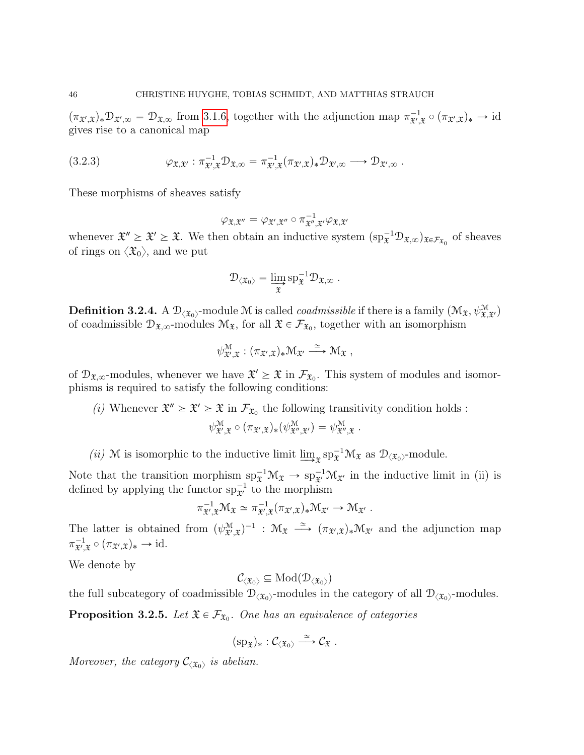$(\pi_{\mathfrak{X}',\mathfrak{X}})_*\mathcal{D}_{\mathfrak{X}',\infty} = \mathcal{D}_{\mathfrak{X},\infty}$ from 3.1.6, together with the adjunction map $\pi^{-1}_{\mathfrak{X}',\mathfrak{X}} \circ (\pi_{\mathfrak{X}',\mathfrak{X}})_* \to \mathrm{id}$ gives rise to a canonical map

$$\varphi_{\mathfrak{X},\mathfrak{X}'} : \pi^{-1}_{\mathfrak{X}',\mathfrak{X}}\mathcal{D}_{\mathfrak{X},\infty} = \pi^{-1}_{\mathfrak{X}',\mathfrak{X}}(\pi_{\mathfrak{X}',\mathfrak{X}})_*\mathcal{D}_{\mathfrak{X}',\infty} \longrightarrow \mathcal{D}_{\mathfrak{X}',\infty} \ . \tag{3.2.3}$$

These morphisms of sheaves satisfy

$$\varphi_{\mathfrak{X},\mathfrak{X}''} = \varphi_{\mathfrak{X}',\mathfrak{X}''} \circ \pi^{-1}_{\mathfrak{X}'',\mathfrak{X}'}\varphi_{\mathfrak{X},\mathfrak{X}'}$$

whenever $\mathfrak{X}'' \geq \mathfrak{X}' \geq \mathfrak{X}$. We then obtain an inductive system $(\mathrm{sp}_{\mathfrak{X}}^{-1}\mathcal{D}_{\mathfrak{X},\infty})_{\mathfrak{X}\in\mathcal{F}_{\mathfrak{X}_0}}$ of sheaves of rings on $\langle\mathfrak{X}_0\rangle$, and we put

$$\mathcal{D}_{\langle\mathfrak{X}_0\rangle} = \varinjlim_{\mathfrak{X}} \mathrm{sp}_{\mathfrak{X}}^{-1}\mathcal{D}_{\mathfrak{X},\infty} \ .$$

**Definition 3.2.4.** A $\mathcal{D}_{\langle\mathfrak{X}_0\rangle}$-module $\mathcal{M}$ is called *coadmissible* if there is a family $(\mathcal{M}_{\mathfrak{X}}, \psi^{\mathcal{M}}_{\mathfrak{X},\mathfrak{X}'})$ of coadmissible $\mathcal{D}_{\mathfrak{X},\infty}$-modules $\mathcal{M}_{\mathfrak{X}}$, for all $\mathfrak{X} \in \mathcal{F}_{\mathfrak{X}_0}$, together with an isomorphism

$$\psi^{\mathcal{M}}_{\mathfrak{X}',\mathfrak{X}} : (\pi_{\mathfrak{X}',\mathfrak{X}})_*\mathcal{M}_{\mathfrak{X}'} \xrightarrow{\ \simeq\ } \mathcal{M}_{\mathfrak{X}} \ ,$$

of $\mathcal{D}_{\mathfrak{X},\infty}$-modules, whenever we have $\mathfrak{X}' \geq \mathfrak{X}$ in $\mathcal{F}_{\mathfrak{X}_0}$. This system of modules and isomorphisms is required to satisfy the following conditions:

*(i)* Whenever $\mathfrak{X}'' \geq \mathfrak{X}' \geq \mathfrak{X}$ in $\mathcal{F}_{\mathfrak{X}_0}$ the following transitivity condition holds :

$$\psi^{\mathcal{M}}_{\mathfrak{X}',\mathfrak{X}} \circ (\pi_{\mathfrak{X}',\mathfrak{X}})_*(\psi^{\mathcal{M}}_{\mathfrak{X}'',\mathfrak{X}'}) = \psi^{\mathcal{M}}_{\mathfrak{X}'',\mathfrak{X}} \ .$$

*(ii)* $\mathcal{M}$ is isomorphic to the inductive limit $\varinjlim_{\mathfrak{X}} \mathrm{sp}_{\mathfrak{X}}^{-1}\mathcal{M}_{\mathfrak{X}}$ as $\mathcal{D}_{\langle\mathfrak{X}_0\rangle}$-module.

Note that the transition morphism $\mathrm{sp}_{\mathfrak{X}}^{-1}\mathcal{M}_{\mathfrak{X}} \to \mathrm{sp}_{\mathfrak{X}'}^{-1}\mathcal{M}_{\mathfrak{X}'}$ in the inductive limit in (ii) is defined by applying the functor $\mathrm{sp}_{\mathfrak{X}'}^{-1}$ to the morphism

$$\pi^{-1}_{\mathfrak{X}',\mathfrak{X}}\mathcal{M}_{\mathfrak{X}} \simeq \pi^{-1}_{\mathfrak{X}',\mathfrak{X}}(\pi_{\mathfrak{X}',\mathfrak{X}})_*\mathcal{M}_{\mathfrak{X}'} \to \mathcal{M}_{\mathfrak{X}'} \ .$$

The latter is obtained from $(\psi^{\mathcal{M}}_{\mathfrak{X}',\mathfrak{X}})^{-1} : \mathcal{M}_{\mathfrak{X}} \xrightarrow{\ \simeq\ } (\pi_{\mathfrak{X}',\mathfrak{X}})_*\mathcal{M}_{\mathfrak{X}'}$ and the adjunction map $\pi^{-1}_{\mathfrak{X}',\mathfrak{X}} \circ (\pi_{\mathfrak{X}',\mathfrak{X}})_* \to \mathrm{id}$.

We denote by

$$\mathcal{C}_{\langle\mathfrak{X}_0\rangle} \subseteq \mathrm{Mod}(\mathcal{D}_{\langle\mathfrak{X}_0\rangle})$$

the full subcategory of coadmissible $\mathcal{D}_{\langle\mathfrak{X}_0\rangle}$-modules in the category of all $\mathcal{D}_{\langle\mathfrak{X}_0\rangle}$-modules.

**Proposition 3.2.5.** *Let $\mathfrak{X} \in \mathcal{F}_{\mathfrak{X}_0}$. One has an equivalence of categories*

$$(\mathrm{sp}_{\mathfrak{X}})_* : \mathcal{C}_{\langle\mathfrak{X}_0\rangle} \xrightarrow{\ \simeq\ } \mathcal{C}_{\mathfrak{X}} \ .$$

*Moreover, the category $\mathcal{C}_{\langle\mathfrak{X}_0\rangle}$ is abelian.*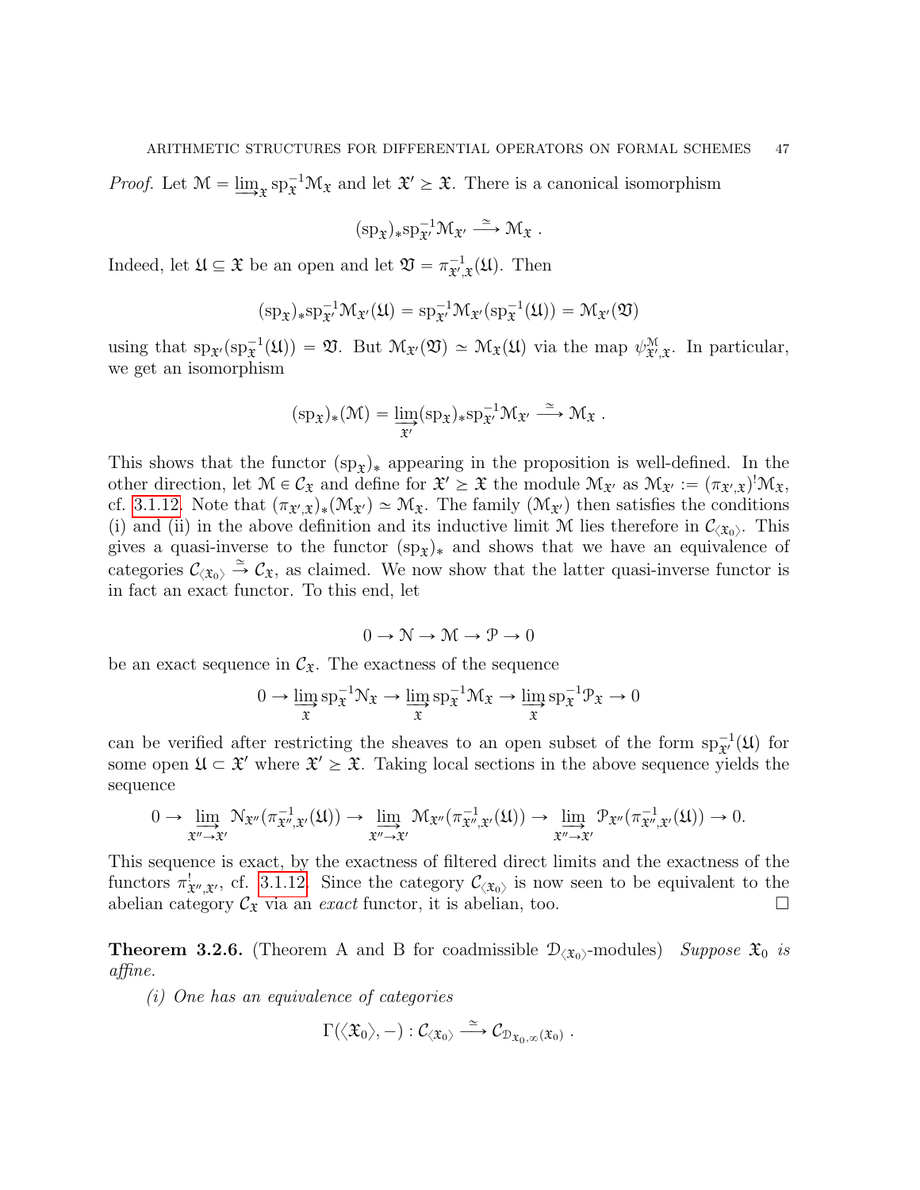*Proof.* Let $\mathcal{M} = \varinjlim_{\mathfrak{X}} \mathrm{sp}_{\mathfrak{X}}^{-1}\mathcal{M}_{\mathfrak{X}}$ and let $\mathfrak{X}' \geq \mathfrak{X}$. There is a canonical isomorphism

$$(\mathrm{sp}_{\mathfrak{X}})_* \mathrm{sp}_{\mathfrak{X}'}^{-1}\mathcal{M}_{\mathfrak{X}'} \xrightarrow{\simeq} \mathcal{M}_{\mathfrak{X}} \ .$$

Indeed, let $\mathfrak{U} \subseteq \mathfrak{X}$ be an open and let $\mathfrak{V} = \pi_{\mathfrak{X}',\mathfrak{X}}^{-1}(\mathfrak{U})$. Then

$$(\mathrm{sp}_{\mathfrak{X}})_* \mathrm{sp}_{\mathfrak{X}'}^{-1}\mathcal{M}_{\mathfrak{X}'}(\mathfrak{U}) = \mathrm{sp}_{\mathfrak{X}'}^{-1}\mathcal{M}_{\mathfrak{X}'}(\mathrm{sp}_{\mathfrak{X}}^{-1}(\mathfrak{U})) = \mathcal{M}_{\mathfrak{X}'}(\mathfrak{V})$$

using that $\mathrm{sp}_{\mathfrak{X}'}(\mathrm{sp}_{\mathfrak{X}}^{-1}(\mathfrak{U})) = \mathfrak{V}$. But $\mathcal{M}_{\mathfrak{X}'}(\mathfrak{V}) \simeq \mathcal{M}_{\mathfrak{X}}(\mathfrak{U})$ via the map $\psi_{\mathfrak{X}',\mathfrak{X}}^{\mathcal{M}}$. In particular, we get an isomorphism

$$(\mathrm{sp}_{\mathfrak{X}})_*(\mathcal{M}) = \varinjlim_{\mathfrak{X}'} (\mathrm{sp}_{\mathfrak{X}})_* \mathrm{sp}_{\mathfrak{X}'}^{-1}\mathcal{M}_{\mathfrak{X}'} \xrightarrow{\simeq} \mathcal{M}_{\mathfrak{X}} \ .$$

This shows that the functor $(\mathrm{sp}_{\mathfrak{X}})_*$ appearing in the proposition is well-defined. In the other direction, let $\mathcal{M} \in \mathcal{C}_{\mathfrak{X}}$ and define for $\mathfrak{X}' \geq \mathfrak{X}$ the module $\mathcal{M}_{\mathfrak{X}'}$ as $\mathcal{M}_{\mathfrak{X}'} := (\pi_{\mathfrak{X}',\mathfrak{X}})^! \mathcal{M}_{\mathfrak{X}}$, cf. 3.1.12. Note that $(\pi_{\mathfrak{X}',\mathfrak{X}})_*(\mathcal{M}_{\mathfrak{X}'}) \simeq \mathcal{M}_{\mathfrak{X}}$. The family $(\mathcal{M}_{\mathfrak{X}'})$ then satisfies the conditions (i) and (ii) in the above definition and its inductive limit $\mathcal{M}$ lies therefore in $\mathcal{C}_{\langle \mathfrak{X}_0 \rangle}$. This gives a quasi-inverse to the functor $(\mathrm{sp}_{\mathfrak{X}})_*$ and shows that we have an equivalence of categories $\mathcal{C}_{\langle \mathfrak{X}_0 \rangle} \xrightarrow{\simeq} \mathcal{C}_{\mathfrak{X}}$, as claimed. We now show that the latter quasi-inverse functor is in fact an exact functor. To this end, let

$$0 \to \mathcal{N} \to \mathcal{M} \to \mathcal{P} \to 0$$

be an exact sequence in $\mathcal{C}_{\mathfrak{X}}$. The exactness of the sequence

$$0 \to \varinjlim_{\mathfrak{X}} \mathrm{sp}_{\mathfrak{X}}^{-1}\mathcal{N}_{\mathfrak{X}} \to \varinjlim_{\mathfrak{X}} \mathrm{sp}_{\mathfrak{X}}^{-1}\mathcal{M}_{\mathfrak{X}} \to \varinjlim_{\mathfrak{X}} \mathrm{sp}_{\mathfrak{X}}^{-1}\mathcal{P}_{\mathfrak{X}} \to 0$$

can be verified after restricting the sheaves to an open subset of the form $\mathrm{sp}_{\mathfrak{X}'}^{-1}(\mathfrak{U})$ for some open $\mathfrak{U} \subset \mathfrak{X}'$ where $\mathfrak{X}' \geq \mathfrak{X}$. Taking local sections in the above sequence yields the sequence

$$0 \to \varinjlim_{\mathfrak{X}'' \to \mathfrak{X}'} \mathcal{N}_{\mathfrak{X}''}(\pi_{\mathfrak{X}'',\mathfrak{X}'}^{-1}(\mathfrak{U})) \to \varinjlim_{\mathfrak{X}'' \to \mathfrak{X}'} \mathcal{M}_{\mathfrak{X}''}(\pi_{\mathfrak{X}'',\mathfrak{X}'}^{-1}(\mathfrak{U})) \to \varinjlim_{\mathfrak{X}'' \to \mathfrak{X}'} \mathcal{P}_{\mathfrak{X}''}(\pi_{\mathfrak{X}'',\mathfrak{X}'}^{-1}(\mathfrak{U})) \to 0.$$

This sequence is exact, by the exactness of filtered direct limits and the exactness of the functors $\pi_{\mathfrak{X}'',\mathfrak{X}'}^!$, cf. 3.1.12. Since the category $\mathcal{C}_{\langle \mathfrak{X}_0 \rangle}$ is now seen to be equivalent to the abelian category $\mathcal{C}_{\mathfrak{X}}$ via an *exact* functor, it is abelian, too. $\square$

**Theorem 3.2.6.** (Theorem A and B for coadmissible $\mathcal{D}_{\langle \mathfrak{X}_0 \rangle}$-modules) *Suppose $\mathfrak{X}_0$ is affine.*

*(i) One has an equivalence of categories*

$$\Gamma(\langle \mathfrak{X}_0 \rangle, -) : \mathcal{C}_{\langle \mathfrak{X}_0 \rangle} \xrightarrow{\simeq} \mathcal{C}_{\mathcal{D}_{\mathfrak{X}_0,\infty}(\mathfrak{X}_0)} \ .$$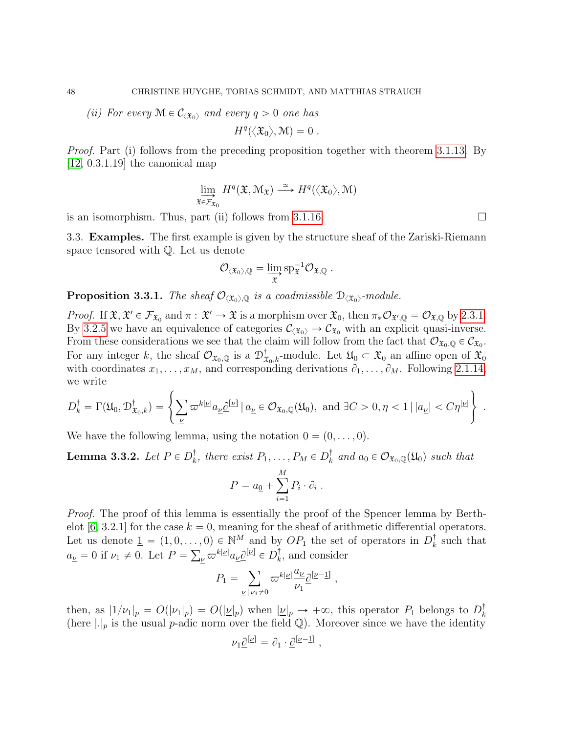*(ii) For every $\mathcal{M} \in \mathcal{C}_{\langle \mathfrak{X}_0 \rangle}$ and every $q > 0$ one has*

$$H^q(\langle \mathfrak{X}_0 \rangle, \mathcal{M}) = 0 \ .$$

*Proof.* Part (i) follows from the preceding proposition together with theorem 3.1.13. By [12, 0.3.1.19] the canonical map

$$\varinjlim_{\mathfrak{X} \in \mathcal{F}_{\mathfrak{X}_0}} H^q(\mathfrak{X}, \mathcal{M}_{\mathfrak{X}}) \xrightarrow{\simeq} H^q(\langle \mathfrak{X}_0 \rangle, \mathcal{M})$$

is an isomorphism. Thus, part (ii) follows from 3.1.16. $\square$

3.3. **Examples.** The first example is given by the structure sheaf of the Zariski-Riemann space tensored with $\mathbb{Q}$. Let us denote

$$\mathcal{O}_{\langle \mathfrak{X}_0 \rangle, \mathbb{Q}} = \varinjlim_{\mathfrak{X}} \mathrm{sp}_{\mathfrak{X}}^{-1} \mathcal{O}_{\mathfrak{X}, \mathbb{Q}} \ .$$

**Proposition 3.3.1.** *The sheaf $\mathcal{O}_{\langle \mathfrak{X}_0 \rangle, \mathbb{Q}}$ is a coadmissible $\mathcal{D}_{\langle \mathfrak{X}_0 \rangle}$-module.*

*Proof.* If $\mathfrak{X}, \mathfrak{X}' \in \mathcal{F}_{\mathfrak{X}_0}$ and $\pi : \mathfrak{X}' \to \mathfrak{X}$ is a morphism over $\mathfrak{X}_0$, then $\pi_* \mathcal{O}_{\mathfrak{X}', \mathbb{Q}} = \mathcal{O}_{\mathfrak{X}, \mathbb{Q}}$ by 2.3.1. By 3.2.5 we have an equivalence of categories $\mathcal{C}_{\langle \mathfrak{X}_0 \rangle} \to \mathcal{C}_{\mathfrak{X}_0}$ with an explicit quasi-inverse. From these considerations we see that the claim will follow from the fact that $\mathcal{O}_{\mathfrak{X}_0, \mathbb{Q}} \in \mathcal{C}_{\mathfrak{X}_0}$. For any integer $k$, the sheaf $\mathcal{O}_{\mathfrak{X}_0, \mathbb{Q}}$ is a $\mathcal{D}^{\dagger}_{\mathfrak{X}_0, k}$-module. Let $\mathfrak{U}_0 \subset \mathfrak{X}_0$ an affine open of $\mathfrak{X}_0$ with coordinates $x_1, \ldots, x_M$, and corresponding derivations $\partial_1, \ldots, \partial_M$. Following 2.1.14, we write

$$D^{\dagger}_k = \Gamma(\mathfrak{U}_0, \mathcal{D}^{\dagger}_{\mathfrak{X}_0, k}) = \left\{ \sum_{\underline{\nu}} \varpi^{k|\underline{\nu}|} a_{\underline{\nu}} \underline{\partial}^{[\underline{\nu}]} \,|\, a_{\underline{\nu}} \in \mathcal{O}_{\mathfrak{X}_0, \mathbb{Q}}(\mathfrak{U}_0), \text{ and } \exists C > 0, \eta < 1 \,|\, |a_{\underline{\nu}}| < C \eta^{|\underline{\nu}|} \right\} \ .$$

We have the following lemma, using the notation $\underline{0} = (0, \ldots, 0)$.

**Lemma 3.3.2.** *Let $P \in D^{\dagger}_k$, there exist $P_1, \ldots, P_M \in D^{\dagger}_k$ and $a_{\underline{0}} \in \mathcal{O}_{\mathfrak{X}_0, \mathbb{Q}}(\mathfrak{U}_0)$ such that*

$$P = a_{\underline{0}} + \sum_{i=1}^{M} P_i \cdot \partial_i \ .$$

*Proof.* The proof of this lemma is essentially the proof of the Spencer lemma by Berthelot [6, 3.2.1] for the case $k = 0$, meaning for the sheaf of arithmetic differential operators. Let us denote $\underline{1} = (1, 0, \ldots, 0) \in \mathbb{N}^M$ and by $OP_1$ the set of operators in $D^{\dagger}_k$ such that $a_{\underline{\nu}} = 0$ if $\nu_1 \neq 0$. Let $P = \sum_{\underline{\nu}} \varpi^{k|\underline{\nu}|} a_{\underline{\nu}} \underline{\partial}^{[\underline{\nu}]} \in D^{\dagger}_k$, and consider

$$P_1 = \sum_{\underline{\nu} \,|\, \nu_1 \neq 0} \varpi^{k|\underline{\nu}|} \frac{a_{\underline{\nu}}}{\nu_1} \underline{\partial}^{[\underline{\nu} - \underline{1}]} \ ,$$

then, as $|1/\nu_1|_p = O(|\nu_1|_p) = O(|\underline{\nu}|_p)$ when $|\underline{\nu}|_p \to +\infty$, this operator $P_1$ belongs to $D^{\dagger}_k$ (here $|.|_p$ is the usual $p$-adic norm over the field $\mathbb{Q}$). Moreover since we have the identity

$$\nu_1 \underline{\partial}^{[\underline{\nu}]} = \partial_1 \cdot \underline{\partial}^{[\underline{\nu} - \underline{1}]} \ ,$$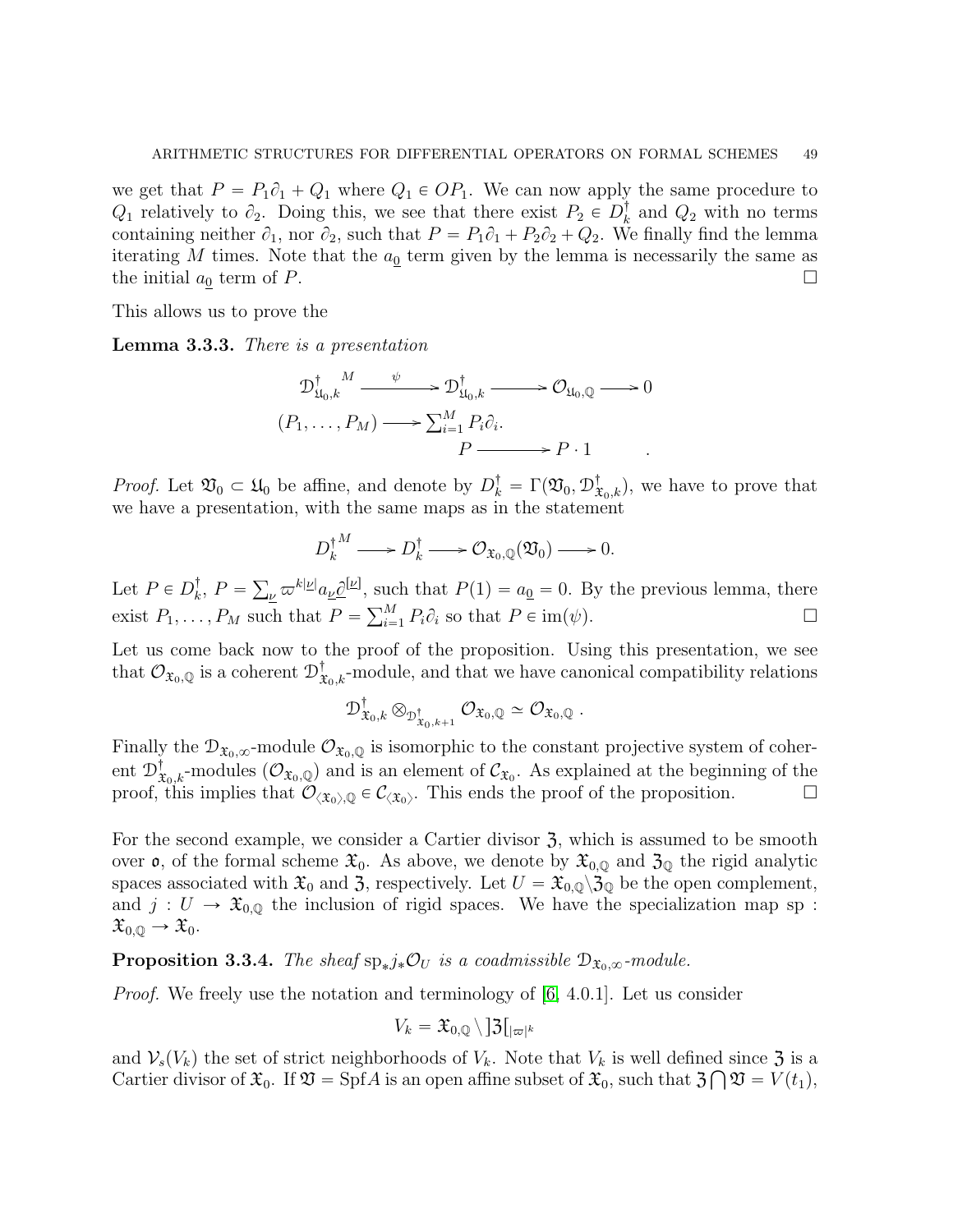we get that $P = P_1\partial_1 + Q_1$ where $Q_1 \in OP_1$. We can now apply the same procedure to $Q_1$ relatively to $\partial_2$. Doing this, we see that there exist $P_2 \in D_k^\dagger$ and $Q_2$ with no terms containing neither $\partial_1$, nor $\partial_2$, such that $P = P_1\partial_1 + P_2\partial_2 + Q_2$. We finally find the lemma iterating $M$ times. Note that the $a_{\underline{0}}$ term given by the lemma is necessarily the same as the initial $a_{\underline{0}}$ term of $P$. ☐

This allows us to prove the

**Lemma 3.3.3.** *There is a presentation*

$$\begin{array}{ccccc} {\mathcal{D}^\dagger_{\mathfrak{U}_0,k}}^M & \xrightarrow{\psi} & \mathcal{D}^\dagger_{\mathfrak{U}_0,k} & \longrightarrow \mathcal{O}_{\mathfrak{U}_0,\mathbb{Q}} \longrightarrow 0 \\ (P_1,\ldots,P_M) & \longrightarrow & \sum_{i=1}^M P_i\partial_i. & \\ & & P & \longrightarrow P\cdot 1 \end{array}.$$

*Proof.* Let $\mathfrak{V}_0 \subset \mathfrak{U}_0$ be affine, and denote by $D_k^\dagger = \Gamma(\mathfrak{V}_0, \mathcal{D}^\dagger_{\mathfrak{X}_0,k})$, we have to prove that we have a presentation, with the same maps as in the statement

$$ {D_k^\dagger}^M \longrightarrow D_k^\dagger \longrightarrow \mathcal{O}_{\mathfrak{X}_0,\mathbb{Q}}(\mathfrak{V}_0) \longrightarrow 0.$$

Let $P \in D_k^\dagger$, $P = \sum_{\underline{\nu}} \varpi^{k|\underline{\nu}|} a_{\underline{\nu}} \underline{\partial}^{[\underline{\nu}]}$, such that $P(1) = a_{\underline{0}} = 0$. By the previous lemma, there exist $P_1,\ldots,P_M$ such that $P = \sum_{i=1}^M P_i\partial_i$ so that $P \in \mathrm{im}(\psi)$. ☐

Let us come back now to the proof of the proposition. Using this presentation, we see that $\mathcal{O}_{\mathfrak{X}_0,\mathbb{Q}}$ is a coherent $\mathcal{D}^\dagger_{\mathfrak{X}_0,k}$-module, and that we have canonical compatibility relations

$$\mathcal{D}^\dagger_{\mathfrak{X}_0,k} \otimes_{\mathcal{D}^\dagger_{\mathfrak{X}_0,k+1}} \mathcal{O}_{\mathfrak{X}_0,\mathbb{Q}} \simeq \mathcal{O}_{\mathfrak{X}_0,\mathbb{Q}}\ .$$

Finally the $\mathcal{D}_{\mathfrak{X}_0,\infty}$-module $\mathcal{O}_{\mathfrak{X}_0,\mathbb{Q}}$ is isomorphic to the constant projective system of coherent $\mathcal{D}^\dagger_{\mathfrak{X}_0,k}$-modules $(\mathcal{O}_{\mathfrak{X}_0,\mathbb{Q}})$ and is an element of $\mathcal{C}_{\mathfrak{X}_0}$. As explained at the beginning of the proof, this implies that $\mathcal{O}_{\langle\mathfrak{X}_0\rangle,\mathbb{Q}} \in \mathcal{C}_{\langle\mathfrak{X}_0\rangle}$. This ends the proof of the proposition. ☐

For the second example, we consider a Cartier divisor $\mathfrak{Z}$, which is assumed to be smooth over $\mathfrak{o}$, of the formal scheme $\mathfrak{X}_0$. As above, we denote by $\mathfrak{X}_{0,\mathbb{Q}}$ and $\mathfrak{Z}_{\mathbb{Q}}$ the rigid analytic spaces associated with $\mathfrak{X}_0$ and $\mathfrak{Z}$, respectively. Let $U = \mathfrak{X}_{0,\mathbb{Q}} \backslash \mathfrak{Z}_{\mathbb{Q}}$ be the open complement, and $j : U \to \mathfrak{X}_{0,\mathbb{Q}}$ the inclusion of rigid spaces. We have the specialization map $\mathrm{sp} : \mathfrak{X}_{0,\mathbb{Q}} \to \mathfrak{X}_0$.

**Proposition 3.3.4.** *The sheaf* $\mathrm{sp}_* j_* \mathcal{O}_U$ *is a coadmissible* $\mathcal{D}_{\mathfrak{X}_0,\infty}$*-module.*

*Proof.* We freely use the notation and terminology of [6, 4.0.1]. Let us consider

$$V_k = \mathfrak{X}_{0,\mathbb{Q}} \setminus ]\mathfrak{Z}[_{|\varpi|^k}$$

and $\mathcal{V}_s(V_k)$ the set of strict neighborhoods of $V_k$. Note that $V_k$ is well defined since $\mathfrak{Z}$ is a Cartier divisor of $\mathfrak{X}_0$. If $\mathfrak{V} = \mathrm{Spf} A$ is an open affine subset of $\mathfrak{X}_0$, such that $\mathfrak{Z} \bigcap \mathfrak{V} = V(t_1)$,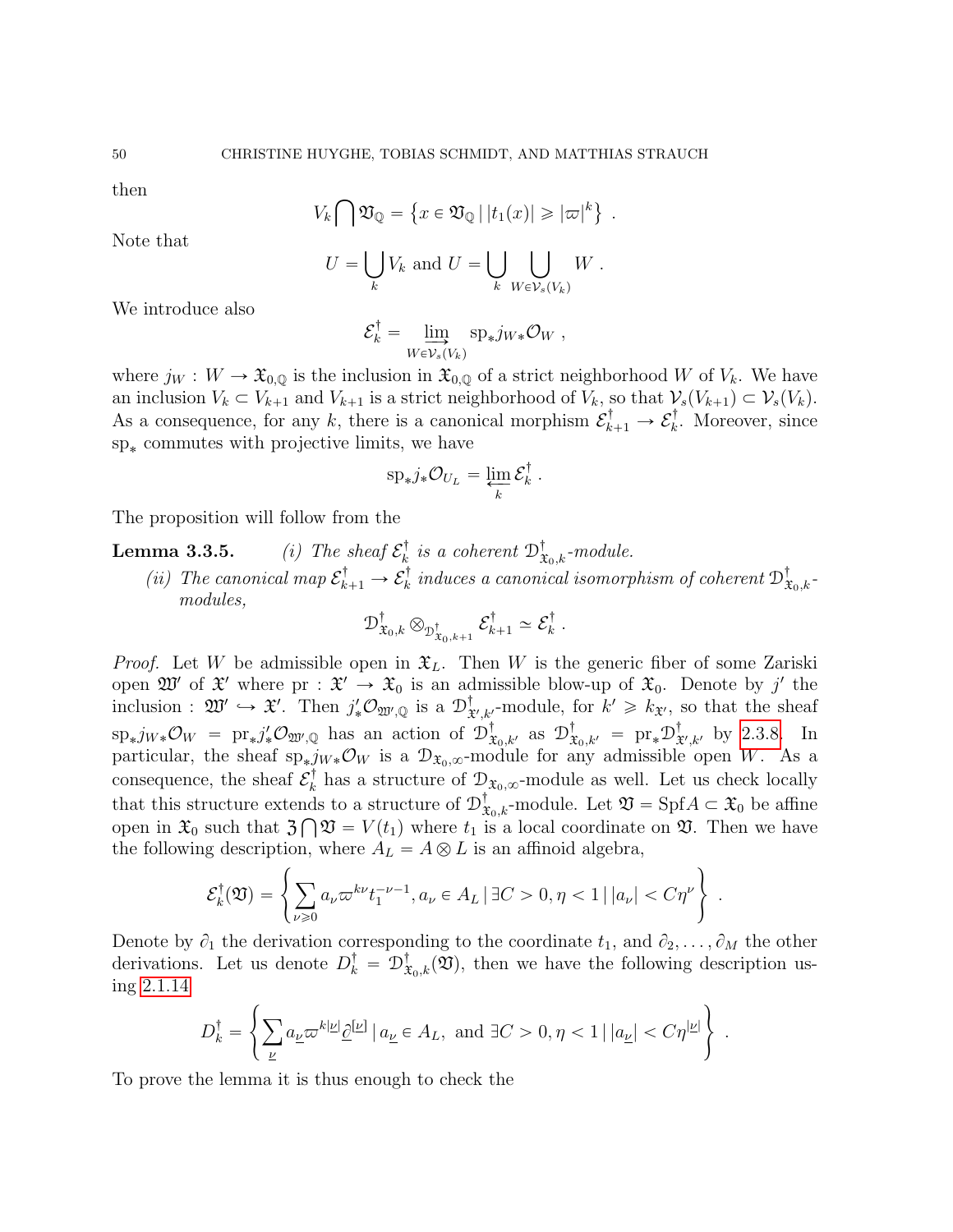then

$$V_k \bigcap \mathfrak{V}_{\mathbb{Q}} = \left\{ x \in \mathfrak{V}_{\mathbb{Q}} \,|\, |t_1(x)| \geqslant |\varpi|^k \right\} .$$

Note that

$$U = \bigcup_k V_k \text{ and } U = \bigcup_k \bigcup_{W \in \mathcal{V}_s(V_k)} W .$$

We introduce also

$$\mathcal{E}_k^\dagger = \varinjlim_{W \in \mathcal{V}_s(V_k)} \mathrm{sp}_* j_{W*} \mathcal{O}_W ,$$

where $j_W : W \to \mathfrak{X}_{0,\mathbb{Q}}$ is the inclusion in $\mathfrak{X}_{0,\mathbb{Q}}$ of a strict neighborhood $W$ of $V_k$. We have an inclusion $V_k \subset V_{k+1}$ and $V_{k+1}$ is a strict neighborhood of $V_k$, so that $\mathcal{V}_s(V_{k+1}) \subset \mathcal{V}_s(V_k)$. As a consequence, for any $k$, there is a canonical morphism $\mathcal{E}_{k+1}^\dagger \to \mathcal{E}_k^\dagger$. Moreover, since $\mathrm{sp}_*$ commutes with projective limits, we have

$$\mathrm{sp}_* j_* \mathcal{O}_{U_L} = \varprojlim_k \mathcal{E}_k^\dagger .$$

The proposition will follow from the

**Lemma 3.3.5.** *(i) The sheaf $\mathcal{E}_k^\dagger$ is a coherent $\mathcal{D}_{\mathfrak{X}_0,k}^\dagger$-module.*

*(ii) The canonical map $\mathcal{E}_{k+1}^\dagger \to \mathcal{E}_k^\dagger$ induces a canonical isomorphism of coherent $\mathcal{D}_{\mathfrak{X}_0,k}^\dagger$-modules,*

$$\mathcal{D}_{\mathfrak{X}_0,k}^\dagger \otimes_{\mathcal{D}_{\mathfrak{X}_0,k+1}^\dagger} \mathcal{E}_{k+1}^\dagger \simeq \mathcal{E}_k^\dagger .$$

*Proof.* Let $W$ be admissible open in $\mathfrak{X}_L$. Then $W$ is the generic fiber of some Zariski open $\mathfrak{W}'$ of $\mathfrak{X}'$ where $\mathrm{pr} : \mathfrak{X}' \to \mathfrak{X}_0$ is an admissible blow-up of $\mathfrak{X}_0$. Denote by $j'$ the inclusion : $\mathfrak{W}' \hookrightarrow \mathfrak{X}'$. Then $j'_* \mathcal{O}_{\mathfrak{W}',\mathbb{Q}}$ is a $\mathcal{D}_{\mathfrak{X}',k'}^\dagger$-module, for $k' \geqslant k_{\mathfrak{X}'}$, so that the sheaf $\mathrm{sp}_* j_{W*} \mathcal{O}_W = \mathrm{pr}_* j'_* \mathcal{O}_{\mathfrak{W}',\mathbb{Q}}$ has an action of $\mathcal{D}_{\mathfrak{X}_0,k'}^\dagger$ as $\mathcal{D}_{\mathfrak{X}_0,k'}^\dagger = \mathrm{pr}_* \mathcal{D}_{\mathfrak{X}',k'}^\dagger$ by 2.3.8. In particular, the sheaf $\mathrm{sp}_* j_{W*} \mathcal{O}_W$ is a $\mathcal{D}_{\mathfrak{X}_0,\infty}$-module for any admissible open $W$. As a consequence, the sheaf $\mathcal{E}_k^\dagger$ has a structure of $\mathcal{D}_{\mathfrak{X}_0,\infty}$-module as well. Let us check locally that this structure extends to a structure of $\mathcal{D}_{\mathfrak{X}_0,k}^\dagger$-module. Let $\mathfrak{V} = \mathrm{Spf} A \subset \mathfrak{X}_0$ be affine open in $\mathfrak{X}_0$ such that $\mathfrak{Z} \bigcap \mathfrak{V} = V(t_1)$ where $t_1$ is a local coordinate on $\mathfrak{V}$. Then we have the following description, where $A_L = A \otimes L$ is an affinoid algebra,

$$\mathcal{E}_k^\dagger(\mathfrak{V}) = \left\{ \sum_{\nu \geqslant 0} a_\nu \varpi^{k\nu} t_1^{-\nu-1}, a_\nu \in A_L \,|\, \exists C > 0, \eta < 1 \,|\, |a_\nu| < C\eta^\nu \right\} .$$

Denote by $\partial_1$ the derivation corresponding to the coordinate $t_1$, and $\partial_2, \ldots, \partial_M$ the other derivations. Let us denote $D_k^\dagger = \mathcal{D}_{\mathfrak{X}_0,k}^\dagger(\mathfrak{V})$, then we have the following description using 2.1.14

$$D_k^\dagger = \left\{ \sum_{\underline{\nu}} a_{\underline{\nu}} \varpi^{k|\underline{\nu}|} \underline{\partial}^{[\underline{\nu}]} \,|\, a_{\underline{\nu}} \in A_L, \text{ and } \exists C > 0, \eta < 1 \,|\, |a_{\underline{\nu}}| < C\eta^{|\underline{\nu}|} \right\} .$$

To prove the lemma it is thus enough to check the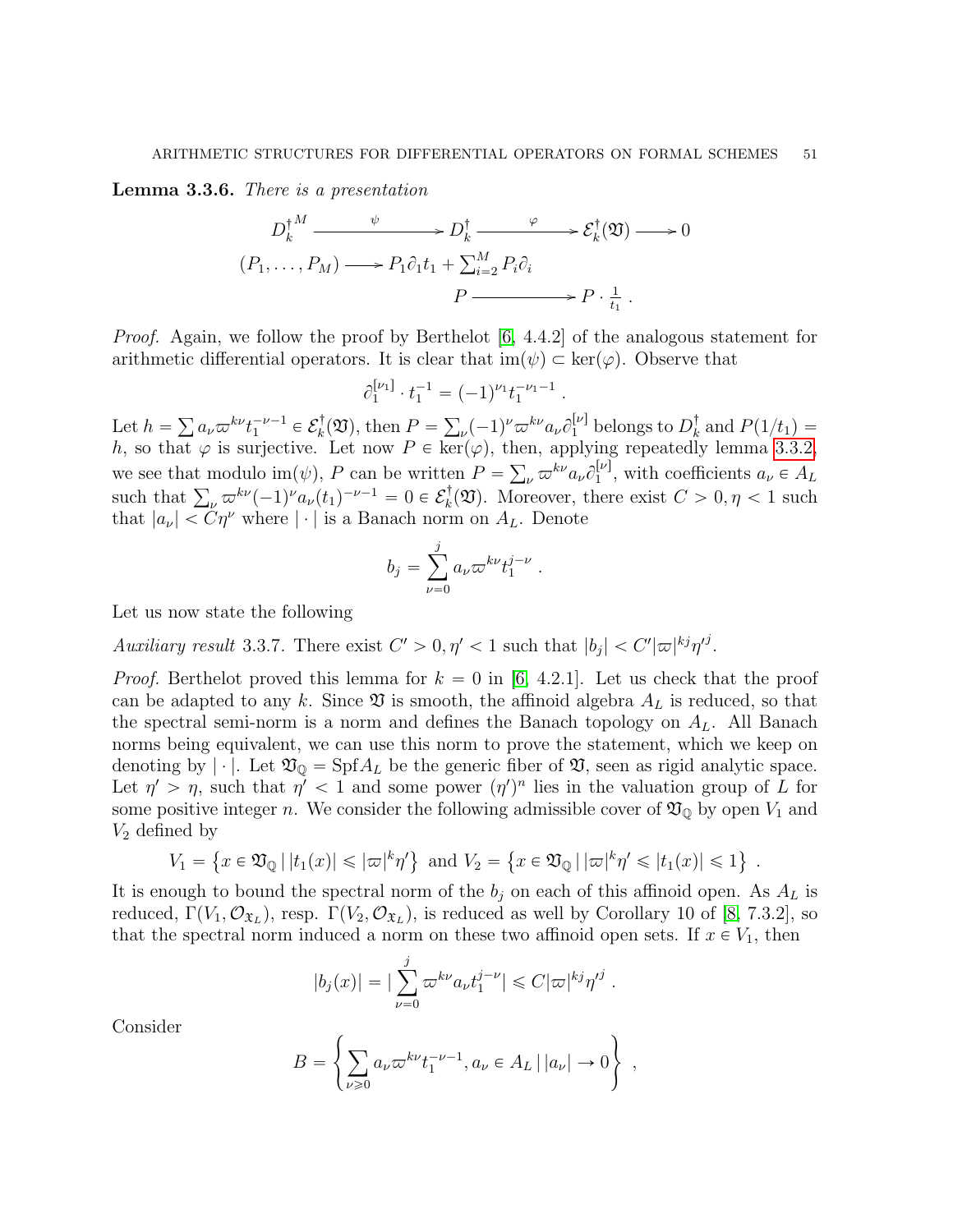**Lemma 3.3.6.** *There is a presentation*

$$\begin{array}{ccccc} {D_k^{\dagger}}^M & \xrightarrow{\quad\psi\quad} & D_k^{\dagger} & \xrightarrow{\quad\varphi\quad} & \mathcal{E}_k^{\dagger}(\mathfrak{V}) \longrightarrow 0 \\ (P_1, \ldots, P_M) & \longrightarrow & P_1\partial_1 t_1 + \sum_{i=2}^M P_i \partial_i & & \\ & & P & \longrightarrow & P \cdot \frac{1}{t_1} \ . \end{array}$$

*Proof.* Again, we follow the proof by Berthelot [6, 4.4.2] of the analogous statement for arithmetic differential operators. It is clear that $\mathrm{im}(\psi) \subset \ker(\varphi)$. Observe that

$$\partial_1^{[\nu_1]} \cdot t_1^{-1} = (-1)^{\nu_1} t_1^{-\nu_1 - 1} \ .$$

Let $h = \sum a_\nu \varpi^{k\nu} t_1^{-\nu-1} \in \mathcal{E}_k^{\dagger}(\mathfrak{V})$, then $P = \sum_\nu (-1)^\nu \varpi^{k\nu} a_\nu \partial_1^{[\nu]}$ belongs to $D_k^{\dagger}$ and $P(1/t_1) = h$, so that $\varphi$ is surjective. Let now $P \in \ker(\varphi)$, then, applying repeatedly lemma 3.3.2, we see that modulo $\mathrm{im}(\psi)$, $P$ can be written $P = \sum_\nu \varpi^{k\nu} a_\nu \partial_1^{[\nu]}$, with coefficients $a_\nu \in A_L$ such that $\sum_\nu \varpi^{k\nu}(-1)^\nu a_\nu (t_1)^{-\nu-1} = 0 \in \mathcal{E}_k^{\dagger}(\mathfrak{V})$. Moreover, there exist $C > 0, \eta < 1$ such that $|a_\nu| < C\eta^\nu$ where $|\cdot|$ is a Banach norm on $A_L$. Denote

$$b_j = \sum_{\nu=0}^{j} a_\nu \varpi^{k\nu} t_1^{j-\nu} \ .$$

Let us now state the following

*Auxiliary result* 3.3.7. There exist $C' > 0, \eta' < 1$ such that $|b_j| < C' |\varpi|^{kj} \eta'^j$.

*Proof.* Berthelot proved this lemma for $k = 0$ in [6, 4.2.1]. Let us check that the proof can be adapted to any $k$. Since $\mathfrak{V}$ is smooth, the affinoid algebra $A_L$ is reduced, so that the spectral semi-norm is a norm and defines the Banach topology on $A_L$. All Banach norms being equivalent, we can use this norm to prove the statement, which we keep on denoting by $|\cdot|$. Let $\mathfrak{V}_{\mathbb{Q}} = \mathrm{Spf} A_L$ be the generic fiber of $\mathfrak{V}$, seen as rigid analytic space. Let $\eta' > \eta$, such that $\eta' < 1$ and some power $(\eta')^n$ lies in the valuation group of $L$ for some positive integer $n$. We consider the following admissible cover of $\mathfrak{V}_{\mathbb{Q}}$ by open $V_1$ and $V_2$ defined by

$$V_1 = \left\{ x \in \mathfrak{V}_{\mathbb{Q}} \,|\, |t_1(x)| \leqslant |\varpi|^k \eta' \right\} \text{ and } V_2 = \left\{ x \in \mathfrak{V}_{\mathbb{Q}} \,|\, |\varpi|^k \eta' \leqslant |t_1(x)| \leqslant 1 \right\} \ .$$

It is enough to bound the spectral norm of the $b_j$ on each of this affinoid open. As $A_L$ is reduced, $\Gamma(V_1, \mathcal{O}_{\mathfrak{X}_L})$, resp. $\Gamma(V_2, \mathcal{O}_{\mathfrak{X}_L})$, is reduced as well by Corollary 10 of [8, 7.3.2], so that the spectral norm induced a norm on these two affinoid open sets. If $x \in V_1$, then

$$|b_j(x)| = |\sum_{\nu=0}^{j} \varpi^{k\nu} a_\nu t_1^{j-\nu}| \leqslant C |\varpi|^{kj} \eta'^j \ .$$

Consider

$$B = \left\{ \sum_{\nu \geqslant 0} a_\nu \varpi^{k\nu} t_1^{-\nu-1}, a_\nu \in A_L \,|\, |a_\nu| \to 0 \right\} \ ,$$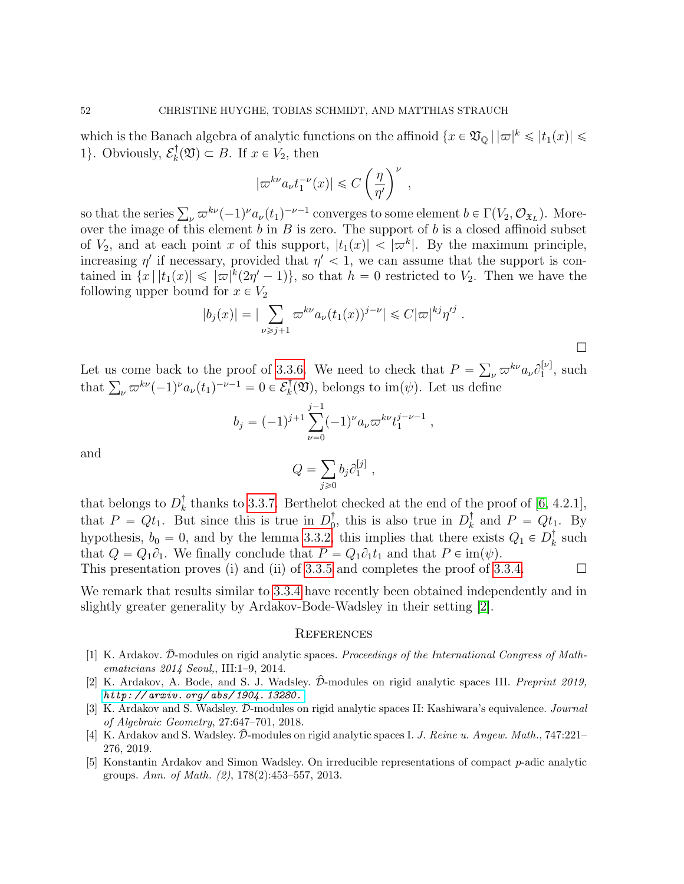which is the Banach algebra of analytic functions on the affinoid $\{x \in \mathfrak{V}_{\mathbb{Q}} \,|\, |\varpi|^k \leqslant |t_1(x)| \leqslant 1\}$. Obviously, $\mathcal{E}_k^{\dagger}(\mathfrak{V}) \subset B$. If $x \in V_2$, then

$$|\varpi^{k\nu} a_\nu t_1^{-\nu}(x)| \leqslant C \left(\frac{\eta}{\eta'}\right)^{\nu} ,$$

so that the series $\sum_\nu \varpi^{k\nu}(-1)^\nu a_\nu (t_1)^{-\nu-1}$ converges to some element $b \in \Gamma(V_2, \mathcal{O}_{\mathfrak{X}_L})$. Moreover the image of this element $b$ in $B$ is zero. The support of $b$ is a closed affinoid subset of $V_2$, and at each point $x$ of this support, $|t_1(x)| < |\varpi^k|$. By the maximum principle, increasing $\eta'$ if necessary, provided that $\eta' < 1$, we can assume that the support is contained in $\{x \,|\, |t_1(x)| \leqslant |\varpi|^k(2\eta' - 1)\}$, so that $h = 0$ restricted to $V_2$. Then we have the following upper bound for $x \in V_2$

$$|b_j(x)| = |\sum_{\nu \geqslant j+1} \varpi^{k\nu} a_\nu (t_1(x))^{j-\nu}| \leqslant C |\varpi|^{kj} \eta'^{j} .$$

$\square$

Let us come back to the proof of 3.3.6. We need to check that $P = \sum_\nu \varpi^{k\nu} a_\nu \partial_1^{[\nu]}$, such that $\sum_\nu \varpi^{k\nu}(-1)^\nu a_\nu (t_1)^{-\nu-1} = 0 \in \mathcal{E}_k^{\dagger}(\mathfrak{V})$, belongs to $\mathrm{im}(\psi)$. Let us define

$$b_j = (-1)^{j+1} \sum_{\nu=0}^{j-1} (-1)^\nu a_\nu \varpi^{k\nu} t_1^{j-\nu-1} ,$$

and

$$Q = \sum_{j \geqslant 0} b_j \partial_1^{[j]} ,$$

that belongs to $D_k^{\dagger}$ thanks to 3.3.7. Berthelot checked at the end of the proof of [6, 4.2.1], that $P = Qt_1$. But since this is true in $D_0^{\dagger}$, this is also true in $D_k^{\dagger}$ and $P = Qt_1$. By hypothesis, $b_0 = 0$, and by the lemma 3.3.2, this implies that there exists $Q_1 \in D_k^{\dagger}$ such that $Q = Q_1 \partial_1$. We finally conclude that $P = Q_1 \partial_1 t_1$ and that $P \in \mathrm{im}(\psi)$.
This presentation proves (i) and (ii) of 3.3.5 and completes the proof of 3.3.4. $\square$

We remark that results similar to 3.3.4 have recently been obtained independently and in slightly greater generality by Ardakov-Bode-Wadsley in their setting [2].

## References

[1] K. Ardakov. $\widehat{\mathcal{D}}$-modules on rigid analytic spaces. *Proceedings of the International Congress of Mathematicians 2014 Seoul,*, III:1–9, 2014.

[2] K. Ardakov, A. Bode, and S. J. Wadsley. $\widehat{\mathcal{D}}$-modules on rigid analytic spaces III. *Preprint 2019, http://arxiv.org/abs/1904.13280.*

[3] K. Ardakov and S. Wadsley. $\mathcal{D}$-modules on rigid analytic spaces II: Kashiwara's equivalence. *Journal of Algebraic Geometry*, 27:647–701, 2018.

[4] K. Ardakov and S. Wadsley. $\widehat{\mathcal{D}}$-modules on rigid analytic spaces I. *J. Reine u. Angew. Math.*, 747:221–276, 2019.

[5] Konstantin Ardakov and Simon Wadsley. On irreducible representations of compact $p$-adic analytic groups. *Ann. of Math. (2)*, 178(2):453–557, 2013.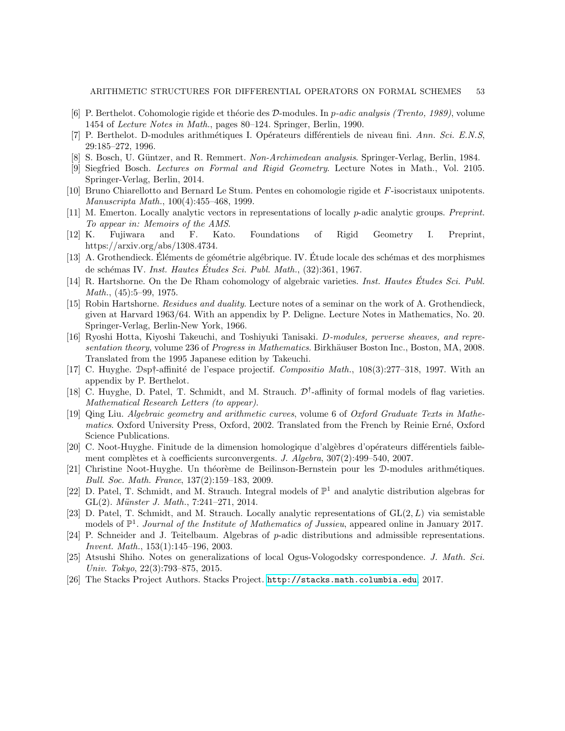[6] P. Berthelot. Cohomologie rigide et théorie des $\mathcal{D}$-modules. In *p-adic analysis (Trento, 1989)*, volume 1454 of *Lecture Notes in Math.*, pages 80–124. Springer, Berlin, 1990.

[7] P. Berthelot. D-modules arithmétiques I. Opérateurs différentiels de niveau fini. *Ann. Sci. E.N.S*, 29:185–272, 1996.

[8] S. Bosch, U. Güntzer, and R. Remmert. *Non-Archimedean analysis*. Springer-Verlag, Berlin, 1984.

[9] Siegfried Bosch. *Lectures on Formal and Rigid Geometry*. Lecture Notes in Math., Vol. 2105. Springer-Verlag, Berlin, 2014.

[10] Bruno Chiarellotto and Bernard Le Stum. Pentes en cohomologie rigide et $F$-isocristaux unipotents. *Manuscripta Math.*, 100(4):455–468, 1999.

[11] M. Emerton. Locally analytic vectors in representations of locally $p$-adic analytic groups. *Preprint. To appear in: Memoirs of the AMS*.

[12] K. Fujiwara and F. Kato. Foundations of Rigid Geometry I. Preprint, https://arxiv.org/abs/1308.4734.

[13] A. Grothendieck. Éléments de géométrie algébrique. IV. Étude locale des schémas et des morphismes de schémas IV. *Inst. Hautes Études Sci. Publ. Math.*, (32):361, 1967.

[14] R. Hartshorne. On the De Rham cohomology of algebraic varieties. *Inst. Hautes Études Sci. Publ. Math.*, (45):5–99, 1975.

[15] Robin Hartshorne. *Residues and duality*. Lecture notes of a seminar on the work of A. Grothendieck, given at Harvard 1963/64. With an appendix by P. Deligne. Lecture Notes in Mathematics, No. 20. Springer-Verlag, Berlin-New York, 1966.

[16] Ryoshi Hotta, Kiyoshi Takeuchi, and Toshiyuki Tanisaki. *D-modules, perverse sheaves, and representation theory*, volume 236 of *Progress in Mathematics*. Birkhäuser Boston Inc., Boston, MA, 2008. Translated from the 1995 Japanese edition by Takeuchi.

[17] C. Huyghe. $\mathcal{D}$sp†-affinité de l'espace projectif. *Compositio Math.*, 108(3):277–318, 1997. With an appendix by P. Berthelot.

[18] C. Huyghe, D. Patel, T. Schmidt, and M. Strauch. $\mathcal{D}^{\dagger}$-affinity of formal models of flag varieties. *Mathematical Research Letters (to appear)*.

[19] Qing Liu. *Algebraic geometry and arithmetic curves*, volume 6 of *Oxford Graduate Texts in Mathematics*. Oxford University Press, Oxford, 2002. Translated from the French by Reinie Erné, Oxford Science Publications.

[20] C. Noot-Huyghe. Finitude de la dimension homologique d'algèbres d'opérateurs différentiels faiblement complètes et à coefficients surconvergents. *J. Algebra*, 307(2):499–540, 2007.

[21] Christine Noot-Huyghe. Un théorème de Beilinson-Bernstein pour les $\mathcal{D}$-modules arithmétiques. *Bull. Soc. Math. France*, 137(2):159–183, 2009.

[22] D. Patel, T. Schmidt, and M. Strauch. Integral models of $\mathbb{P}^1$ and analytic distribution algebras for $\mathrm{GL}(2)$. *Münster J. Math.*, 7:241–271, 2014.

[23] D. Patel, T. Schmidt, and M. Strauch. Locally analytic representations of $\mathrm{GL}(2, L)$ via semistable models of $\mathbb{P}^1$. *Journal of the Institute of Mathematics of Jussieu*, appeared online in January 2017.

[24] P. Schneider and J. Teitelbaum. Algebras of $p$-adic distributions and admissible representations. *Invent. Math.*, 153(1):145–196, 2003.

[25] Atsushi Shiho. Notes on generalizations of local Ogus-Vologodsky correspondence. *J. Math. Sci. Univ. Tokyo*, 22(3):793–875, 2015.

[26] The Stacks Project Authors. Stacks Project. http://stacks.math.columbia.edu, 2017.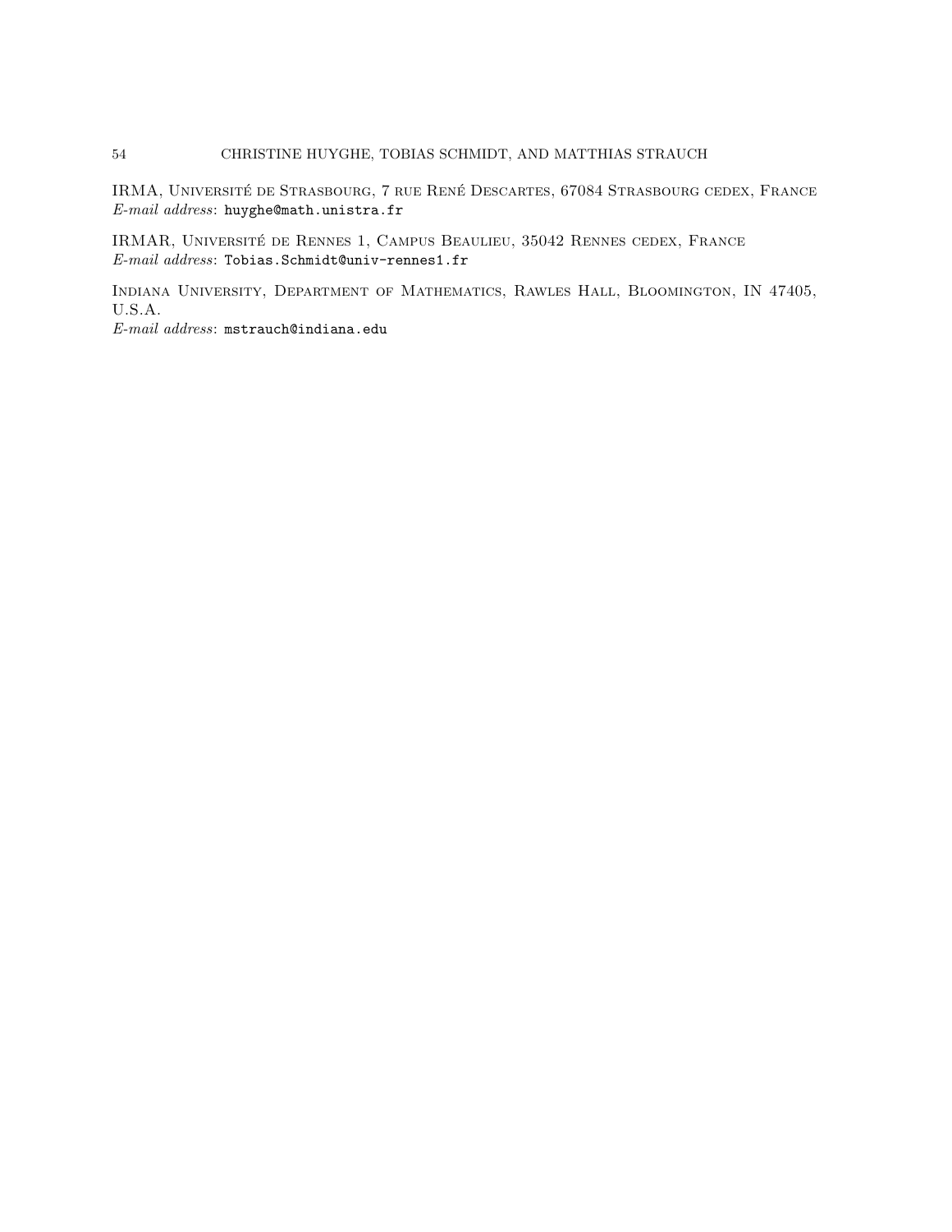IRMA, Université de Strasbourg, 7 rue René Descartes, 67084 Strasbourg cedex, France
*E-mail address*: huyghe@math.unistra.fr

IRMAR, Université de Rennes 1, Campus Beaulieu, 35042 Rennes cedex, France
*E-mail address*: Tobias.Schmidt@univ-rennes1.fr

Indiana University, Department of Mathematics, Rawles Hall, Bloomington, IN 47405, U.S.A.
*E-mail address*: mstrauch@indiana.edu